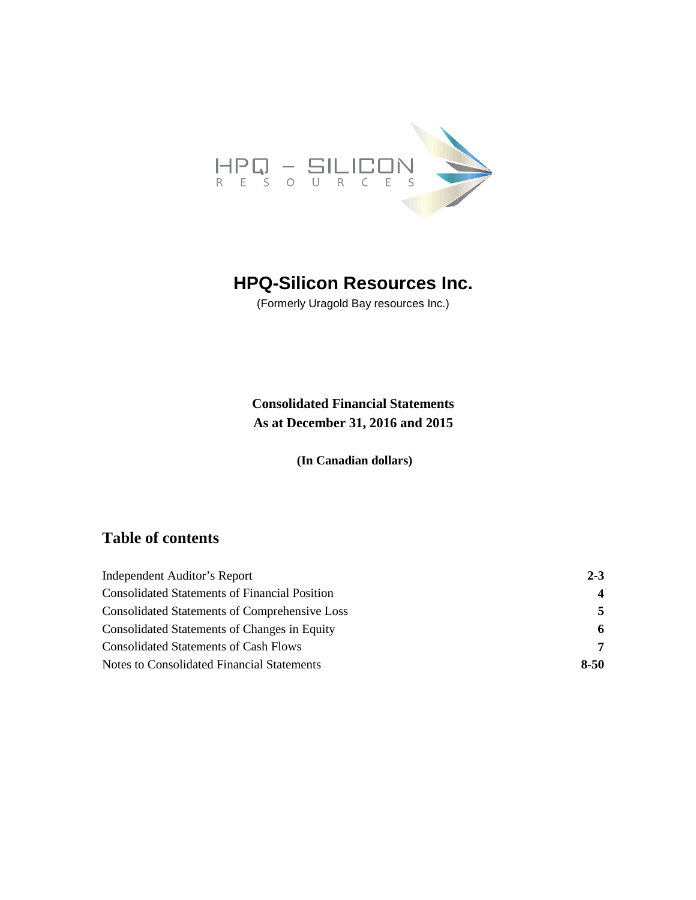# HPQ-Silicon Resources Inc.

(Formerly Uragold Bay resources Inc.)

**Consolidated Financial Statements**
**As at December 31, 2016 and 2015**

**(In Canadian dollars)**

## Table of contents

| | |
|---|---|
| Independent Auditor's Report | **2-3** |
| Consolidated Statements of Financial Position | **4** |
| Consolidated Statements of Comprehensive Loss | **5** |
| Consolidated Statements of Changes in Equity | **6** |
| Consolidated Statements of Cash Flows | **7** |
| Notes to Consolidated Financial Statements | **8-50** |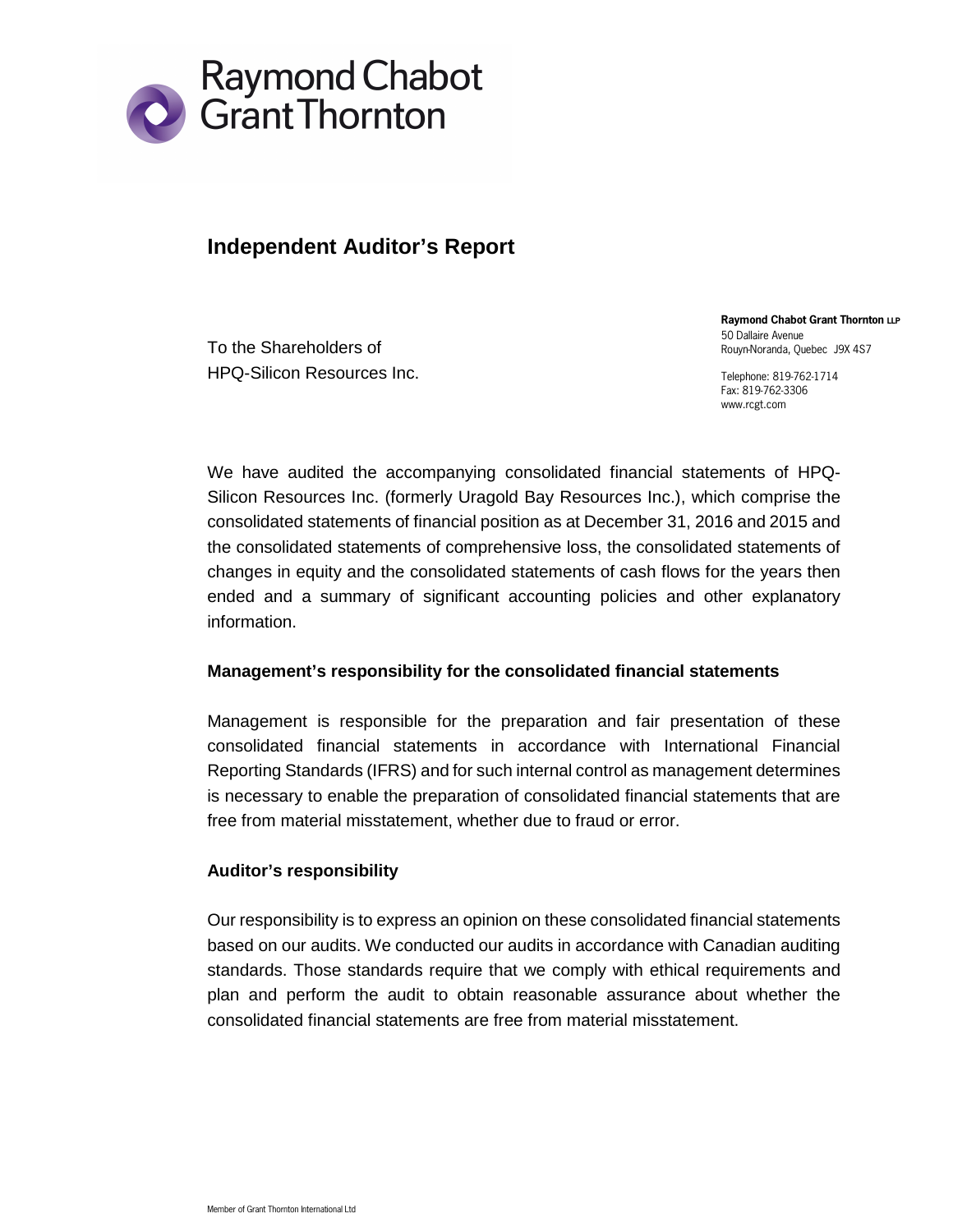Raymond Chabot Grant Thornton

# Independent Auditor's Report

To the Shareholders of
HPQ-Silicon Resources Inc.

**Raymond Chabot Grant Thornton LLP**
50 Dallaire Avenue
Rouyn-Noranda, Quebec J9X 4S7

Telephone: 819-762-1714
Fax: 819-762-3306
www.rcgt.com

We have audited the accompanying consolidated financial statements of HPQ-Silicon Resources Inc. (formerly Uragold Bay Resources Inc.), which comprise the consolidated statements of financial position as at December 31, 2016 and 2015 and the consolidated statements of comprehensive loss, the consolidated statements of changes in equity and the consolidated statements of cash flows for the years then ended and a summary of significant accounting policies and other explanatory information.

## Management's responsibility for the consolidated financial statements

Management is responsible for the preparation and fair presentation of these consolidated financial statements in accordance with International Financial Reporting Standards (IFRS) and for such internal control as management determines is necessary to enable the preparation of consolidated financial statements that are free from material misstatement, whether due to fraud or error.

## Auditor's responsibility

Our responsibility is to express an opinion on these consolidated financial statements based on our audits. We conducted our audits in accordance with Canadian auditing standards. Those standards require that we comply with ethical requirements and plan and perform the audit to obtain reasonable assurance about whether the consolidated financial statements are free from material misstatement.

Member of Grant Thornton International Ltd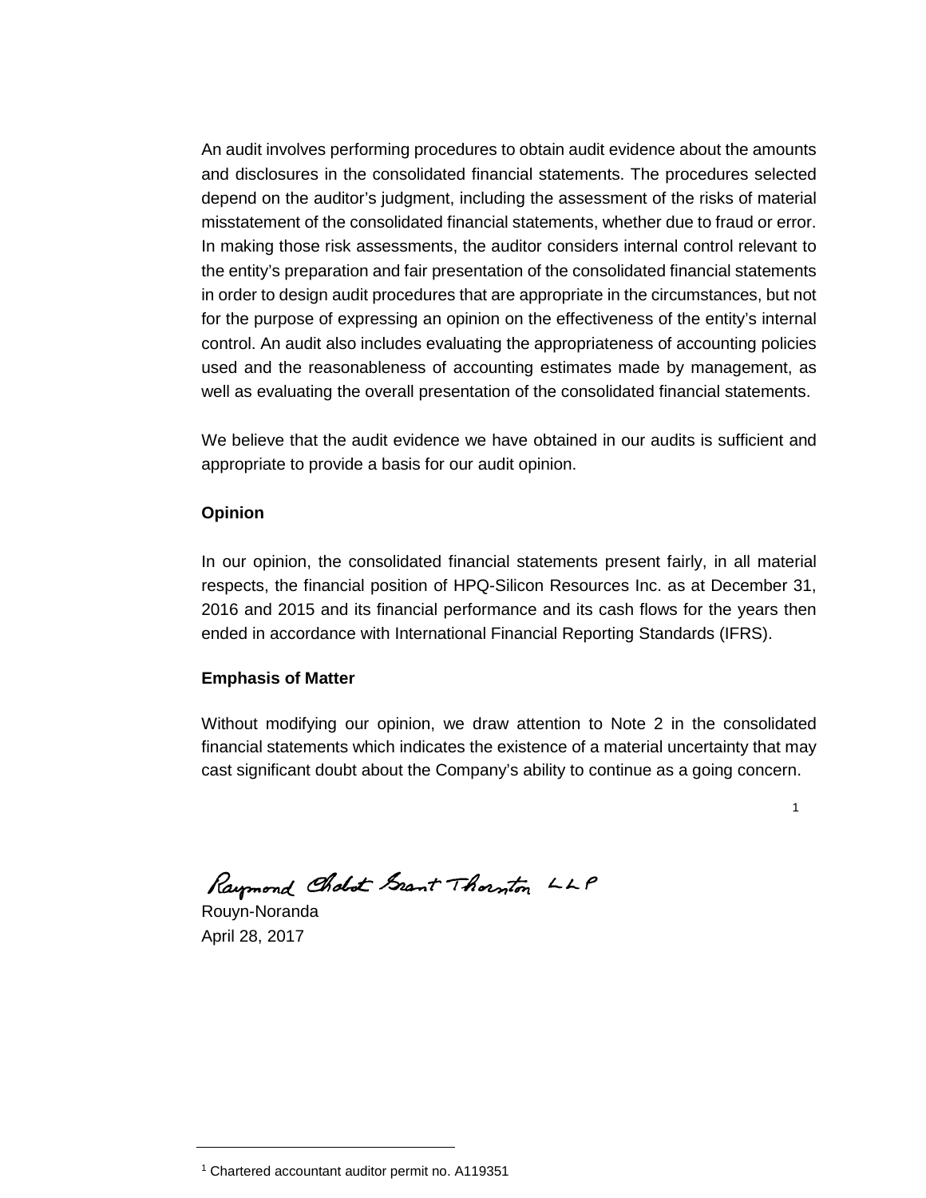An audit involves performing procedures to obtain audit evidence about the amounts and disclosures in the consolidated financial statements. The procedures selected depend on the auditor's judgment, including the assessment of the risks of material misstatement of the consolidated financial statements, whether due to fraud or error. In making those risk assessments, the auditor considers internal control relevant to the entity's preparation and fair presentation of the consolidated financial statements in order to design audit procedures that are appropriate in the circumstances, but not for the purpose of expressing an opinion on the effectiveness of the entity's internal control. An audit also includes evaluating the appropriateness of accounting policies used and the reasonableness of accounting estimates made by management, as well as evaluating the overall presentation of the consolidated financial statements.

We believe that the audit evidence we have obtained in our audits is sufficient and appropriate to provide a basis for our audit opinion.

**Opinion**

In our opinion, the consolidated financial statements present fairly, in all material respects, the financial position of HPQ-Silicon Resources Inc. as at December 31, 2016 and 2015 and its financial performance and its cash flows for the years then ended in accordance with International Financial Reporting Standards (IFRS).

**Emphasis of Matter**

Without modifying our opinion, we draw attention to Note 2 in the consolidated financial statements which indicates the existence of a material uncertainty that may cast significant doubt about the Company's ability to continue as a going concern.

Raymond Chabot Grant Thornton LLP [1]

Rouyn-Noranda
April 28, 2017

[1] Chartered accountant auditor permit no. A119351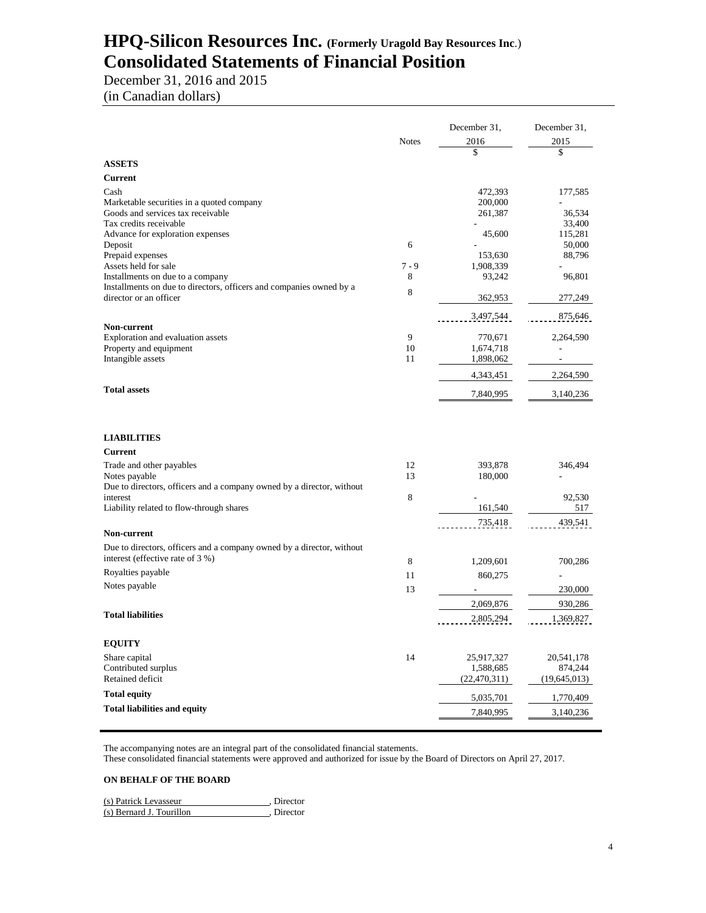# HPQ-Silicon Resources Inc. (Formerly Uragold Bay Resources Inc.)
# Consolidated Statements of Financial Position

December 31, 2016 and 2015
(in Canadian dollars)

| | Notes | December 31, 2016 | December 31, 2015 |
|---|---|---|---|
| | | $ | $ |
| **ASSETS** | | | |
| **Current** | | | |
| Cash | | 472,393 | 177,585 |
| Marketable securities in a quoted company | | 200,000 | - |
| Goods and services tax receivable | | 261,387 | 36,534 |
| Tax credits receivable | | - | 33,400 |
| Advance for exploration expenses | | 45,600 | 115,281 |
| Deposit | 6 | - | 50,000 |
| Prepaid expenses | | 153,630 | 88,796 |
| Assets held for sale | 7 - 9 | 1,908,339 | - |
| Installments on due to a company | 8 | 93,242 | 96,801 |
| Installments on due to directors, officers and companies owned by a director or an officer | 8 | 362,953 | 277,249 |
| | | 3,497,544 | 875,646 |
| **Non-current** | | | |
| Exploration and evaluation assets | 9 | 770,671 | 2,264,590 |
| Property and equipment | 10 | 1,674,718 | - |
| Intangible assets | 11 | 1,898,062 | - |
| | | 4,343,451 | 2,264,590 |
| **Total assets** | | 7,840,995 | 3,140,236 |
| **LIABILITIES** | | | |
| **Current** | | | |
| Trade and other payables | 12 | 393,878 | 346,494 |
| Notes payable | 13 | 180,000 | - |
| Due to directors, officers and a company owned by a director, without interest | 8 | - | 92,530 |
| Liability related to flow-through shares | | 161,540 | 517 |
| | | 735,418 | 439,541 |
| **Non-current** | | | |
| Due to directors, officers and a company owned by a director, without interest (effective rate of 3 %) | 8 | 1,209,601 | 700,286 |
| Royalties payable | 11 | 860,275 | - |
| Notes payable | 13 | - | 230,000 |
| | | 2,069,876 | 930,286 |
| **Total liabilities** | | 2,805,294 | 1,369,827 |
| **EQUITY** | | | |
| Share capital | 14 | 25,917,327 | 20,541,178 |
| Contributed surplus | | 1,588,685 | 874,244 |
| Retained deficit | | (22,470,311) | (19,645,013) |
| **Total equity** | | 5,035,701 | 1,770,409 |
| **Total liabilities and equity** | | 7,840,995 | 3,140,236 |

The accompanying notes are an integral part of the consolidated financial statements.
These consolidated financial statements were approved and authorized for issue by the Board of Directors on April 27, 2017.

**ON BEHALF OF THE BOARD**

(s) Patrick Levasseur , Director
(s) Bernard J. Tourillon , Director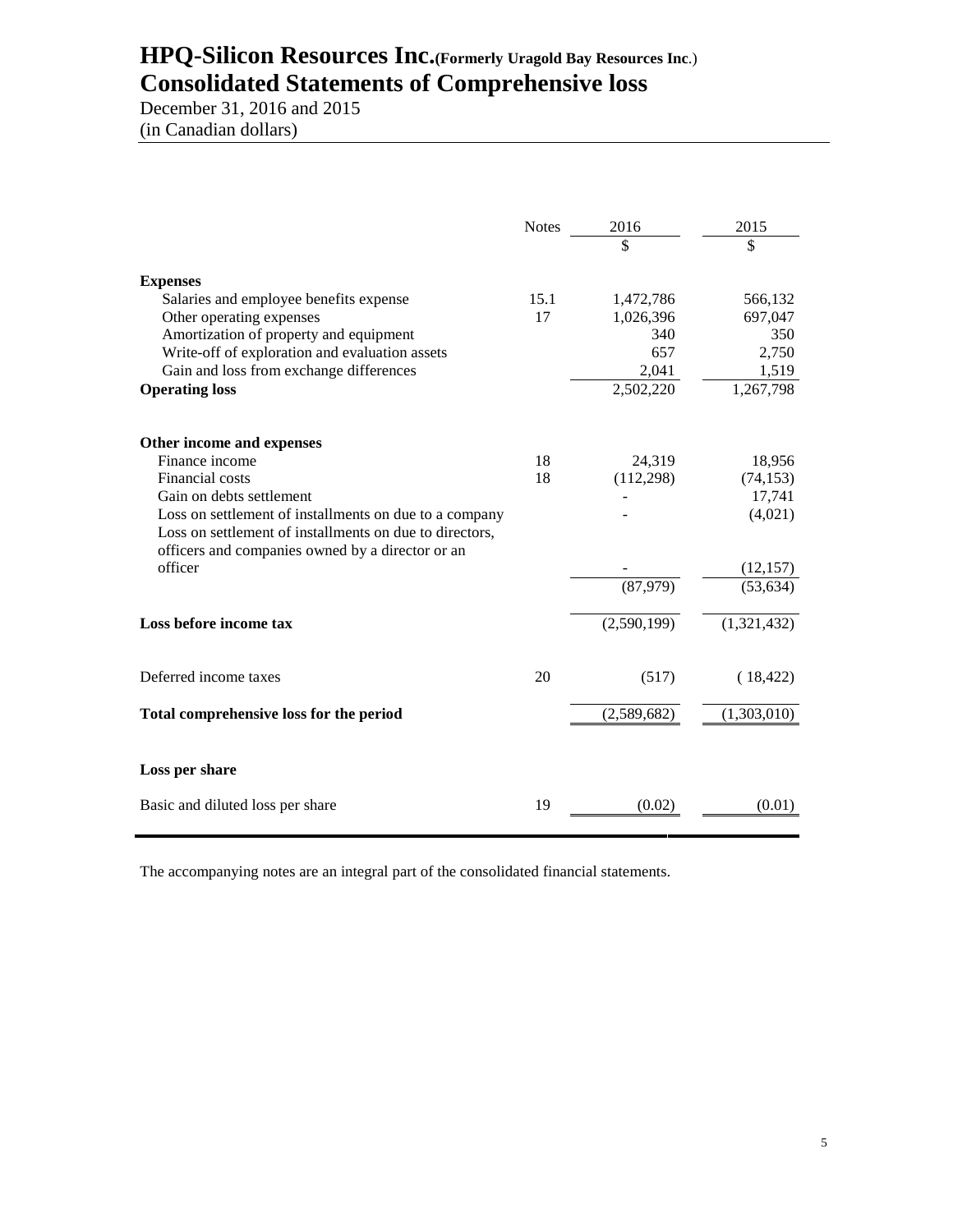# HPQ-Silicon Resources Inc. (Formerly Uragold Bay Resources Inc.)
# Consolidated Statements of Comprehensive loss

December 31, 2016 and 2015
(in Canadian dollars)

| | Notes | 2016 | 2015 |
|---|---|---|---|
| | | $ | $ |
| **Expenses** | | | |
| Salaries and employee benefits expense | 15.1 | 1,472,786 | 566,132 |
| Other operating expenses | 17 | 1,026,396 | 697,047 |
| Amortization of property and equipment | | 340 | 350 |
| Write-off of exploration and evaluation assets | | 657 | 2,750 |
| Gain and loss from exchange differences | | 2,041 | 1,519 |
| **Operating loss** | | 2,502,220 | 1,267,798 |
| **Other income and expenses** | | | |
| Finance income | 18 | 24,319 | 18,956 |
| Financial costs | 18 | (112,298) | (74,153) |
| Gain on debts settlement | | - | 17,741 |
| Loss on settlement of installments on due to a company | | - | (4,021) |
| Loss on settlement of installments on due to directors, officers and companies owned by a director or an officer | | - | (12,157) |
| | | (87,979) | (53,634) |
| **Loss before income tax** | | (2,590,199) | (1,321,432) |
| Deferred income taxes | 20 | (517) | (18,422) |
| **Total comprehensive loss for the period** | | (2,589,682) | (1,303,010) |
| **Loss per share** | | | |
| Basic and diluted loss per share | 19 | (0.02) | (0.01) |

The accompanying notes are an integral part of the consolidated financial statements.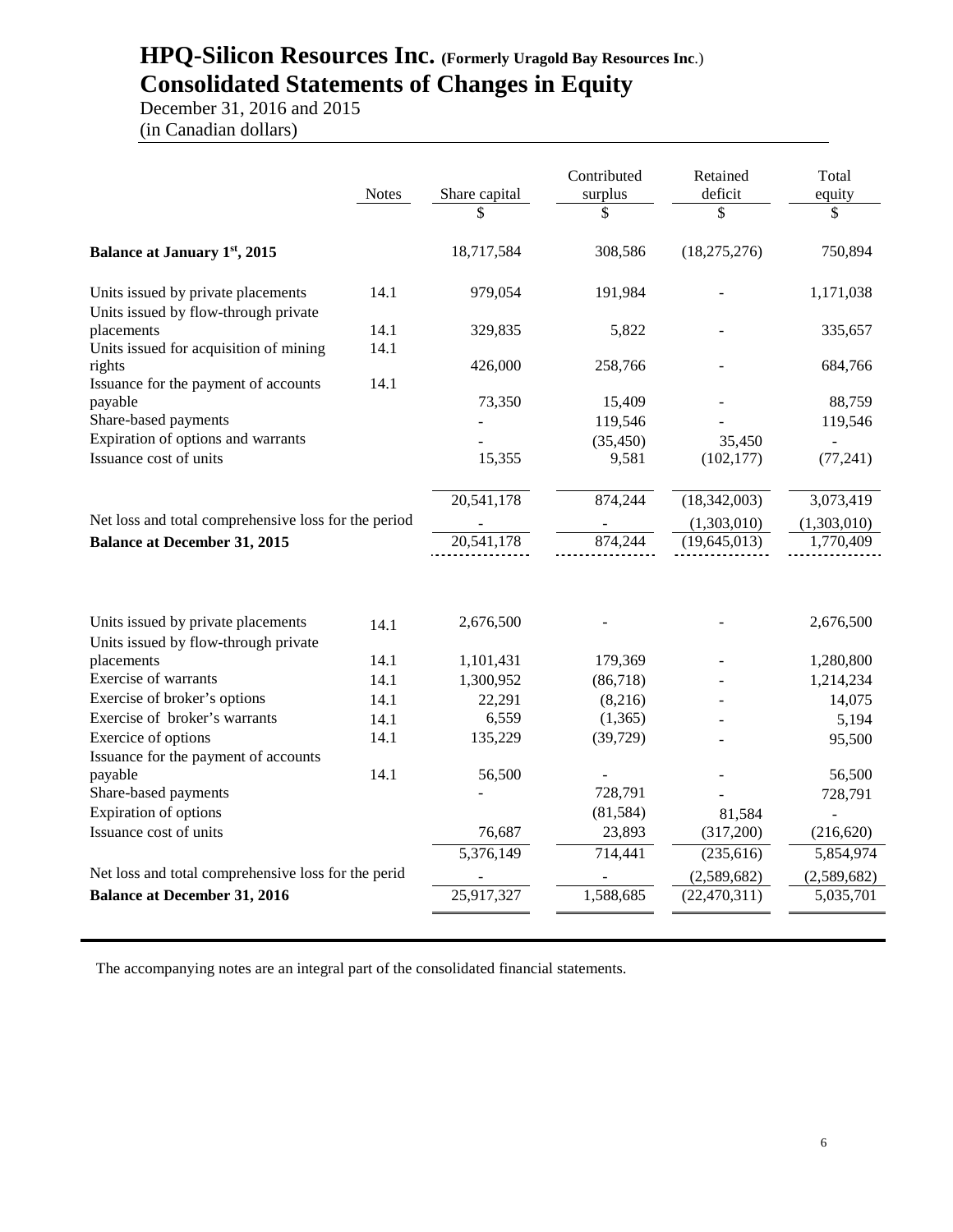# HPQ-Silicon Resources Inc. (Formerly Uragold Bay Resources Inc.)

# Consolidated Statements of Changes in Equity

December 31, 2016 and 2015
(in Canadian dollars)

| | Notes | Share capital | Contributed surplus | Retained deficit | Total equity |
|---|---|---|---|---|---|
| | | $ | $ | $ | $ |
| **Balance at January 1st, 2015** | | 18,717,584 | 308,586 | (18,275,276) | 750,894 |
| Units issued by private placements | 14.1 | 979,054 | 191,984 | - | 1,171,038 |
| Units issued by flow-through private placements | 14.1 | 329,835 | 5,822 | - | 335,657 |
| Units issued for acquisition of mining rights | 14.1 | 426,000 | 258,766 | - | 684,766 |
| Issuance for the payment of accounts payable | 14.1 | 73,350 | 15,409 | - | 88,759 |
| Share-based payments | | - | 119,546 | - | 119,546 |
| Expiration of options and warrants | | - | (35,450) | 35,450 | - |
| Issuance cost of units | | 15,355 | 9,581 | (102,177) | (77,241) |
| | | 20,541,178 | 874,244 | (18,342,003) | 3,073,419 |
| Net loss and total comprehensive loss for the period | | - | - | (1,303,010) | (1,303,010) |
| **Balance at December 31, 2015** | | 20,541,178 | 874,244 | (19,645,013) | 1,770,409 |
| Units issued by private placements | 14.1 | 2,676,500 | - | - | 2,676,500 |
| Units issued by flow-through private placements | 14.1 | 1,101,431 | 179,369 | - | 1,280,800 |
| Exercise of warrants | 14.1 | 1,300,952 | (86,718) | - | 1,214,234 |
| Exercise of broker's options | 14.1 | 22,291 | (8,216) | - | 14,075 |
| Exercise of broker's warrants | 14.1 | 6,559 | (1,365) | - | 5,194 |
| Exercice of options | 14.1 | 135,229 | (39,729) | - | 95,500 |
| Issuance for the payment of accounts payable | 14.1 | 56,500 | - | - | 56,500 |
| Share-based payments | | - | 728,791 | - | 728,791 |
| Expiration of options | | | (81,584) | 81,584 | - |
| Issuance cost of units | | 76,687 | 23,893 | (317,200) | (216,620) |
| | | 5,376,149 | 714,441 | (235,616) | 5,854,974 |
| Net loss and total comprehensive loss for the perid | | - | - | (2,589,682) | (2,589,682) |
| **Balance at December 31, 2016** | | 25,917,327 | 1,588,685 | (22,470,311) | 5,035,701 |

The accompanying notes are an integral part of the consolidated financial statements.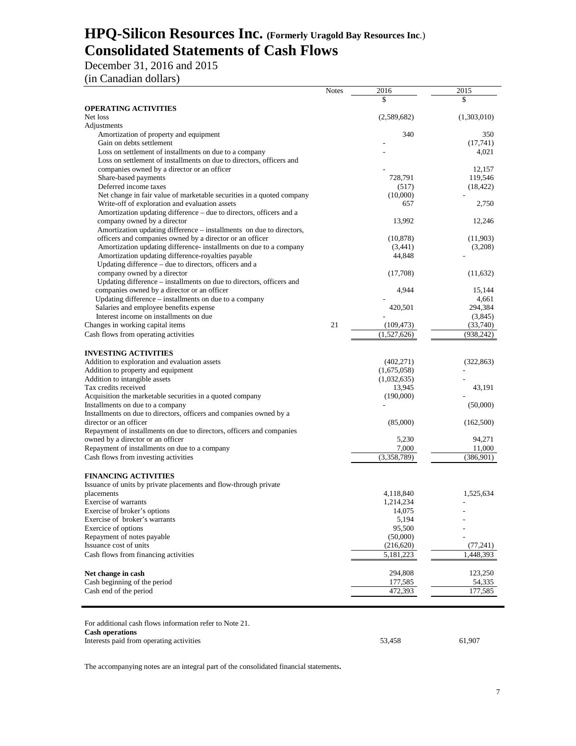# HPQ-Silicon Resources Inc. (Formerly Uragold Bay Resources Inc.)
# Consolidated Statements of Cash Flows

December 31, 2016 and 2015
(in Canadian dollars)

| | Notes | 2016 | 2015 |
|---|---|---|---|
| | | $ | $ |
| **OPERATING ACTIVITIES** | | | |
| Net loss | | (2,589,682) | (1,303,010) |
| Adjustments | | | |
| Amortization of property and equipment | | 340 | 350 |
| Gain on debts settlement | | - | (17,741) |
| Loss on settlement of installments on due to a company | | - | 4,021 |
| Loss on settlement of installments on due to directors, officers and companies owned by a director or an officer | | - | 12,157 |
| Share-based payments | | 728,791 | 119,546 |
| Deferred income taxes | | (517) | (18,422) |
| Net change in fair value of marketable securities in a quoted company | | (10,000) | - |
| Write-off of exploration and evaluation assets | | 657 | 2,750 |
| Amortization updating difference – due to directors, officers and a company owned by a director | | 13,992 | 12,246 |
| Amortization updating difference – installments on due to directors, officers and companies owned by a director or an officer | | (10,878) | (11,903) |
| Amortization updating difference- installments on due to a company | | (3,441) | (3,208) |
| Amortization updating difference-royalties payable | | 44,848 | - |
| Updating difference – due to directors, officers and a company owned by a director | | (17,708) | (11,632) |
| Updating difference – installments on due to directors, officers and companies owned by a director or an officer | | 4,944 | 15,144 |
| Updating difference – installments on due to a company | | - | 4,661 |
| Salaries and employee benefits expense | | 420,501 | 294,384 |
| Interest income on installments on due | | - | (3,845) |
| Changes in working capital items | 21 | (109,473) | (33,740) |
| Cash flows from operating activities | | (1,527,626) | (938,242) |
| **INVESTING ACTIVITIES** | | | |
| Addition to exploration and evaluation assets | | (402,271) | (322,863) |
| Addition to property and equipment | | (1,675,058) | - |
| Addition to intangible assets | | (1,032,635) | - |
| Tax credits received | | 13,945 | 43,191 |
| Acquisition the marketable securities in a quoted company | | (190,000) | - |
| Installments on due to a company | | - | (50,000) |
| Installments on due to directors, officers and companies owned by a director or an officer | | (85,000) | (162,500) |
| Repayment of installments on due to directors, officers and companies owned by a director or an officer | | 5,230 | 94,271 |
| Repayment of installments on due to a company | | 7,000 | 11,000 |
| Cash flows from investing activities | | (3,358,789) | (386,901) |
| **FINANCING ACTIVITIES** | | | |
| Issuance of units by private placements and flow-through private placements | | 4,118,840 | 1,525,634 |
| Exercise of warrants | | 1,214,234 | - |
| Exercise of broker's options | | 14,075 | - |
| Exercise of broker's warrants | | 5,194 | - |
| Exercice of options | | 95,500 | - |
| Repayment of notes payable | | (50,000) | - |
| Issuance cost of units | | (216,620) | (77,241) |
| Cash flows from financing activities | | 5,181,223 | 1,448,393 |
| **Net change in cash** | | 294,808 | 123,250 |
| Cash beginning of the period | | 177,585 | 54,335 |
| Cash end of the period | | 472,393 | 177,585 |

For additional cash flows information refer to Note 21.

| | 2016 | 2015 |
|---|---|---|
| **Cash operations** | | |
| Interests paid from operating activities | 53,458 | 61,907 |

The accompanying notes are an integral part of the consolidated financial statements**.**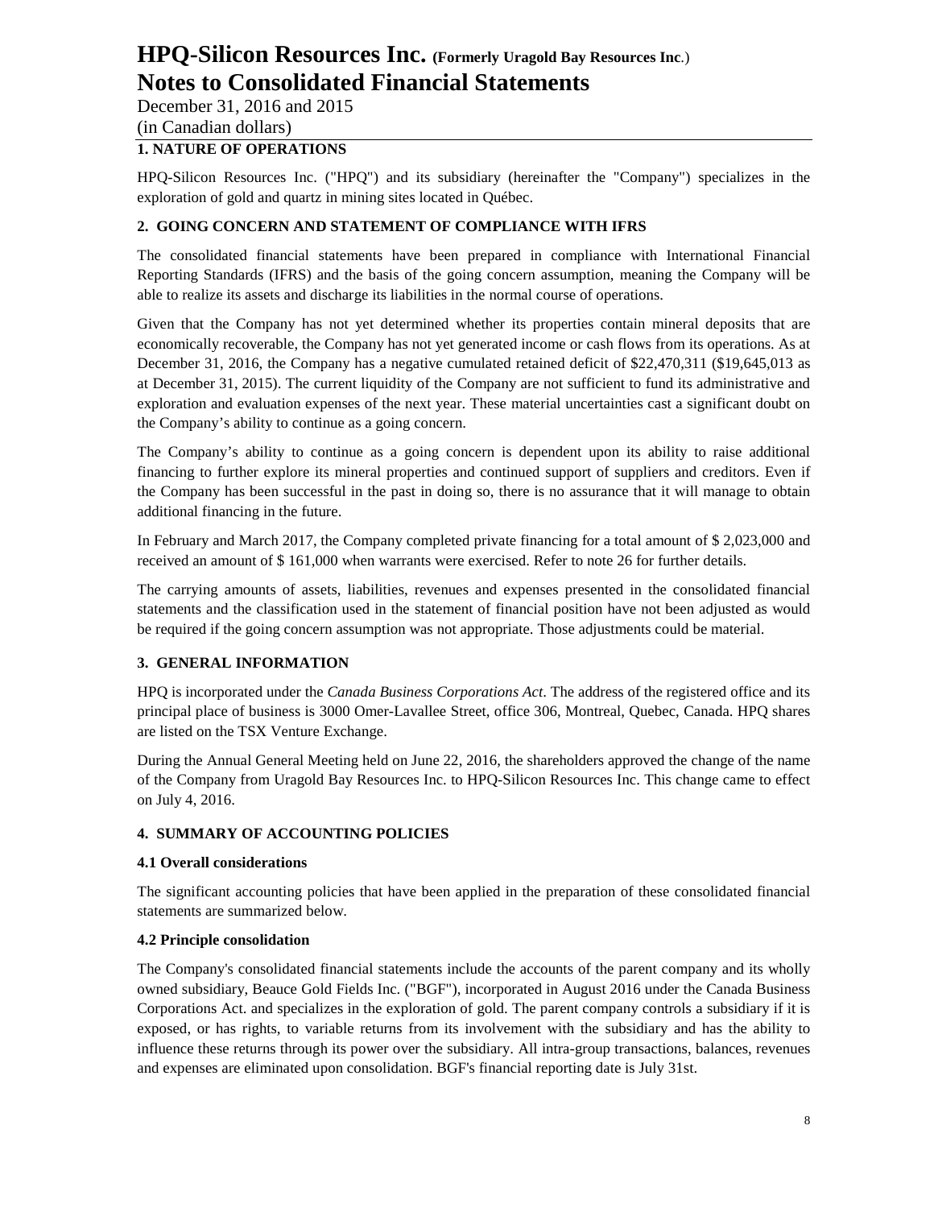## 1. NATURE OF OPERATIONS

HPQ-Silicon Resources Inc. ("HPQ") and its subsidiary (hereinafter the "Company") specializes in the exploration of gold and quartz in mining sites located in Québec.

## 2. GOING CONCERN AND STATEMENT OF COMPLIANCE WITH IFRS

The consolidated financial statements have been prepared in compliance with International Financial Reporting Standards (IFRS) and the basis of the going concern assumption, meaning the Company will be able to realize its assets and discharge its liabilities in the normal course of operations.

Given that the Company has not yet determined whether its properties contain mineral deposits that are economically recoverable, the Company has not yet generated income or cash flows from its operations. As at December 31, 2016, the Company has a negative cumulated retained deficit of $22,470,311 ($19,645,013 as at December 31, 2015). The current liquidity of the Company are not sufficient to fund its administrative and exploration and evaluation expenses of the next year. These material uncertainties cast a significant doubt on the Company's ability to continue as a going concern.

The Company's ability to continue as a going concern is dependent upon its ability to raise additional financing to further explore its mineral properties and continued support of suppliers and creditors. Even if the Company has been successful in the past in doing so, there is no assurance that it will manage to obtain additional financing in the future.

In February and March 2017, the Company completed private financing for a total amount of $ 2,023,000 and received an amount of $ 161,000 when warrants were exercised. Refer to note 26 for further details.

The carrying amounts of assets, liabilities, revenues and expenses presented in the consolidated financial statements and the classification used in the statement of financial position have not been adjusted as would be required if the going concern assumption was not appropriate. Those adjustments could be material.

## 3. GENERAL INFORMATION

HPQ is incorporated under the *Canada Business Corporations Act*. The address of the registered office and its principal place of business is 3000 Omer-Lavallee Street, office 306, Montreal, Quebec, Canada. HPQ shares are listed on the TSX Venture Exchange.

During the Annual General Meeting held on June 22, 2016, the shareholders approved the change of the name of the Company from Uragold Bay Resources Inc. to HPQ-Silicon Resources Inc. This change came to effect on July 4, 2016.

## 4. SUMMARY OF ACCOUNTING POLICIES

### 4.1 Overall considerations

The significant accounting policies that have been applied in the preparation of these consolidated financial statements are summarized below.

### 4.2 Principle consolidation

The Company's consolidated financial statements include the accounts of the parent company and its wholly owned subsidiary, Beauce Gold Fields Inc. ("BGF"), incorporated in August 2016 under the Canada Business Corporations Act. and specializes in the exploration of gold. The parent company controls a subsidiary if it is exposed, or has rights, to variable returns from its involvement with the subsidiary and has the ability to influence these returns through its power over the subsidiary. All intra-group transactions, balances, revenues and expenses are eliminated upon consolidation. BGF's financial reporting date is July 31st.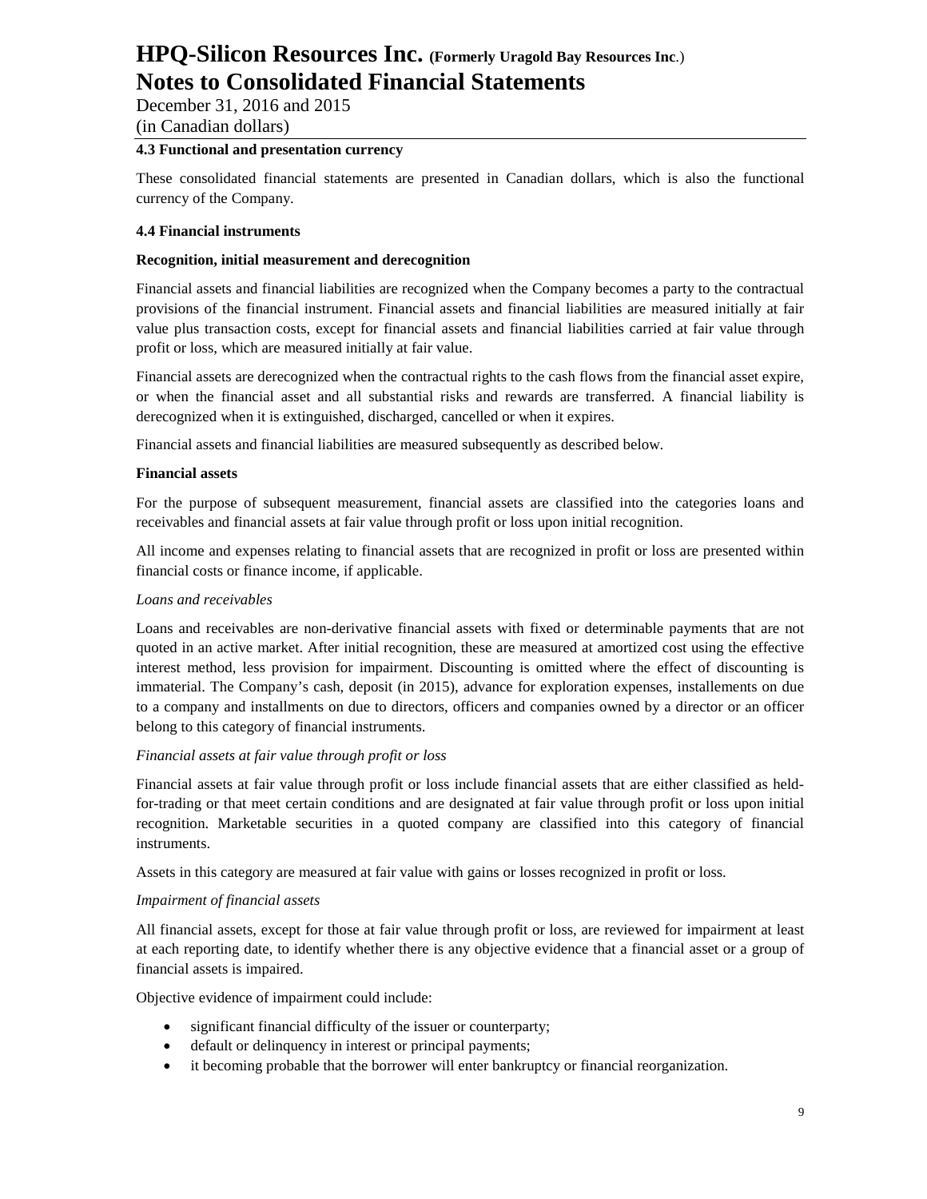### 4.3 Functional and presentation currency

These consolidated financial statements are presented in Canadian dollars, which is also the functional currency of the Company.

### 4.4 Financial instruments

**Recognition, initial measurement and derecognition**

Financial assets and financial liabilities are recognized when the Company becomes a party to the contractual provisions of the financial instrument. Financial assets and financial liabilities are measured initially at fair value plus transaction costs, except for financial assets and financial liabilities carried at fair value through profit or loss, which are measured initially at fair value.

Financial assets are derecognized when the contractual rights to the cash flows from the financial asset expire, or when the financial asset and all substantial risks and rewards are transferred. A financial liability is derecognized when it is extinguished, discharged, cancelled or when it expires.

Financial assets and financial liabilities are measured subsequently as described below.

**Financial assets**

For the purpose of subsequent measurement, financial assets are classified into the categories loans and receivables and financial assets at fair value through profit or loss upon initial recognition.

All income and expenses relating to financial assets that are recognized in profit or loss are presented within financial costs or finance income, if applicable.

*Loans and receivables*

Loans and receivables are non-derivative financial assets with fixed or determinable payments that are not quoted in an active market. After initial recognition, these are measured at amortized cost using the effective interest method, less provision for impairment. Discounting is omitted where the effect of discounting is immaterial. The Company's cash, deposit (in 2015), advance for exploration expenses, installements on due to a company and installments on due to directors, officers and companies owned by a director or an officer belong to this category of financial instruments.

*Financial assets at fair value through profit or loss*

Financial assets at fair value through profit or loss include financial assets that are either classified as held-for-trading or that meet certain conditions and are designated at fair value through profit or loss upon initial recognition. Marketable securities in a quoted company are classified into this category of financial instruments.

Assets in this category are measured at fair value with gains or losses recognized in profit or loss.

*Impairment of financial assets*

All financial assets, except for those at fair value through profit or loss, are reviewed for impairment at least at each reporting date, to identify whether there is any objective evidence that a financial asset or a group of financial assets is impaired.

Objective evidence of impairment could include:

- significant financial difficulty of the issuer or counterparty;
- default or delinquency in interest or principal payments;
- it becoming probable that the borrower will enter bankruptcy or financial reorganization.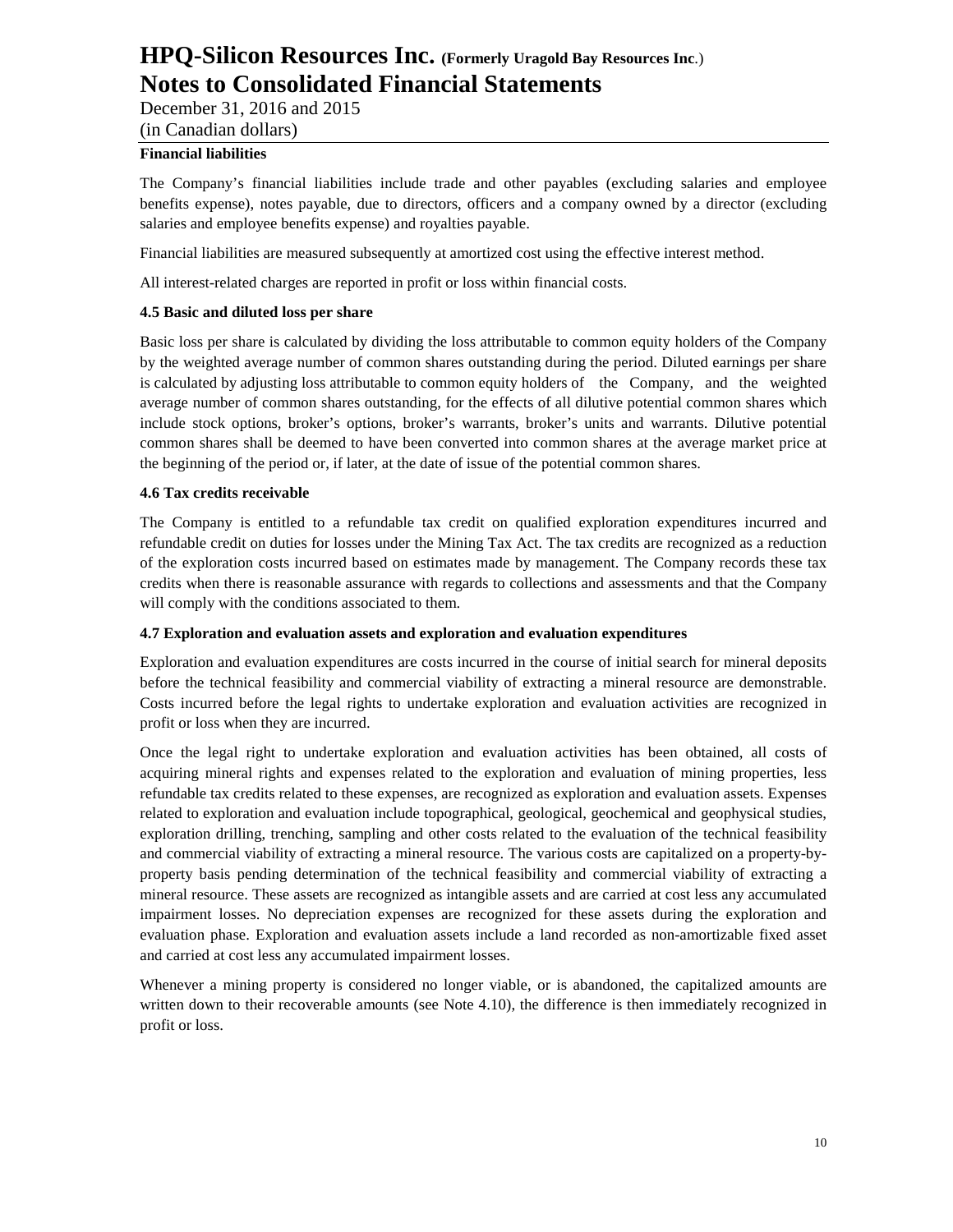**Financial liabilities**

The Company's financial liabilities include trade and other payables (excluding salaries and employee benefits expense), notes payable, due to directors, officers and a company owned by a director (excluding salaries and employee benefits expense) and royalties payable.

Financial liabilities are measured subsequently at amortized cost using the effective interest method.

All interest-related charges are reported in profit or loss within financial costs.

**4.5 Basic and diluted loss per share**

Basic loss per share is calculated by dividing the loss attributable to common equity holders of the Company by the weighted average number of common shares outstanding during the period. Diluted earnings per share is calculated by adjusting loss attributable to common equity holders of the Company, and the weighted average number of common shares outstanding, for the effects of all dilutive potential common shares which include stock options, broker's options, broker's warrants, broker's units and warrants. Dilutive potential common shares shall be deemed to have been converted into common shares at the average market price at the beginning of the period or, if later, at the date of issue of the potential common shares.

**4.6 Tax credits receivable**

The Company is entitled to a refundable tax credit on qualified exploration expenditures incurred and refundable credit on duties for losses under the Mining Tax Act. The tax credits are recognized as a reduction of the exploration costs incurred based on estimates made by management. The Company records these tax credits when there is reasonable assurance with regards to collections and assessments and that the Company will comply with the conditions associated to them.

**4.7 Exploration and evaluation assets and exploration and evaluation expenditures**

Exploration and evaluation expenditures are costs incurred in the course of initial search for mineral deposits before the technical feasibility and commercial viability of extracting a mineral resource are demonstrable. Costs incurred before the legal rights to undertake exploration and evaluation activities are recognized in profit or loss when they are incurred.

Once the legal right to undertake exploration and evaluation activities has been obtained, all costs of acquiring mineral rights and expenses related to the exploration and evaluation of mining properties, less refundable tax credits related to these expenses, are recognized as exploration and evaluation assets. Expenses related to exploration and evaluation include topographical, geological, geochemical and geophysical studies, exploration drilling, trenching, sampling and other costs related to the evaluation of the technical feasibility and commercial viability of extracting a mineral resource. The various costs are capitalized on a property-by-property basis pending determination of the technical feasibility and commercial viability of extracting a mineral resource. These assets are recognized as intangible assets and are carried at cost less any accumulated impairment losses. No depreciation expenses are recognized for these assets during the exploration and evaluation phase. Exploration and evaluation assets include a land recorded as non-amortizable fixed asset and carried at cost less any accumulated impairment losses.

Whenever a mining property is considered no longer viable, or is abandoned, the capitalized amounts are written down to their recoverable amounts (see Note 4.10), the difference is then immediately recognized in profit or loss.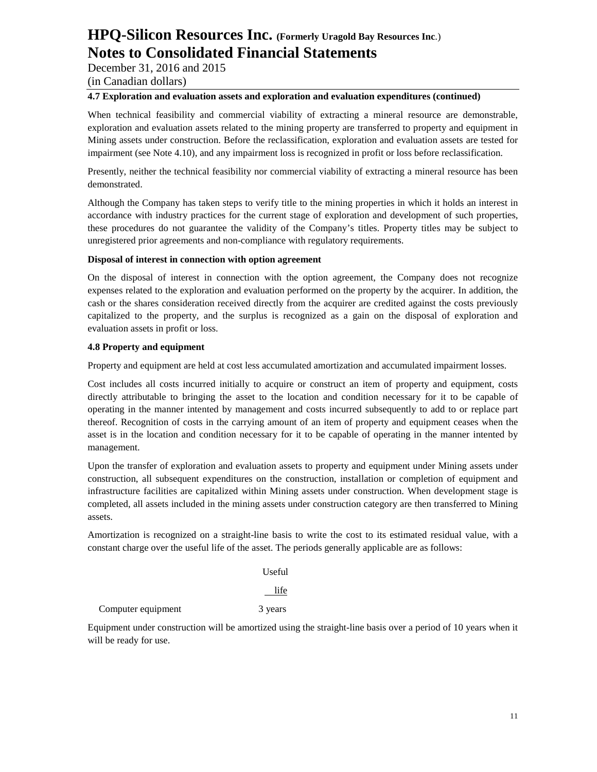#### 4.7 Exploration and evaluation assets and exploration and evaluation expenditures (continued)

When technical feasibility and commercial viability of extracting a mineral resource are demonstrable, exploration and evaluation assets related to the mining property are transferred to property and equipment in Mining assets under construction. Before the reclassification, exploration and evaluation assets are tested for impairment (see Note 4.10), and any impairment loss is recognized in profit or loss before reclassification.

Presently, neither the technical feasibility nor commercial viability of extracting a mineral resource has been demonstrated.

Although the Company has taken steps to verify title to the mining properties in which it holds an interest in accordance with industry practices for the current stage of exploration and development of such properties, these procedures do not guarantee the validity of the Company's titles. Property titles may be subject to unregistered prior agreements and non-compliance with regulatory requirements.

**Disposal of interest in connection with option agreement**

On the disposal of interest in connection with the option agreement, the Company does not recognize expenses related to the exploration and evaluation performed on the property by the acquirer. In addition, the cash or the shares consideration received directly from the acquirer are credited against the costs previously capitalized to the property, and the surplus is recognized as a gain on the disposal of exploration and evaluation assets in profit or loss.

#### 4.8 Property and equipment

Property and equipment are held at cost less accumulated amortization and accumulated impairment losses.

Cost includes all costs incurred initially to acquire or construct an item of property and equipment, costs directly attributable to bringing the asset to the location and condition necessary for it to be capable of operating in the manner intented by management and costs incurred subsequently to add to or replace part thereof. Recognition of costs in the carrying amount of an item of property and equipment ceases when the asset is in the location and condition necessary for it to be capable of operating in the manner intented by management.

Upon the transfer of exploration and evaluation assets to property and equipment under Mining assets under construction, all subsequent expenditures on the construction, installation or completion of equipment and infrastructure facilities are capitalized within Mining assets under construction. When development stage is completed, all assets included in the mining assets under construction category are then transferred to Mining assets.

Amortization is recognized on a straight-line basis to write the cost to its estimated residual value, with a constant charge over the useful life of the asset. The periods generally applicable are as follows:

| | Useful life |
|---|---|
| Computer equipment | 3 years |

Equipment under construction will be amortized using the straight-line basis over a period of 10 years when it will be ready for use.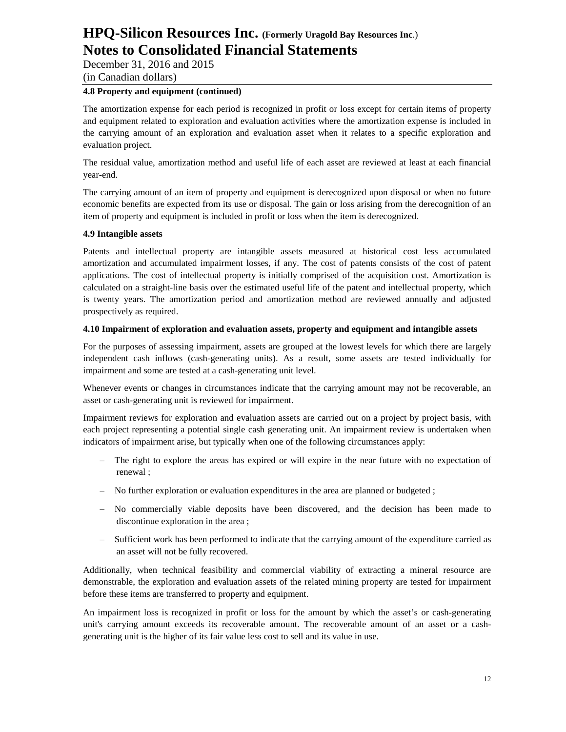#### 4.8 Property and equipment (continued)

The amortization expense for each period is recognized in profit or loss except for certain items of property and equipment related to exploration and evaluation activities where the amortization expense is included in the carrying amount of an exploration and evaluation asset when it relates to a specific exploration and evaluation project.

The residual value, amortization method and useful life of each asset are reviewed at least at each financial year-end.

The carrying amount of an item of property and equipment is derecognized upon disposal or when no future economic benefits are expected from its use or disposal. The gain or loss arising from the derecognition of an item of property and equipment is included in profit or loss when the item is derecognized.

#### 4.9 Intangible assets

Patents and intellectual property are intangible assets measured at historical cost less accumulated amortization and accumulated impairment losses, if any. The cost of patents consists of the cost of patent applications. The cost of intellectual property is initially comprised of the acquisition cost. Amortization is calculated on a straight-line basis over the estimated useful life of the patent and intellectual property, which is twenty years. The amortization period and amortization method are reviewed annually and adjusted prospectively as required.

#### 4.10 Impairment of exploration and evaluation assets, property and equipment and intangible assets

For the purposes of assessing impairment, assets are grouped at the lowest levels for which there are largely independent cash inflows (cash-generating units). As a result, some assets are tested individually for impairment and some are tested at a cash-generating unit level.

Whenever events or changes in circumstances indicate that the carrying amount may not be recoverable, an asset or cash-generating unit is reviewed for impairment.

Impairment reviews for exploration and evaluation assets are carried out on a project by project basis, with each project representing a potential single cash generating unit. An impairment review is undertaken when indicators of impairment arise, but typically when one of the following circumstances apply:

- The right to explore the areas has expired or will expire in the near future with no expectation of renewal ;
- No further exploration or evaluation expenditures in the area are planned or budgeted ;
- No commercially viable deposits have been discovered, and the decision has been made to discontinue exploration in the area ;
- Sufficient work has been performed to indicate that the carrying amount of the expenditure carried as an asset will not be fully recovered.

Additionally, when technical feasibility and commercial viability of extracting a mineral resource are demonstrable, the exploration and evaluation assets of the related mining property are tested for impairment before these items are transferred to property and equipment.

An impairment loss is recognized in profit or loss for the amount by which the asset's or cash-generating unit's carrying amount exceeds its recoverable amount. The recoverable amount of an asset or a cash-generating unit is the higher of its fair value less cost to sell and its value in use.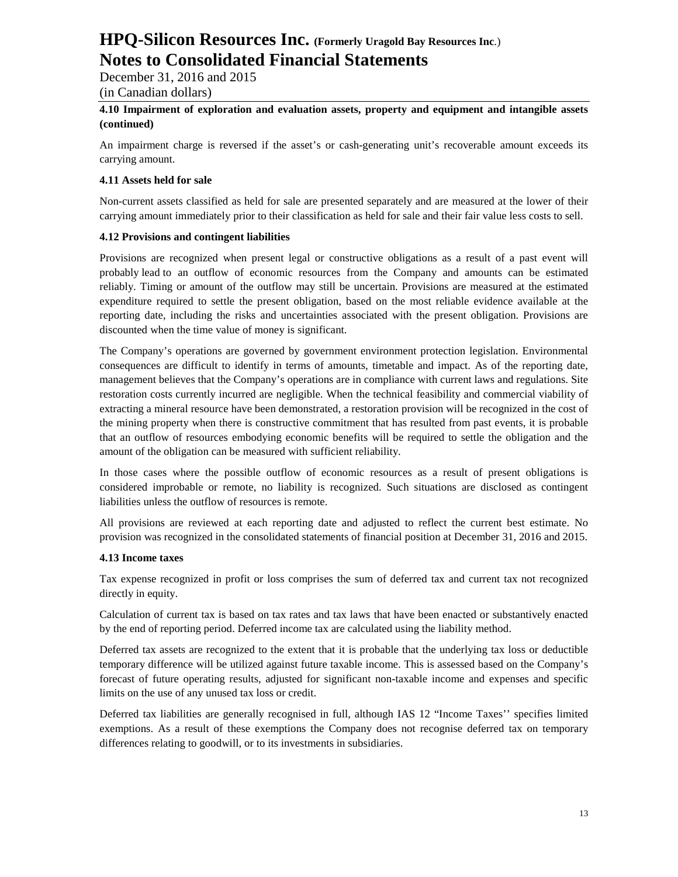**4.10 Impairment of exploration and evaluation assets, property and equipment and intangible assets (continued)**

An impairment charge is reversed if the asset's or cash-generating unit's recoverable amount exceeds its carrying amount.

**4.11 Assets held for sale**

Non-current assets classified as held for sale are presented separately and are measured at the lower of their carrying amount immediately prior to their classification as held for sale and their fair value less costs to sell.

**4.12 Provisions and contingent liabilities**

Provisions are recognized when present legal or constructive obligations as a result of a past event will probably lead to an outflow of economic resources from the Company and amounts can be estimated reliably. Timing or amount of the outflow may still be uncertain. Provisions are measured at the estimated expenditure required to settle the present obligation, based on the most reliable evidence available at the reporting date, including the risks and uncertainties associated with the present obligation. Provisions are discounted when the time value of money is significant.

The Company's operations are governed by government environment protection legislation. Environmental consequences are difficult to identify in terms of amounts, timetable and impact. As of the reporting date, management believes that the Company's operations are in compliance with current laws and regulations. Site restoration costs currently incurred are negligible. When the technical feasibility and commercial viability of extracting a mineral resource have been demonstrated, a restoration provision will be recognized in the cost of the mining property when there is constructive commitment that has resulted from past events, it is probable that an outflow of resources embodying economic benefits will be required to settle the obligation and the amount of the obligation can be measured with sufficient reliability.

In those cases where the possible outflow of economic resources as a result of present obligations is considered improbable or remote, no liability is recognized. Such situations are disclosed as contingent liabilities unless the outflow of resources is remote.

All provisions are reviewed at each reporting date and adjusted to reflect the current best estimate. No provision was recognized in the consolidated statements of financial position at December 31, 2016 and 2015.

**4.13 Income taxes**

Tax expense recognized in profit or loss comprises the sum of deferred tax and current tax not recognized directly in equity.

Calculation of current tax is based on tax rates and tax laws that have been enacted or substantively enacted by the end of reporting period. Deferred income tax are calculated using the liability method.

Deferred tax assets are recognized to the extent that it is probable that the underlying tax loss or deductible temporary difference will be utilized against future taxable income. This is assessed based on the Company's forecast of future operating results, adjusted for significant non-taxable income and expenses and specific limits on the use of any unused tax loss or credit.

Deferred tax liabilities are generally recognised in full, although IAS 12 "Income Taxes'' specifies limited exemptions. As a result of these exemptions the Company does not recognise deferred tax on temporary differences relating to goodwill, or to its investments in subsidiaries.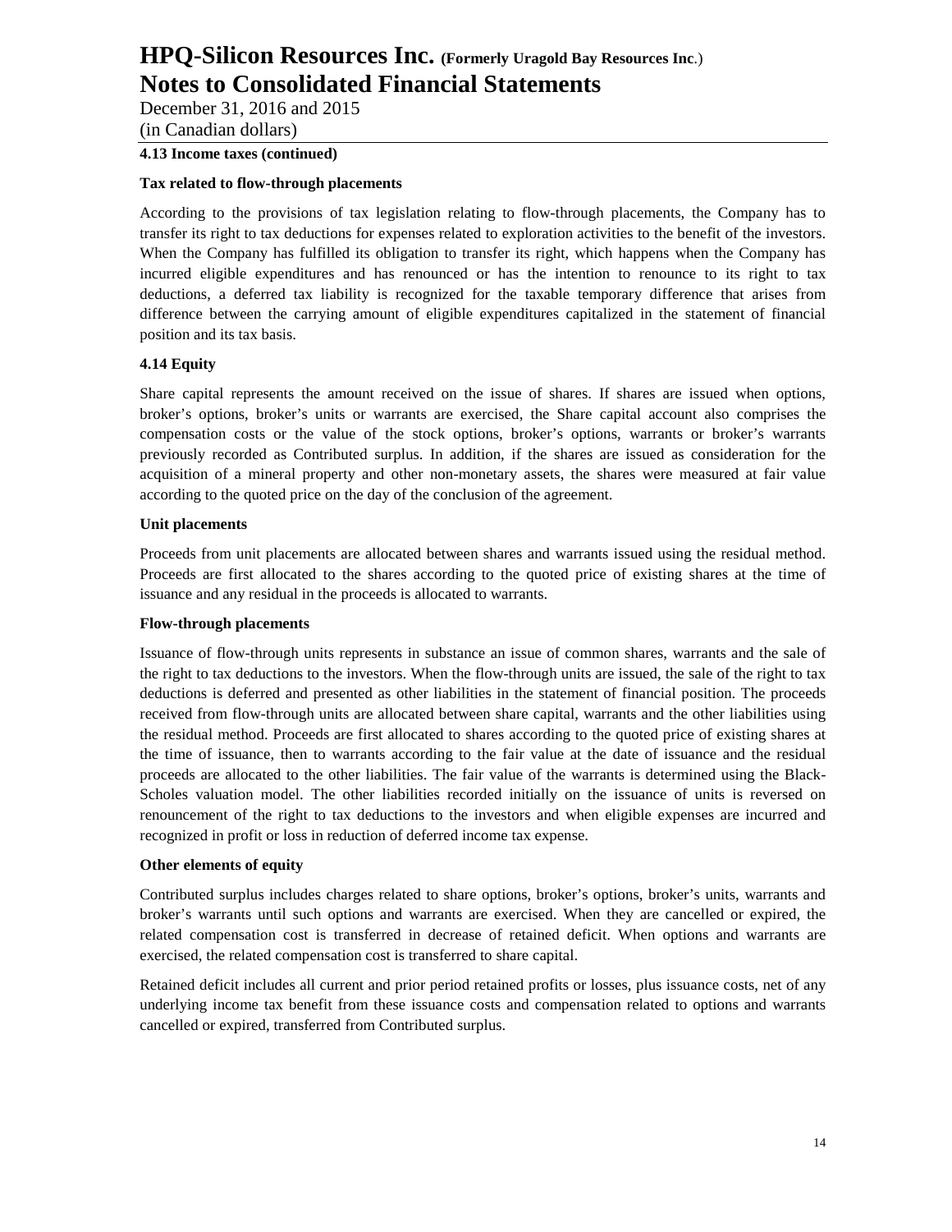**4.13 Income taxes (continued)**

**Tax related to flow-through placements**

According to the provisions of tax legislation relating to flow-through placements, the Company has to transfer its right to tax deductions for expenses related to exploration activities to the benefit of the investors. When the Company has fulfilled its obligation to transfer its right, which happens when the Company has incurred eligible expenditures and has renounced or has the intention to renounce to its right to tax deductions, a deferred tax liability is recognized for the taxable temporary difference that arises from difference between the carrying amount of eligible expenditures capitalized in the statement of financial position and its tax basis.

**4.14 Equity**

Share capital represents the amount received on the issue of shares. If shares are issued when options, broker's options, broker's units or warrants are exercised, the Share capital account also comprises the compensation costs or the value of the stock options, broker's options, warrants or broker's warrants previously recorded as Contributed surplus. In addition, if the shares are issued as consideration for the acquisition of a mineral property and other non-monetary assets, the shares were measured at fair value according to the quoted price on the day of the conclusion of the agreement.

**Unit placements**

Proceeds from unit placements are allocated between shares and warrants issued using the residual method. Proceeds are first allocated to the shares according to the quoted price of existing shares at the time of issuance and any residual in the proceeds is allocated to warrants.

**Flow-through placements**

Issuance of flow-through units represents in substance an issue of common shares, warrants and the sale of the right to tax deductions to the investors. When the flow-through units are issued, the sale of the right to tax deductions is deferred and presented as other liabilities in the statement of financial position. The proceeds received from flow-through units are allocated between share capital, warrants and the other liabilities using the residual method. Proceeds are first allocated to shares according to the quoted price of existing shares at the time of issuance, then to warrants according to the fair value at the date of issuance and the residual proceeds are allocated to the other liabilities. The fair value of the warrants is determined using the Black-Scholes valuation model. The other liabilities recorded initially on the issuance of units is reversed on renouncement of the right to tax deductions to the investors and when eligible expenses are incurred and recognized in profit or loss in reduction of deferred income tax expense.

**Other elements of equity**

Contributed surplus includes charges related to share options, broker's options, broker's units, warrants and broker's warrants until such options and warrants are exercised. When they are cancelled or expired, the related compensation cost is transferred in decrease of retained deficit. When options and warrants are exercised, the related compensation cost is transferred to share capital.

Retained deficit includes all current and prior period retained profits or losses, plus issuance costs, net of any underlying income tax benefit from these issuance costs and compensation related to options and warrants cancelled or expired, transferred from Contributed surplus.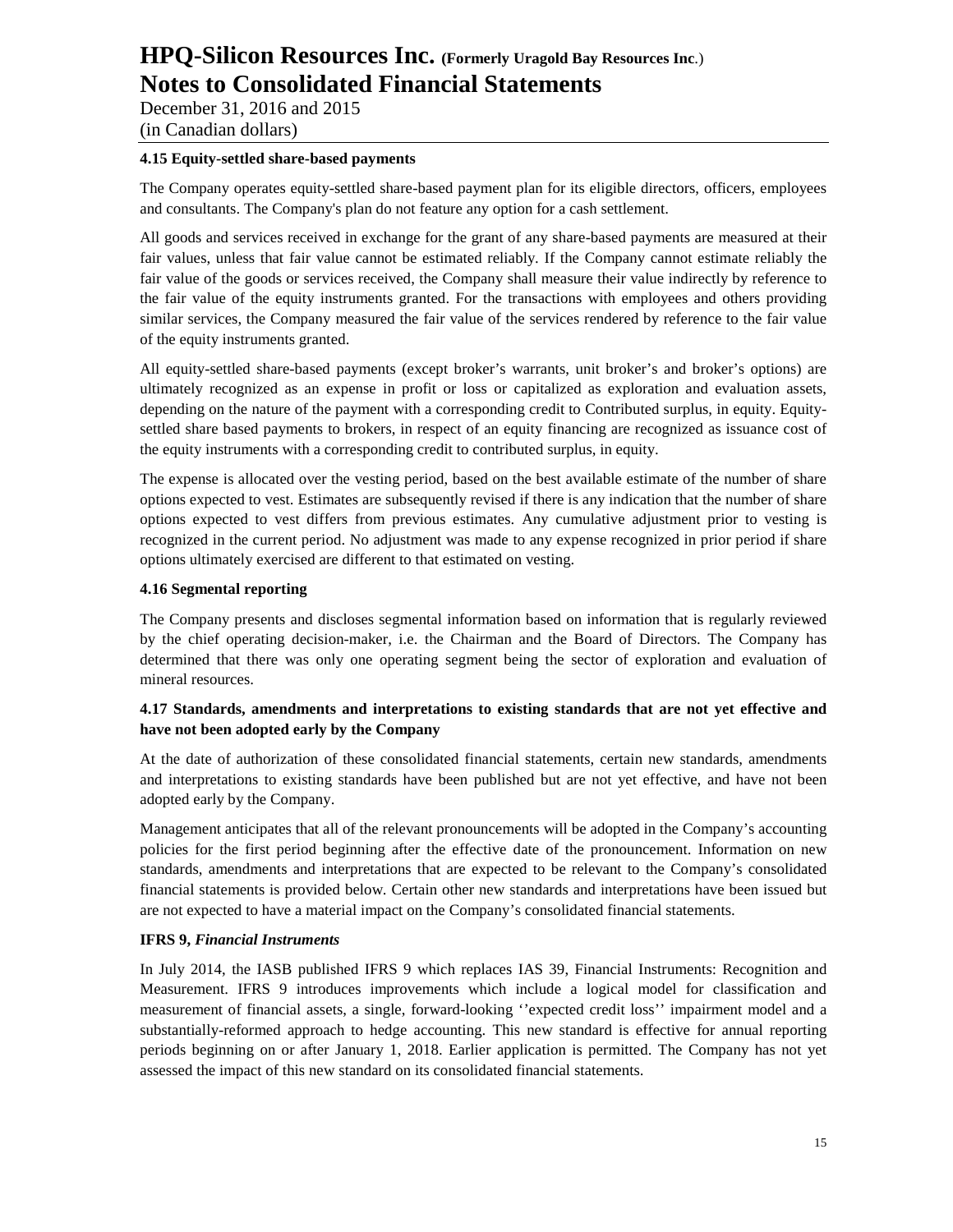#### 4.15 Equity-settled share-based payments

The Company operates equity-settled share-based payment plan for its eligible directors, officers, employees and consultants. The Company's plan do not feature any option for a cash settlement.

All goods and services received in exchange for the grant of any share-based payments are measured at their fair values, unless that fair value cannot be estimated reliably. If the Company cannot estimate reliably the fair value of the goods or services received, the Company shall measure their value indirectly by reference to the fair value of the equity instruments granted. For the transactions with employees and others providing similar services, the Company measured the fair value of the services rendered by reference to the fair value of the equity instruments granted.

All equity-settled share-based payments (except broker's warrants, unit broker's and broker's options) are ultimately recognized as an expense in profit or loss or capitalized as exploration and evaluation assets, depending on the nature of the payment with a corresponding credit to Contributed surplus, in equity. Equity-settled share based payments to brokers, in respect of an equity financing are recognized as issuance cost of the equity instruments with a corresponding credit to contributed surplus, in equity.

The expense is allocated over the vesting period, based on the best available estimate of the number of share options expected to vest. Estimates are subsequently revised if there is any indication that the number of share options expected to vest differs from previous estimates. Any cumulative adjustment prior to vesting is recognized in the current period. No adjustment was made to any expense recognized in prior period if share options ultimately exercised are different to that estimated on vesting.

#### 4.16 Segmental reporting

The Company presents and discloses segmental information based on information that is regularly reviewed by the chief operating decision-maker, i.e. the Chairman and the Board of Directors. The Company has determined that there was only one operating segment being the sector of exploration and evaluation of mineral resources.

#### 4.17 Standards, amendments and interpretations to existing standards that are not yet effective and have not been adopted early by the Company

At the date of authorization of these consolidated financial statements, certain new standards, amendments and interpretations to existing standards have been published but are not yet effective, and have not been adopted early by the Company.

Management anticipates that all of the relevant pronouncements will be adopted in the Company's accounting policies for the first period beginning after the effective date of the pronouncement. Information on new standards, amendments and interpretations that are expected to be relevant to the Company's consolidated financial statements is provided below. Certain other new standards and interpretations have been issued but are not expected to have a material impact on the Company's consolidated financial statements.

**IFRS 9, *Financial Instruments***

In July 2014, the IASB published IFRS 9 which replaces IAS 39, Financial Instruments: Recognition and Measurement. IFRS 9 introduces improvements which include a logical model for classification and measurement of financial assets, a single, forward-looking ''expected credit loss'' impairment model and a substantially-reformed approach to hedge accounting. This new standard is effective for annual reporting periods beginning on or after January 1, 2018. Earlier application is permitted. The Company has not yet assessed the impact of this new standard on its consolidated financial statements.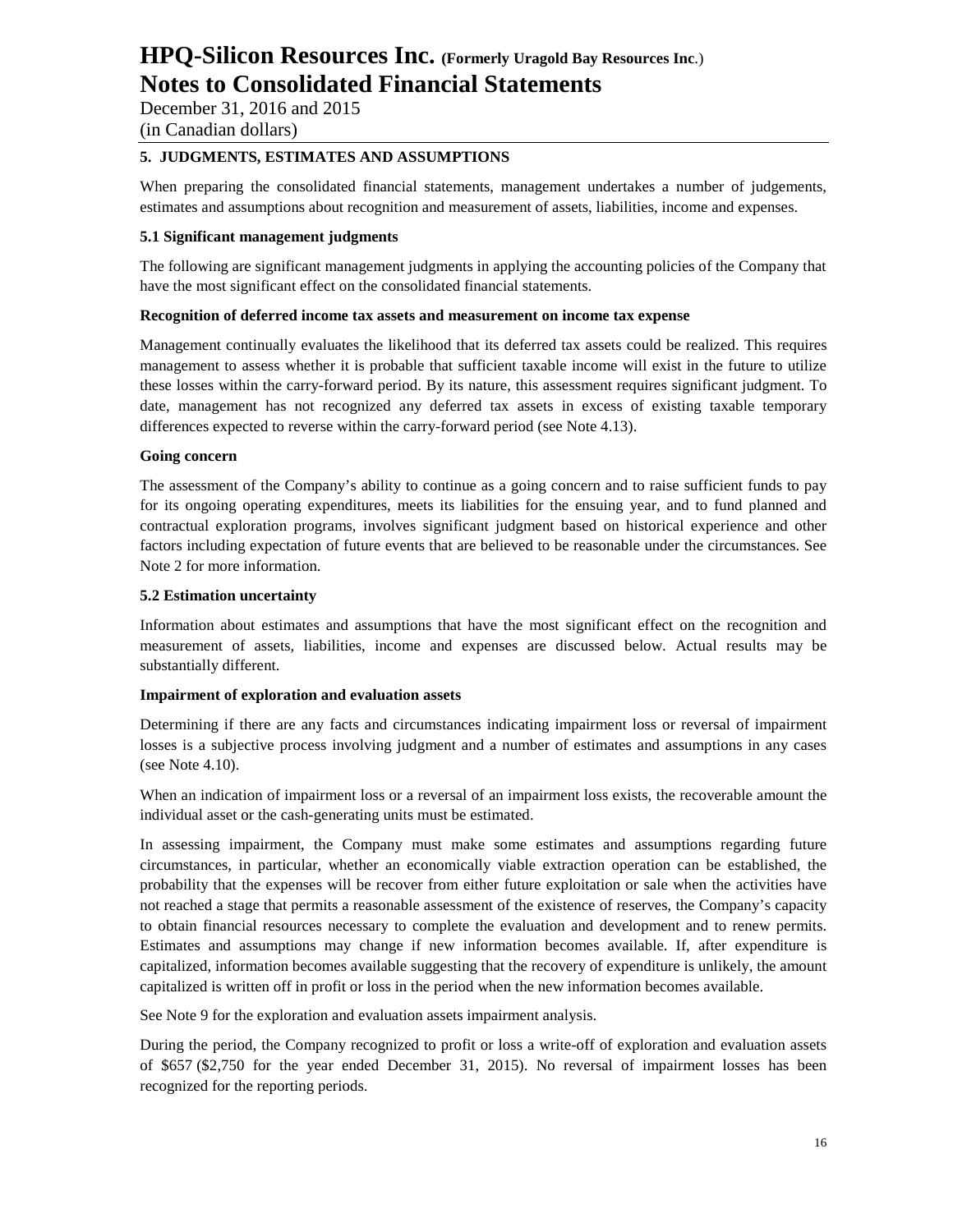## 5. JUDGMENTS, ESTIMATES AND ASSUMPTIONS

When preparing the consolidated financial statements, management undertakes a number of judgements, estimates and assumptions about recognition and measurement of assets, liabilities, income and expenses.

### 5.1 Significant management judgments

The following are significant management judgments in applying the accounting policies of the Company that have the most significant effect on the consolidated financial statements.

**Recognition of deferred income tax assets and measurement on income tax expense**

Management continually evaluates the likelihood that its deferred tax assets could be realized. This requires management to assess whether it is probable that sufficient taxable income will exist in the future to utilize these losses within the carry-forward period. By its nature, this assessment requires significant judgment. To date, management has not recognized any deferred tax assets in excess of existing taxable temporary differences expected to reverse within the carry-forward period (see Note 4.13).

**Going concern**

The assessment of the Company's ability to continue as a going concern and to raise sufficient funds to pay for its ongoing operating expenditures, meets its liabilities for the ensuing year, and to fund planned and contractual exploration programs, involves significant judgment based on historical experience and other factors including expectation of future events that are believed to be reasonable under the circumstances. See Note 2 for more information.

### 5.2 Estimation uncertainty

Information about estimates and assumptions that have the most significant effect on the recognition and measurement of assets, liabilities, income and expenses are discussed below. Actual results may be substantially different.

**Impairment of exploration and evaluation assets**

Determining if there are any facts and circumstances indicating impairment loss or reversal of impairment losses is a subjective process involving judgment and a number of estimates and assumptions in any cases (see Note 4.10).

When an indication of impairment loss or a reversal of an impairment loss exists, the recoverable amount the individual asset or the cash-generating units must be estimated.

In assessing impairment, the Company must make some estimates and assumptions regarding future circumstances, in particular, whether an economically viable extraction operation can be established, the probability that the expenses will be recover from either future exploitation or sale when the activities have not reached a stage that permits a reasonable assessment of the existence of reserves, the Company's capacity to obtain financial resources necessary to complete the evaluation and development and to renew permits. Estimates and assumptions may change if new information becomes available. If, after expenditure is capitalized, information becomes available suggesting that the recovery of expenditure is unlikely, the amount capitalized is written off in profit or loss in the period when the new information becomes available.

See Note 9 for the exploration and evaluation assets impairment analysis.

During the period, the Company recognized to profit or loss a write-off of exploration and evaluation assets of $657 ($2,750 for the year ended December 31, 2015). No reversal of impairment losses has been recognized for the reporting periods.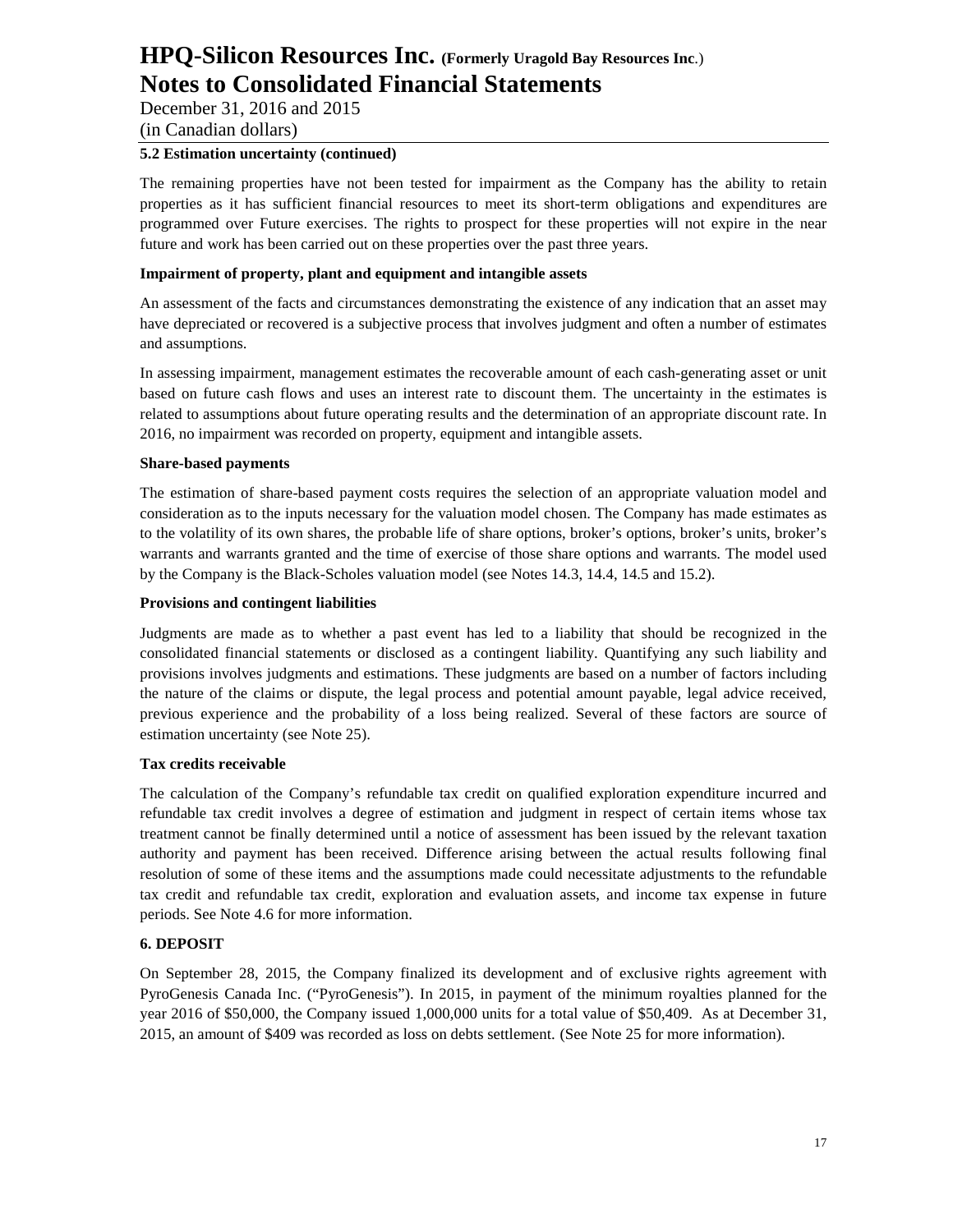**5.2 Estimation uncertainty (continued)**

The remaining properties have not been tested for impairment as the Company has the ability to retain properties as it has sufficient financial resources to meet its short-term obligations and expenditures are programmed over Future exercises. The rights to prospect for these properties will not expire in the near future and work has been carried out on these properties over the past three years.

**Impairment of property, plant and equipment and intangible assets**

An assessment of the facts and circumstances demonstrating the existence of any indication that an asset may have depreciated or recovered is a subjective process that involves judgment and often a number of estimates and assumptions.

In assessing impairment, management estimates the recoverable amount of each cash-generating asset or unit based on future cash flows and uses an interest rate to discount them. The uncertainty in the estimates is related to assumptions about future operating results and the determination of an appropriate discount rate. In 2016, no impairment was recorded on property, equipment and intangible assets.

**Share-based payments**

The estimation of share-based payment costs requires the selection of an appropriate valuation model and consideration as to the inputs necessary for the valuation model chosen. The Company has made estimates as to the volatility of its own shares, the probable life of share options, broker's options, broker's units, broker's warrants and warrants granted and the time of exercise of those share options and warrants. The model used by the Company is the Black-Scholes valuation model (see Notes 14.3, 14.4, 14.5 and 15.2).

**Provisions and contingent liabilities**

Judgments are made as to whether a past event has led to a liability that should be recognized in the consolidated financial statements or disclosed as a contingent liability. Quantifying any such liability and provisions involves judgments and estimations. These judgments are based on a number of factors including the nature of the claims or dispute, the legal process and potential amount payable, legal advice received, previous experience and the probability of a loss being realized. Several of these factors are source of estimation uncertainty (see Note 25).

**Tax credits receivable**

The calculation of the Company's refundable tax credit on qualified exploration expenditure incurred and refundable tax credit involves a degree of estimation and judgment in respect of certain items whose tax treatment cannot be finally determined until a notice of assessment has been issued by the relevant taxation authority and payment has been received. Difference arising between the actual results following final resolution of some of these items and the assumptions made could necessitate adjustments to the refundable tax credit and refundable tax credit, exploration and evaluation assets, and income tax expense in future periods. See Note 4.6 for more information.

## 6. DEPOSIT

On September 28, 2015, the Company finalized its development and of exclusive rights agreement with PyroGenesis Canada Inc. ("PyroGenesis"). In 2015, in payment of the minimum royalties planned for the year 2016 of $50,000, the Company issued 1,000,000 units for a total value of $50,409. As at December 31, 2015, an amount of $409 was recorded as loss on debts settlement. (See Note 25 for more information).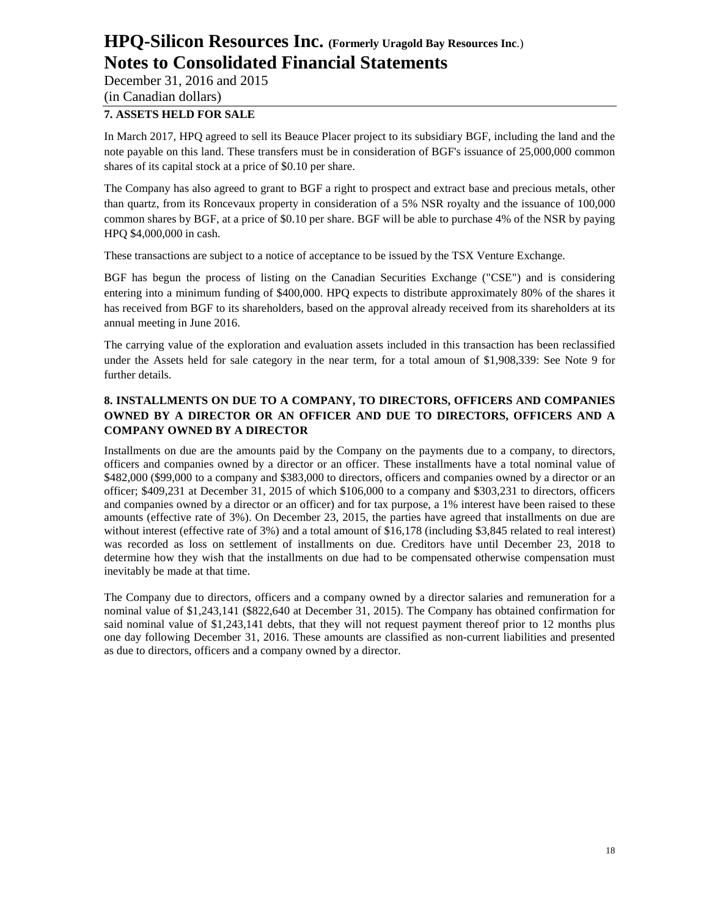## 7. ASSETS HELD FOR SALE

In March 2017, HPQ agreed to sell its Beauce Placer project to its subsidiary BGF, including the land and the note payable on this land. These transfers must be in consideration of BGF's issuance of 25,000,000 common shares of its capital stock at a price of $0.10 per share.

The Company has also agreed to grant to BGF a right to prospect and extract base and precious metals, other than quartz, from its Roncevaux property in consideration of a 5% NSR royalty and the issuance of 100,000 common shares by BGF, at a price of $0.10 per share. BGF will be able to purchase 4% of the NSR by paying HPQ $4,000,000 in cash.

These transactions are subject to a notice of acceptance to be issued by the TSX Venture Exchange.

BGF has begun the process of listing on the Canadian Securities Exchange ("CSE") and is considering entering into a minimum funding of $400,000. HPQ expects to distribute approximately 80% of the shares it has received from BGF to its shareholders, based on the approval already received from its shareholders at its annual meeting in June 2016.

The carrying value of the exploration and evaluation assets included in this transaction has been reclassified under the Assets held for sale category in the near term, for a total amoun of $1,908,339: See Note 9 for further details.

## 8. INSTALLMENTS ON DUE TO A COMPANY, TO DIRECTORS, OFFICERS AND COMPANIES OWNED BY A DIRECTOR OR AN OFFICER AND DUE TO DIRECTORS, OFFICERS AND A COMPANY OWNED BY A DIRECTOR

Installments on due are the amounts paid by the Company on the payments due to a company, to directors, officers and companies owned by a director or an officer. These installments have a total nominal value of $482,000 ($99,000 to a company and $383,000 to directors, officers and companies owned by a director or an officer; $409,231 at December 31, 2015 of which $106,000 to a company and $303,231 to directors, officers and companies owned by a director or an officer) and for tax purpose, a 1% interest have been raised to these amounts (effective rate of 3%). On December 23, 2015, the parties have agreed that installments on due are without interest (effective rate of 3%) and a total amount of $16,178 (including $3,845 related to real interest) was recorded as loss on settlement of installments on due. Creditors have until December 23, 2018 to determine how they wish that the installments on due had to be compensated otherwise compensation must inevitably be made at that time.

The Company due to directors, officers and a company owned by a director salaries and remuneration for a nominal value of $1,243,141 ($822,640 at December 31, 2015). The Company has obtained confirmation for said nominal value of $1,243,141 debts, that they will not request payment thereof prior to 12 months plus one day following December 31, 2016. These amounts are classified as non-current liabilities and presented as due to directors, officers and a company owned by a director.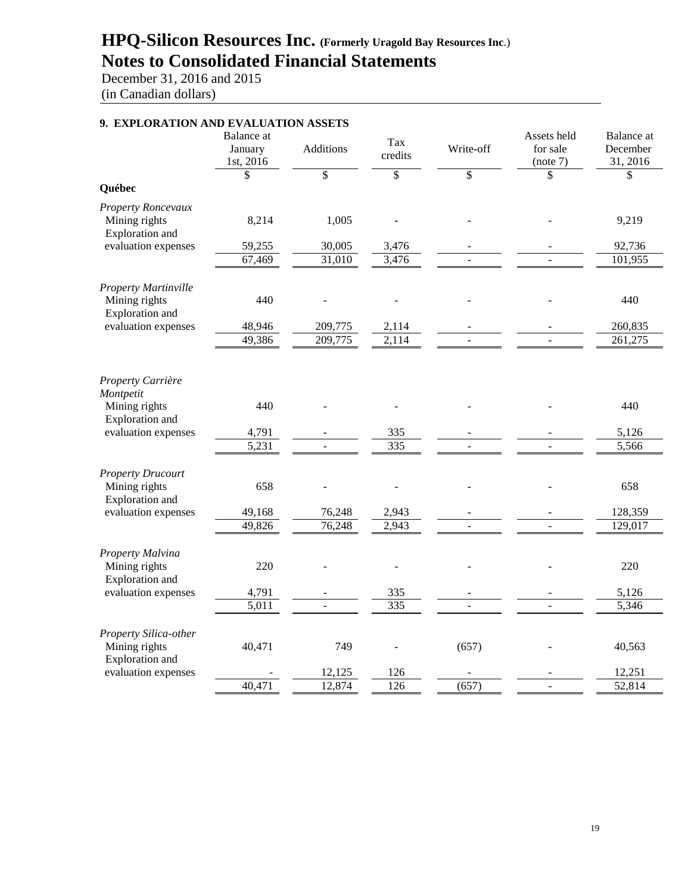# HPQ-Silicon Resources Inc. (Formerly Uragold Bay Resources Inc.)

## Notes to Consolidated Financial Statements

December 31, 2016 and 2015
(in Canadian dollars)

### 9. EXPLORATION AND EVALUATION ASSETS

| | Balance at January 1st, 2016 | Additions | Tax credits | Write-off | Assets held for sale (note 7) | Balance at December 31, 2016 |
|---|---|---|---|---|---|---|
| | $ | $ | $ | $ | $ | $ |
| **Québec** | | | | | | |
| *Property Roncevaux* | | | | | | |
| Mining rights | 8,214 | 1,005 | - | - | - | 9,219 |
| Exploration and evaluation expenses | 59,255 | 30,005 | 3,476 | - | - | 92,736 |
| | 67,469 | 31,010 | 3,476 | - | - | 101,955 |
| *Property Martinville* | | | | | | |
| Mining rights | 440 | - | - | - | - | 440 |
| Exploration and evaluation expenses | 48,946 | 209,775 | 2,114 | - | - | 260,835 |
| | 49,386 | 209,775 | 2,114 | - | - | 261,275 |
| *Property Carrière Montpetit* | | | | | | |
| Mining rights | 440 | - | - | - | - | 440 |
| Exploration and evaluation expenses | 4,791 | - | 335 | - | - | 5,126 |
| | 5,231 | - | 335 | - | - | 5,566 |
| *Property Drucourt* | | | | | | |
| Mining rights | 658 | - | - | - | - | 658 |
| Exploration and evaluation expenses | 49,168 | 76,248 | 2,943 | - | - | 128,359 |
| | 49,826 | 76,248 | 2,943 | - | - | 129,017 |
| *Property Malvina* | | | | | | |
| Mining rights | 220 | - | - | - | - | 220 |
| Exploration and evaluation expenses | 4,791 | - | 335 | - | - | 5,126 |
| | 5,011 | - | 335 | - | - | 5,346 |
| *Property Silica-other* | | | | | | |
| Mining rights | 40,471 | 749 | - | (657) | - | 40,563 |
| Exploration and evaluation expenses | - | 12,125 | 126 | - | - | 12,251 |
| | 40,471 | 12,874 | 126 | (657) | - | 52,814 |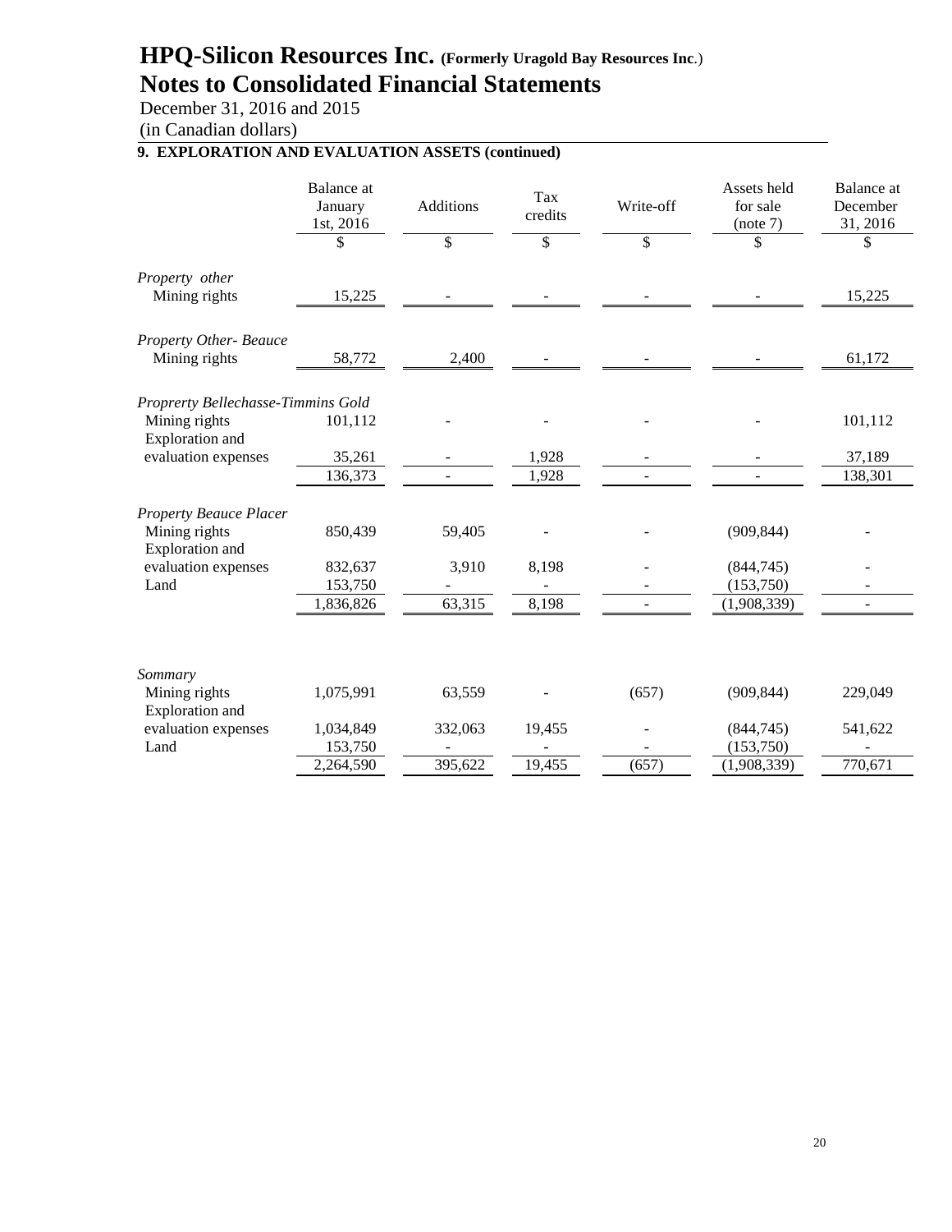# HPQ-Silicon Resources Inc. (Formerly Uragold Bay Resources Inc.)

# Notes to Consolidated Financial Statements

December 31, 2016 and 2015

(in Canadian dollars)

**9. EXPLORATION AND EVALUATION ASSETS (continued)**

| | Balance at January 1st, 2016 | Additions | Tax credits | Write-off | Assets held for sale (note 7) | Balance at December 31, 2016 |
|---|---|---|---|---|---|---|
| | $ | $ | $ | $ | $ | $ |
| *Property other* | | | | | | |
| Mining rights | 15,225 | - | - | - | - | 15,225 |
| *Property Other- Beauce* | | | | | | |
| Mining rights | 58,772 | 2,400 | - | - | - | 61,172 |
| *Proprerty Bellechasse-Timmins Gold* | | | | | | |
| Mining rights | 101,112 | - | - | - | - | 101,112 |
| Exploration and evaluation expenses | 35,261 | - | 1,928 | - | - | 37,189 |
| | 136,373 | - | 1,928 | - | - | 138,301 |
| *Property Beauce Placer* | | | | | | |
| Mining rights | 850,439 | 59,405 | - | - | (909,844) | - |
| Exploration and evaluation expenses | 832,637 | 3,910 | 8,198 | - | (844,745) | - |
| Land | 153,750 | - | - | - | (153,750) | - |
| | 1,836,826 | 63,315 | 8,198 | - | (1,908,339) | - |
| *Sommary* | | | | | | |
| Mining rights | 1,075,991 | 63,559 | - | (657) | (909,844) | 229,049 |
| Exploration and evaluation expenses | 1,034,849 | 332,063 | 19,455 | - | (844,745) | 541,622 |
| Land | 153,750 | - | - | - | (153,750) | - |
| | 2,264,590 | 395,622 | 19,455 | (657) | (1,908,339) | 770,671 |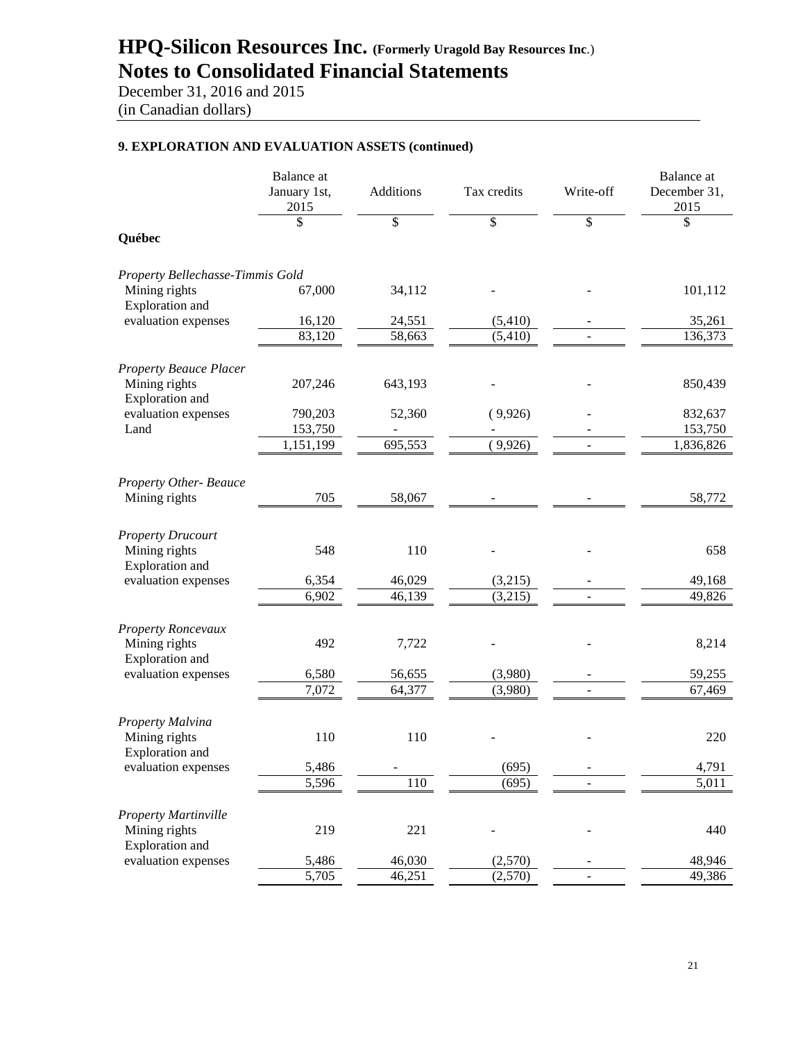# HPQ-Silicon Resources Inc. (Formerly Uragold Bay Resources Inc.)

# Notes to Consolidated Financial Statements

December 31, 2016 and 2015
(in Canadian dollars)

## 9. EXPLORATION AND EVALUATION ASSETS (continued)

| | Balance at January 1st, 2015 | Additions | Tax credits | Write-off | Balance at December 31, 2015 |
|---|---|---|---|---|---|
| | $ | $ | $ | $ | $ |
| **Québec** | | | | | |
| *Property Bellechasse-Timmis Gold* | | | | | |
| Mining rights | 67,000 | 34,112 | - | - | 101,112 |
| Exploration and evaluation expenses | 16,120 | 24,551 | (5,410) | - | 35,261 |
| | 83,120 | 58,663 | (5,410) | - | 136,373 |
| *Property Beauce Placer* | | | | | |
| Mining rights | 207,246 | 643,193 | - | - | 850,439 |
| Exploration and evaluation expenses | 790,203 | 52,360 | ( 9,926) | - | 832,637 |
| Land | 153,750 | - | - | - | 153,750 |
| | 1,151,199 | 695,553 | ( 9,926) | - | 1,836,826 |
| *Property Other- Beauce* | | | | | |
| Mining rights | 705 | 58,067 | - | - | 58,772 |
| *Property Drucourt* | | | | | |
| Mining rights | 548 | 110 | - | - | 658 |
| Exploration and evaluation expenses | 6,354 | 46,029 | (3,215) | - | 49,168 |
| | 6,902 | 46,139 | (3,215) | - | 49,826 |
| *Property Roncevaux* | | | | | |
| Mining rights | 492 | 7,722 | - | - | 8,214 |
| Exploration and evaluation expenses | 6,580 | 56,655 | (3,980) | - | 59,255 |
| | 7,072 | 64,377 | (3,980) | - | 67,469 |
| *Property Malvina* | | | | | |
| Mining rights | 110 | 110 | - | - | 220 |
| Exploration and evaluation expenses | 5,486 | - | (695) | - | 4,791 |
| | 5,596 | 110 | (695) | - | 5,011 |
| *Property Martinville* | | | | | |
| Mining rights | 219 | 221 | - | - | 440 |
| Exploration and evaluation expenses | 5,486 | 46,030 | (2,570) | - | 48,946 |
| | 5,705 | 46,251 | (2,570) | - | 49,386 |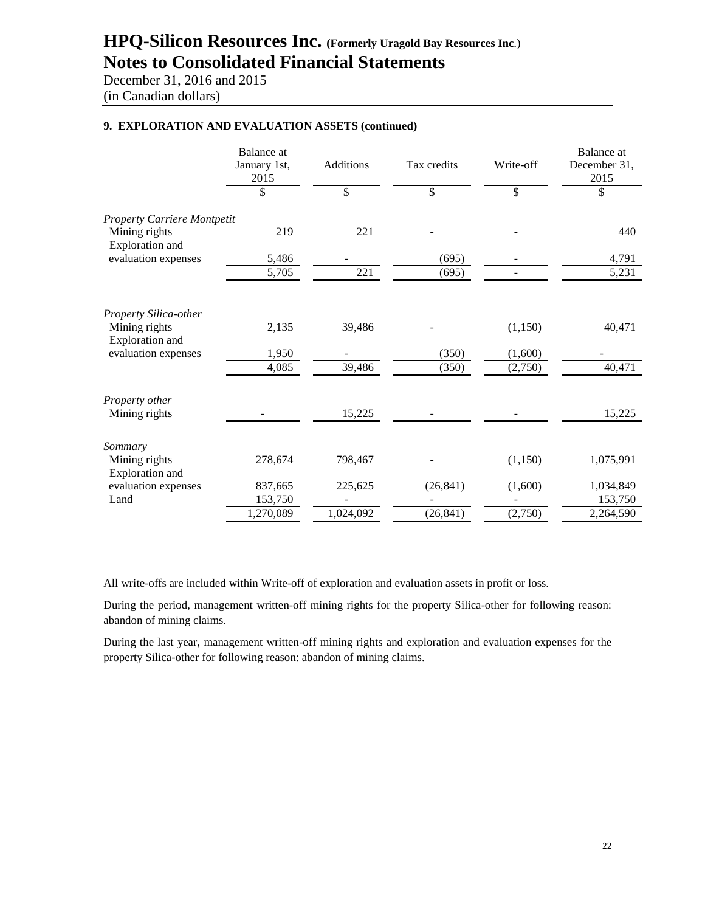## 9. EXPLORATION AND EVALUATION ASSETS (continued)

| | Balance at January 1st, 2015 | Additions | Tax credits | Write-off | Balance at December 31, 2015 |
|---|---|---|---|---|---|
| | $ | $ | $ | $ | $ |
| *Property Carriere Montpetit* | | | | | |
| Mining rights | 219 | 221 | - | - | 440 |
| Exploration and evaluation expenses | 5,486 | - | (695) | - | 4,791 |
| | 5,705 | 221 | (695) | - | 5,231 |
| *Property Silica-other* | | | | | |
| Mining rights | 2,135 | 39,486 | - | (1,150) | 40,471 |
| Exploration and evaluation expenses | 1,950 | - | (350) | (1,600) | - |
| | 4,085 | 39,486 | (350) | (2,750) | 40,471 |
| *Property other* | | | | | |
| Mining rights | - | 15,225 | - | - | 15,225 |
| *Sommary* | | | | | |
| Mining rights | 278,674 | 798,467 | - | (1,150) | 1,075,991 |
| Exploration and evaluation expenses | 837,665 | 225,625 | (26,841) | (1,600) | 1,034,849 |
| Land | 153,750 | - | - | - | 153,750 |
| | 1,270,089 | 1,024,092 | (26,841) | (2,750) | 2,264,590 |

All write-offs are included within Write-off of exploration and evaluation assets in profit or loss.

During the period, management written-off mining rights for the property Silica-other for following reason: abandon of mining claims.

During the last year, management written-off mining rights and exploration and evaluation expenses for the property Silica-other for following reason: abandon of mining claims.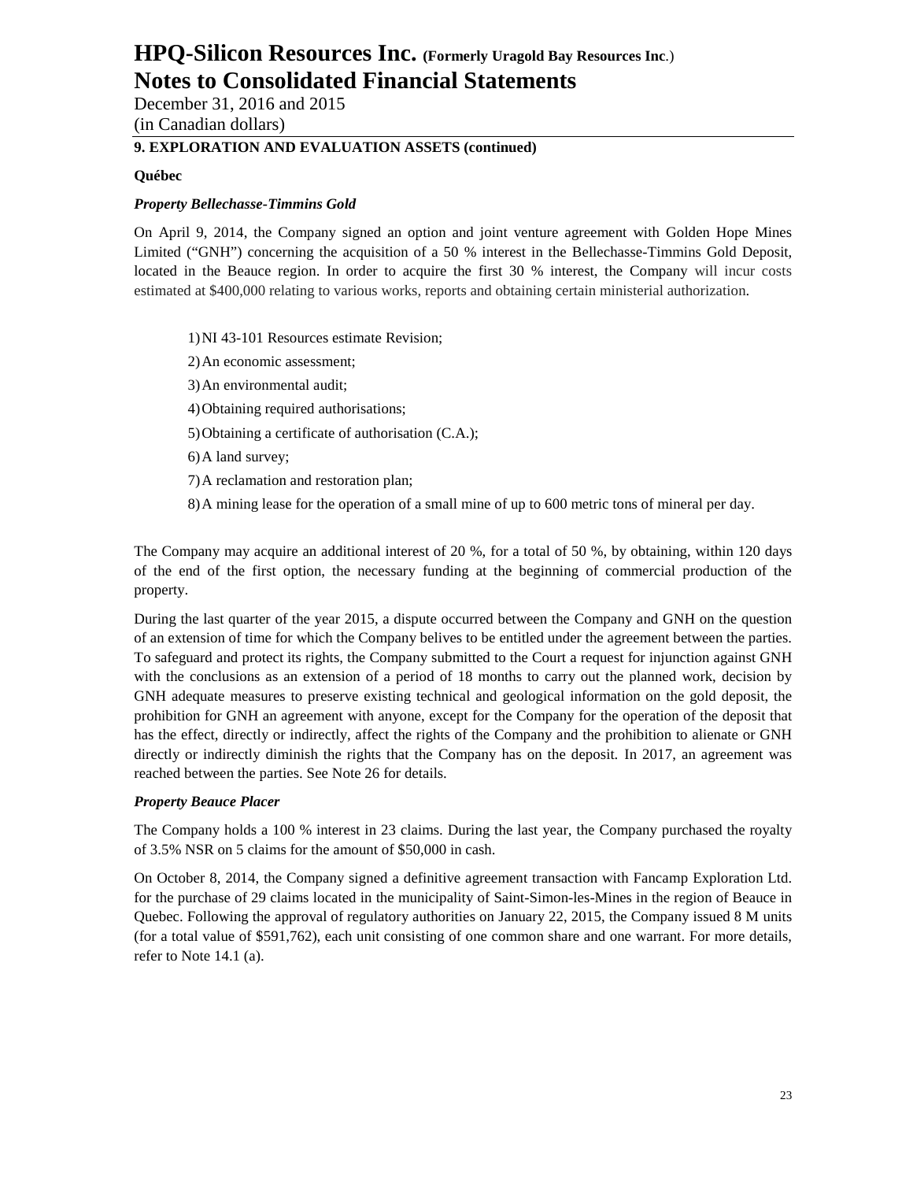## 9. EXPLORATION AND EVALUATION ASSETS (continued)

**Québec**

***Property Bellechasse-Timmins Gold***

On April 9, 2014, the Company signed an option and joint venture agreement with Golden Hope Mines Limited ("GNH") concerning the acquisition of a 50 % interest in the Bellechasse-Timmins Gold Deposit, located in the Beauce region. In order to acquire the first 30 % interest, the Company will incur costs estimated at $400,000 relating to various works, reports and obtaining certain ministerial authorization.

1) NI 43-101 Resources estimate Revision;
2) An economic assessment;
3) An environmental audit;
4) Obtaining required authorisations;
5) Obtaining a certificate of authorisation (C.A.);
6) A land survey;
7) A reclamation and restoration plan;
8) A mining lease for the operation of a small mine of up to 600 metric tons of mineral per day.

The Company may acquire an additional interest of 20 %, for a total of 50 %, by obtaining, within 120 days of the end of the first option, the necessary funding at the beginning of commercial production of the property.

During the last quarter of the year 2015, a dispute occurred between the Company and GNH on the question of an extension of time for which the Company belives to be entitled under the agreement between the parties. To safeguard and protect its rights, the Company submitted to the Court a request for injunction against GNH with the conclusions as an extension of a period of 18 months to carry out the planned work, decision by GNH adequate measures to preserve existing technical and geological information on the gold deposit, the prohibition for GNH an agreement with anyone, except for the Company for the operation of the deposit that has the effect, directly or indirectly, affect the rights of the Company and the prohibition to alienate or GNH directly or indirectly diminish the rights that the Company has on the deposit. In 2017, an agreement was reached between the parties. See Note 26 for details.

***Property Beauce Placer***

The Company holds a 100 % interest in 23 claims. During the last year, the Company purchased the royalty of 3.5% NSR on 5 claims for the amount of $50,000 in cash.

On October 8, 2014, the Company signed a definitive agreement transaction with Fancamp Exploration Ltd. for the purchase of 29 claims located in the municipality of Saint-Simon-les-Mines in the region of Beauce in Quebec. Following the approval of regulatory authorities on January 22, 2015, the Company issued 8 M units (for a total value of $591,762), each unit consisting of one common share and one warrant. For more details, refer to Note 14.1 (a).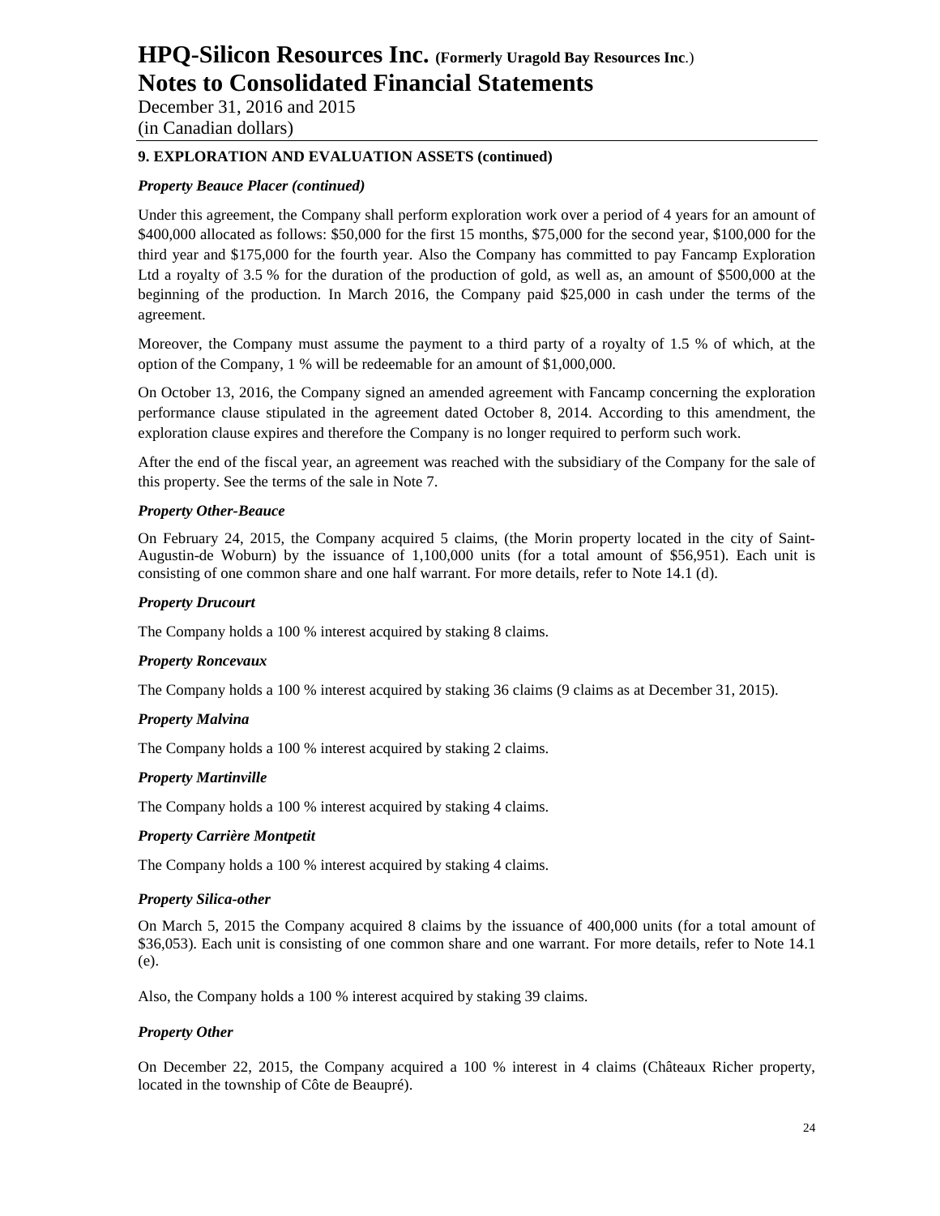## 9. EXPLORATION AND EVALUATION ASSETS (continued)

### *Property Beauce Placer (continued)*

Under this agreement, the Company shall perform exploration work over a period of 4 years for an amount of \$400,000 allocated as follows: \$50,000 for the first 15 months, \$75,000 for the second year, \$100,000 for the third year and \$175,000 for the fourth year. Also the Company has committed to pay Fancamp Exploration Ltd a royalty of 3.5 % for the duration of the production of gold, as well as, an amount of \$500,000 at the beginning of the production. In March 2016, the Company paid \$25,000 in cash under the terms of the agreement.

Moreover, the Company must assume the payment to a third party of a royalty of 1.5 % of which, at the option of the Company, 1 % will be redeemable for an amount of \$1,000,000.

On October 13, 2016, the Company signed an amended agreement with Fancamp concerning the exploration performance clause stipulated in the agreement dated October 8, 2014. According to this amendment, the exploration clause expires and therefore the Company is no longer required to perform such work.

After the end of the fiscal year, an agreement was reached with the subsidiary of the Company for the sale of this property. See the terms of the sale in Note 7.

### *Property Other-Beauce*

On February 24, 2015, the Company acquired 5 claims, (the Morin property located in the city of Saint-Augustin-de Woburn) by the issuance of 1,100,000 units (for a total amount of \$56,951). Each unit is consisting of one common share and one half warrant. For more details, refer to Note 14.1 (d).

### *Property Drucourt*

The Company holds a 100 % interest acquired by staking 8 claims.

### *Property Roncevaux*

The Company holds a 100 % interest acquired by staking 36 claims (9 claims as at December 31, 2015).

### *Property Malvina*

The Company holds a 100 % interest acquired by staking 2 claims.

### *Property Martinville*

The Company holds a 100 % interest acquired by staking 4 claims.

### *Property Carrière Montpetit*

The Company holds a 100 % interest acquired by staking 4 claims.

### *Property Silica-other*

On March 5, 2015 the Company acquired 8 claims by the issuance of 400,000 units (for a total amount of \$36,053). Each unit is consisting of one common share and one warrant. For more details, refer to Note 14.1 (e).

Also, the Company holds a 100 % interest acquired by staking 39 claims.

### *Property Other*

On December 22, 2015, the Company acquired a 100 % interest in 4 claims (Châteaux Richer property, located in the township of Côte de Beaupré).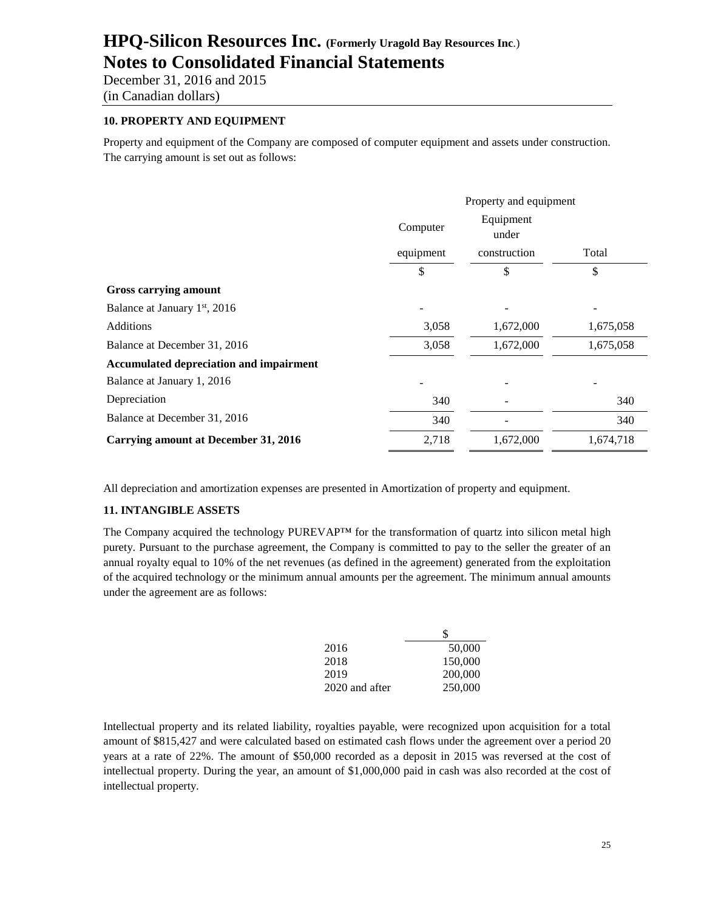# HPQ-Silicon Resources Inc. (Formerly Uragold Bay Resources Inc.)
# Notes to Consolidated Financial Statements

December 31, 2016 and 2015
(in Canadian dollars)

### 10. PROPERTY AND EQUIPMENT

Property and equipment of the Company are composed of computer equipment and assets under construction. The carrying amount is set out as follows:

| | Property and equipment | | |
|---|---|---|---|
| | Computer equipment | Equipment under construction | Total |
| | $ | $ | $ |
| **Gross carrying amount** | | | |
| Balance at January 1st, 2016 | - | - | - |
| Additions | 3,058 | 1,672,000 | 1,675,058 |
| Balance at December 31, 2016 | 3,058 | 1,672,000 | 1,675,058 |
| **Accumulated depreciation and impairment** | | | |
| Balance at January 1, 2016 | - | - | - |
| Depreciation | 340 | - | 340 |
| Balance at December 31, 2016 | 340 | - | 340 |
| **Carrying amount at December 31, 2016** | 2,718 | 1,672,000 | 1,674,718 |

All depreciation and amortization expenses are presented in Amortization of property and equipment.

### 11. INTANGIBLE ASSETS

The Company acquired the technology PUREVAP™ for the transformation of quartz into silicon metal high purety. Pursuant to the purchase agreement, the Company is committed to pay to the seller the greater of an annual royalty equal to 10% of the net revenues (as defined in the agreement) generated from the exploitation of the acquired technology or the minimum annual amounts per the agreement. The minimum annual amounts under the agreement are as follows:

| | $ |
|---|---|
| 2016 | 50,000 |
| 2018 | 150,000 |
| 2019 | 200,000 |
| 2020 and after | 250,000 |

Intellectual property and its related liability, royalties payable, were recognized upon acquisition for a total amount of $815,427 and were calculated based on estimated cash flows under the agreement over a period 20 years at a rate of 22%. The amount of $50,000 recorded as a deposit in 2015 was reversed at the cost of intellectual property. During the year, an amount of $1,000,000 paid in cash was also recorded at the cost of intellectual property.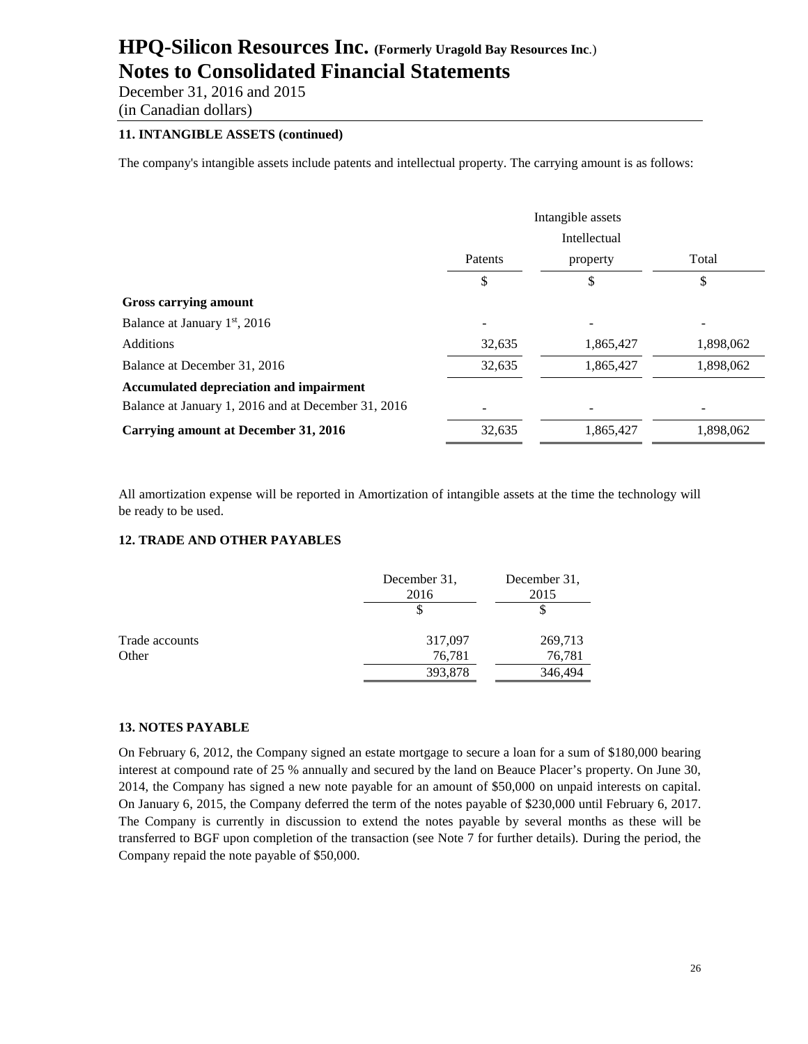### 11. INTANGIBLE ASSETS (continued)

The company's intangible assets include patents and intellectual property. The carrying amount is as follows:

| | Intangible assets | | |
|---|---|---|---|
| | Patents | Intellectual property | Total |
| | $ | $ | $ |
| **Gross carrying amount** | | | |
| Balance at January 1st, 2016 | - | - | - |
| Additions | 32,635 | 1,865,427 | 1,898,062 |
| Balance at December 31, 2016 | 32,635 | 1,865,427 | 1,898,062 |
| **Accumulated depreciation and impairment** | | | |
| Balance at January 1, 2016 and at December 31, 2016 | - | - | - |
| **Carrying amount at December 31, 2016** | 32,635 | 1,865,427 | 1,898,062 |

All amortization expense will be reported in Amortization of intangible assets at the time the technology will be ready to be used.

### 12. TRADE AND OTHER PAYABLES

| | December 31, 2016 | December 31, 2015 |
|---|---|---|
| | $ | $ |
| Trade accounts | 317,097 | 269,713 |
| Other | 76,781 | 76,781 |
| | 393,878 | 346,494 |

### 13. NOTES PAYABLE

On February 6, 2012, the Company signed an estate mortgage to secure a loan for a sum of $180,000 bearing interest at compound rate of 25 % annually and secured by the land on Beauce Placer's property. On June 30, 2014, the Company has signed a new note payable for an amount of $50,000 on unpaid interests on capital. On January 6, 2015, the Company deferred the term of the notes payable of $230,000 until February 6, 2017. The Company is currently in discussion to extend the notes payable by several months as these will be transferred to BGF upon completion of the transaction (see Note 7 for further details). During the period, the Company repaid the note payable of $50,000.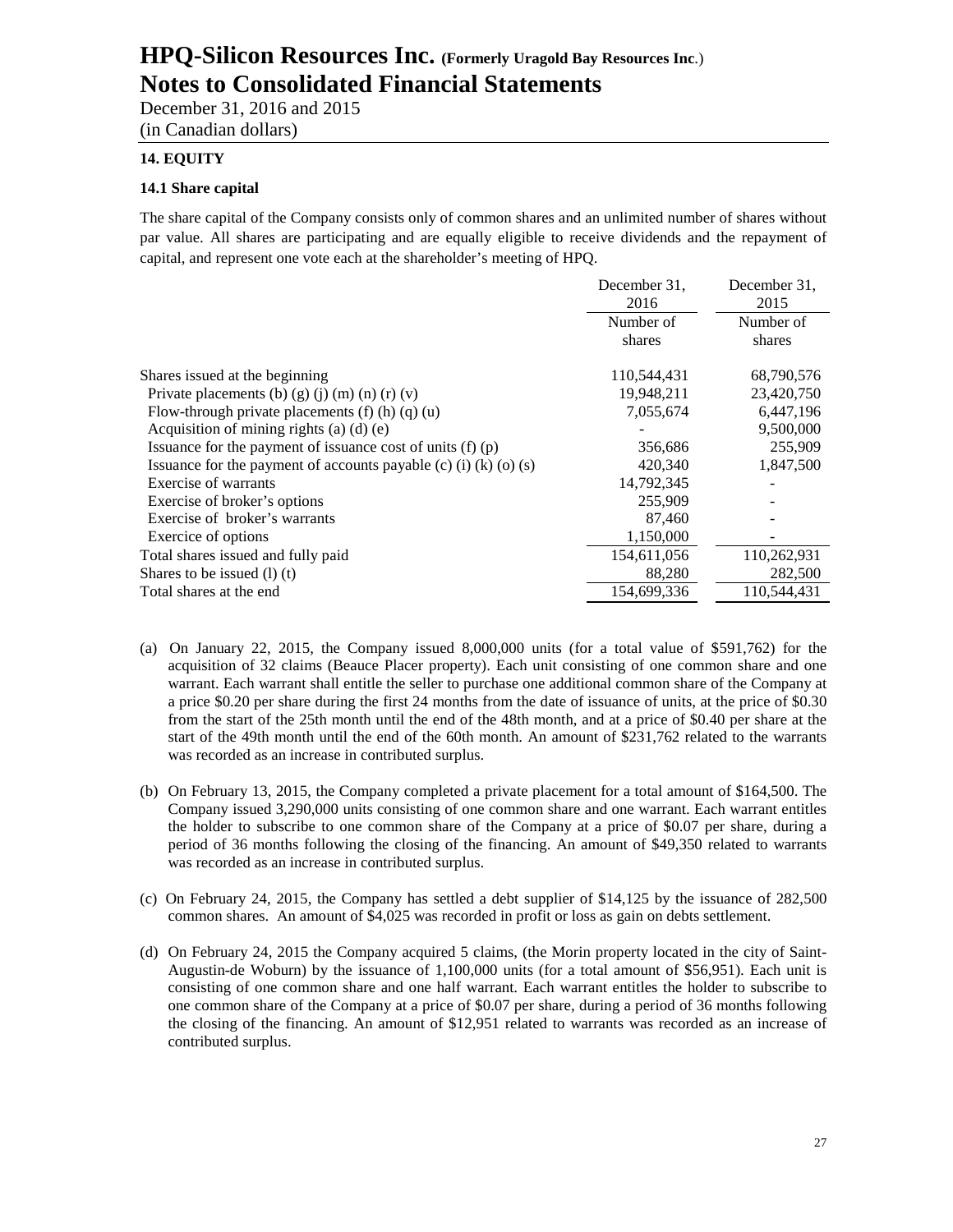# HPQ-Silicon Resources Inc. (Formerly Uragold Bay Resources Inc.)

# Notes to Consolidated Financial Statements

December 31, 2016 and 2015

(in Canadian dollars)

## 14. EQUITY

### 14.1 Share capital

The share capital of the Company consists only of common shares and an unlimited number of shares without par value. All shares are participating and are equally eligible to receive dividends and the repayment of capital, and represent one vote each at the shareholder's meeting of HPQ.

| | December 31, 2016 | December 31, 2015 |
|---|---|---|
| | Number of shares | Number of shares |
| Shares issued at the beginning | 110,544,431 | 68,790,576 |
| Private placements (b) (g) (j) (m) (n) (r) (v) | 19,948,211 | 23,420,750 |
| Flow-through private placements (f) (h) (q) (u) | 7,055,674 | 6,447,196 |
| Acquisition of mining rights (a) (d) (e) | - | 9,500,000 |
| Issuance for the payment of issuance cost of units (f) (p) | 356,686 | 255,909 |
| Issuance for the payment of accounts payable (c) (i) (k) (o) (s) | 420,340 | 1,847,500 |
| Exercise of warrants | 14,792,345 | - |
| Exercise of broker's options | 255,909 | - |
| Exercise of broker's warrants | 87,460 | - |
| Exercice of options | 1,150,000 | - |
| Total shares issued and fully paid | 154,611,056 | 110,262,931 |
| Shares to be issued (l) (t) | 88,280 | 282,500 |
| Total shares at the end | 154,699,336 | 110,544,431 |

(a) On January 22, 2015, the Company issued 8,000,000 units (for a total value of $591,762) for the acquisition of 32 claims (Beauce Placer property). Each unit consisting of one common share and one warrant. Each warrant shall entitle the seller to purchase one additional common share of the Company at a price $0.20 per share during the first 24 months from the date of issuance of units, at the price of $0.30 from the start of the 25th month until the end of the 48th month, and at a price of $0.40 per share at the start of the 49th month until the end of the 60th month. An amount of $231,762 related to the warrants was recorded as an increase in contributed surplus.

(b) On February 13, 2015, the Company completed a private placement for a total amount of $164,500. The Company issued 3,290,000 units consisting of one common share and one warrant. Each warrant entitles the holder to subscribe to one common share of the Company at a price of $0.07 per share, during a period of 36 months following the closing of the financing. An amount of $49,350 related to warrants was recorded as an increase in contributed surplus.

(c) On February 24, 2015, the Company has settled a debt supplier of $14,125 by the issuance of 282,500 common shares. An amount of $4,025 was recorded in profit or loss as gain on debts settlement.

(d) On February 24, 2015 the Company acquired 5 claims, (the Morin property located in the city of Saint-Augustin-de Woburn) by the issuance of 1,100,000 units (for a total amount of $56,951). Each unit is consisting of one common share and one half warrant. Each warrant entitles the holder to subscribe to one common share of the Company at a price of $0.07 per share, during a period of 36 months following the closing of the financing. An amount of $12,951 related to warrants was recorded as an increase of contributed surplus.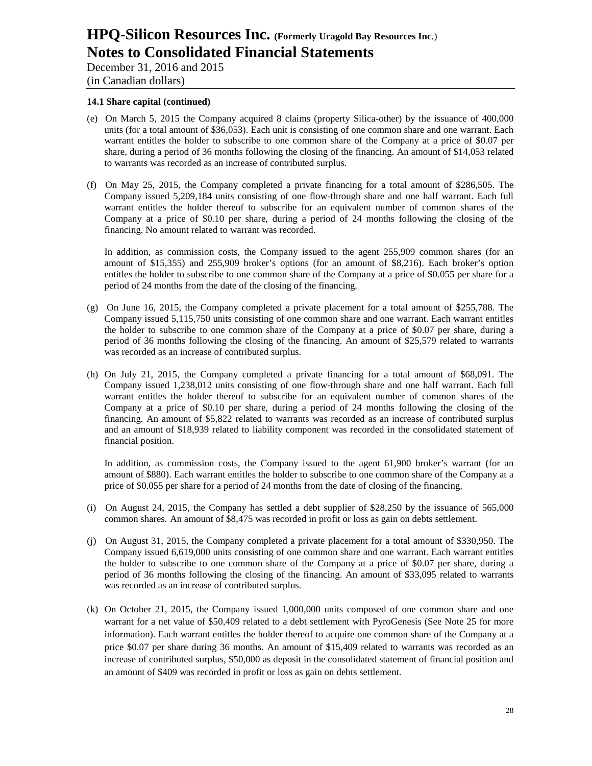# HPQ-Silicon Resources Inc. (Formerly Uragold Bay Resources Inc.)

## Notes to Consolidated Financial Statements

December 31, 2016 and 2015
(in Canadian dollars)

### 14.1 Share capital (continued)

(e) On March 5, 2015 the Company acquired 8 claims (property Silica-other) by the issuance of 400,000 units (for a total amount of $36,053). Each unit is consisting of one common share and one warrant. Each warrant entitles the holder to subscribe to one common share of the Company at a price of $0.07 per share, during a period of 36 months following the closing of the financing. An amount of $14,053 related to warrants was recorded as an increase of contributed surplus.

(f) On May 25, 2015, the Company completed a private financing for a total amount of $286,505. The Company issued 5,209,184 units consisting of one flow-through share and one half warrant. Each full warrant entitles the holder thereof to subscribe for an equivalent number of common shares of the Company at a price of $0.10 per share, during a period of 24 months following the closing of the financing. No amount related to warrant was recorded.

In addition, as commission costs, the Company issued to the agent 255,909 common shares (for an amount of $15,355) and 255,909 broker's options (for an amount of $8,216). Each broker's option entitles the holder to subscribe to one common share of the Company at a price of $0.055 per share for a period of 24 months from the date of the closing of the financing.

(g) On June 16, 2015, the Company completed a private placement for a total amount of $255,788. The Company issued 5,115,750 units consisting of one common share and one warrant. Each warrant entitles the holder to subscribe to one common share of the Company at a price of $0.07 per share, during a period of 36 months following the closing of the financing. An amount of $25,579 related to warrants was recorded as an increase of contributed surplus.

(h) On July 21, 2015, the Company completed a private financing for a total amount of $68,091. The Company issued 1,238,012 units consisting of one flow-through share and one half warrant. Each full warrant entitles the holder thereof to subscribe for an equivalent number of common shares of the Company at a price of $0.10 per share, during a period of 24 months following the closing of the financing. An amount of $5,822 related to warrants was recorded as an increase of contributed surplus and an amount of $18,939 related to liability component was recorded in the consolidated statement of financial position.

In addition, as commission costs, the Company issued to the agent 61,900 broker's warrant (for an amount of $880). Each warrant entitles the holder to subscribe to one common share of the Company at a price of $0.055 per share for a period of 24 months from the date of closing of the financing.

(i) On August 24, 2015, the Company has settled a debt supplier of $28,250 by the issuance of 565,000 common shares. An amount of $8,475 was recorded in profit or loss as gain on debts settlement.

(j) On August 31, 2015, the Company completed a private placement for a total amount of $330,950. The Company issued 6,619,000 units consisting of one common share and one warrant. Each warrant entitles the holder to subscribe to one common share of the Company at a price of $0.07 per share, during a period of 36 months following the closing of the financing. An amount of $33,095 related to warrants was recorded as an increase of contributed surplus.

(k) On October 21, 2015, the Company issued 1,000,000 units composed of one common share and one warrant for a net value of $50,409 related to a debt settlement with PyroGenesis (See Note 25 for more information). Each warrant entitles the holder thereof to acquire one common share of the Company at a price $0.07 per share during 36 months. An amount of $15,409 related to warrants was recorded as an increase of contributed surplus, $50,000 as deposit in the consolidated statement of financial position and an amount of $409 was recorded in profit or loss as gain on debts settlement.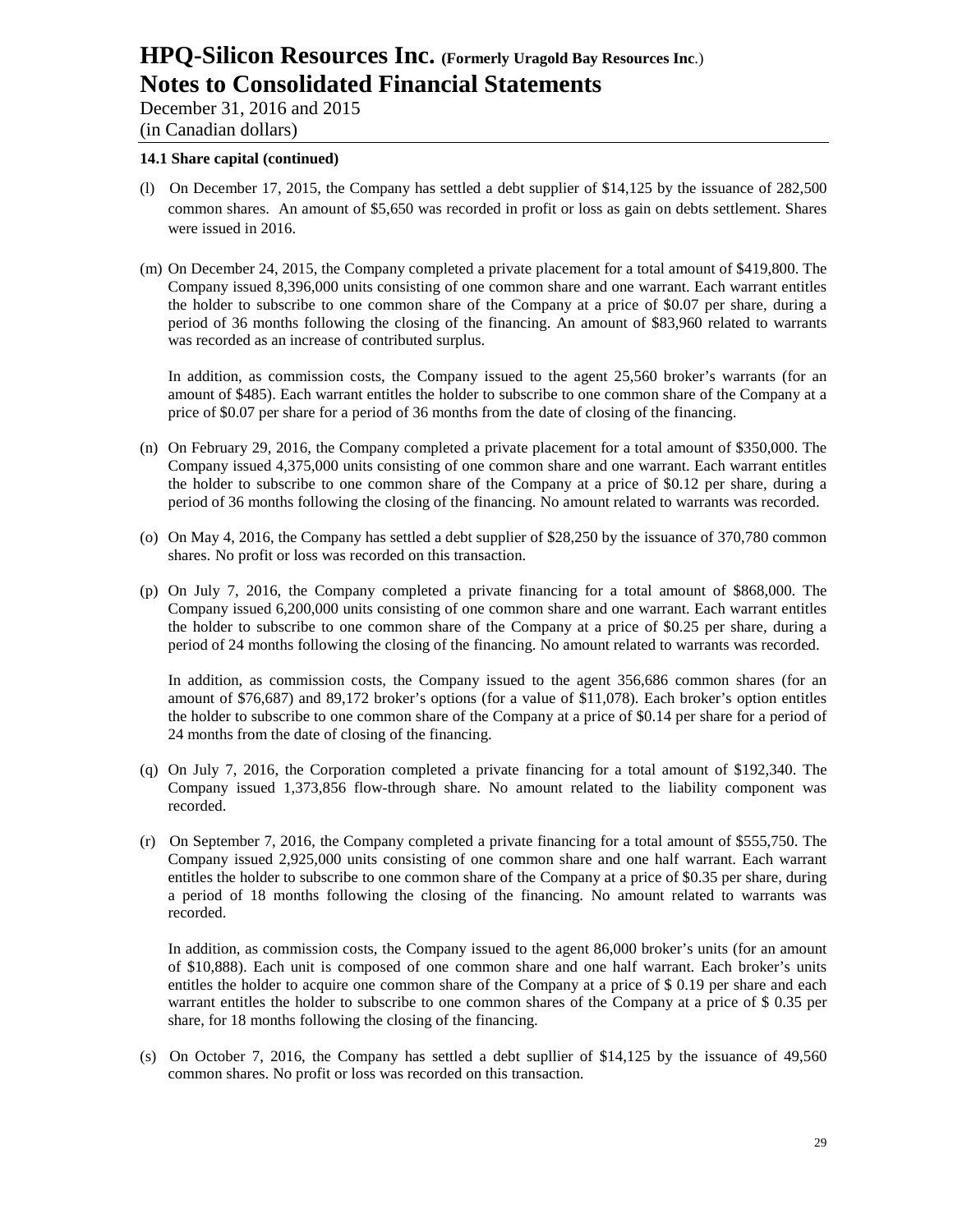**14.1 Share capital (continued)**

(l) On December 17, 2015, the Company has settled a debt supplier of $14,125 by the issuance of 282,500 common shares. An amount of $5,650 was recorded in profit or loss as gain on debts settlement. Shares were issued in 2016.

(m) On December 24, 2015, the Company completed a private placement for a total amount of $419,800. The Company issued 8,396,000 units consisting of one common share and one warrant. Each warrant entitles the holder to subscribe to one common share of the Company at a price of $0.07 per share, during a period of 36 months following the closing of the financing. An amount of $83,960 related to warrants was recorded as an increase of contributed surplus.

In addition, as commission costs, the Company issued to the agent 25,560 broker's warrants (for an amount of $485). Each warrant entitles the holder to subscribe to one common share of the Company at a price of $0.07 per share for a period of 36 months from the date of closing of the financing.

(n) On February 29, 2016, the Company completed a private placement for a total amount of $350,000. The Company issued 4,375,000 units consisting of one common share and one warrant. Each warrant entitles the holder to subscribe to one common share of the Company at a price of $0.12 per share, during a period of 36 months following the closing of the financing. No amount related to warrants was recorded.

(o) On May 4, 2016, the Company has settled a debt supplier of $28,250 by the issuance of 370,780 common shares. No profit or loss was recorded on this transaction.

(p) On July 7, 2016, the Company completed a private financing for a total amount of $868,000. The Company issued 6,200,000 units consisting of one common share and one warrant. Each warrant entitles the holder to subscribe to one common share of the Company at a price of $0.25 per share, during a period of 24 months following the closing of the financing. No amount related to warrants was recorded.

In addition, as commission costs, the Company issued to the agent 356,686 common shares (for an amount of $76,687) and 89,172 broker's options (for a value of $11,078). Each broker's option entitles the holder to subscribe to one common share of the Company at a price of $0.14 per share for a period of 24 months from the date of closing of the financing.

(q) On July 7, 2016, the Corporation completed a private financing for a total amount of $192,340. The Company issued 1,373,856 flow-through share. No amount related to the liability component was recorded.

(r) On September 7, 2016, the Company completed a private financing for a total amount of $555,750. The Company issued 2,925,000 units consisting of one common share and one half warrant. Each warrant entitles the holder to subscribe to one common share of the Company at a price of $0.35 per share, during a period of 18 months following the closing of the financing. No amount related to warrants was recorded.

In addition, as commission costs, the Company issued to the agent 86,000 broker's units (for an amount of $10,888). Each unit is composed of one common share and one half warrant. Each broker's units entitles the holder to acquire one common share of the Company at a price of $ 0.19 per share and each warrant entitles the holder to subscribe to one common shares of the Company at a price of $ 0.35 per share, for 18 months following the closing of the financing.

(s) On October 7, 2016, the Company has settled a debt supllier of $14,125 by the issuance of 49,560 common shares. No profit or loss was recorded on this transaction.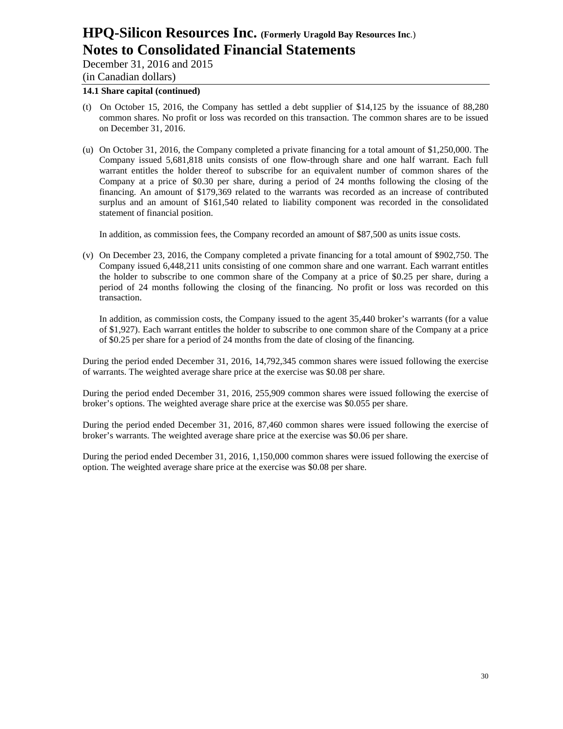**14.1 Share capital (continued)**

(t) On October 15, 2016, the Company has settled a debt supplier of $14,125 by the issuance of 88,280 common shares. No profit or loss was recorded on this transaction. The common shares are to be issued on December 31, 2016.

(u) On October 31, 2016, the Company completed a private financing for a total amount of $1,250,000. The Company issued 5,681,818 units consists of one flow-through share and one half warrant. Each full warrant entitles the holder thereof to subscribe for an equivalent number of common shares of the Company at a price of $0.30 per share, during a period of 24 months following the closing of the financing. An amount of $179,369 related to the warrants was recorded as an increase of contributed surplus and an amount of $161,540 related to liability component was recorded in the consolidated statement of financial position.

In addition, as commission fees, the Company recorded an amount of $87,500 as units issue costs.

(v) On December 23, 2016, the Company completed a private financing for a total amount of $902,750. The Company issued 6,448,211 units consisting of one common share and one warrant. Each warrant entitles the holder to subscribe to one common share of the Company at a price of $0.25 per share, during a period of 24 months following the closing of the financing. No profit or loss was recorded on this transaction.

In addition, as commission costs, the Company issued to the agent 35,440 broker's warrants (for a value of $1,927). Each warrant entitles the holder to subscribe to one common share of the Company at a price of $0.25 per share for a period of 24 months from the date of closing of the financing.

During the period ended December 31, 2016, 14,792,345 common shares were issued following the exercise of warrants. The weighted average share price at the exercise was $0.08 per share.

During the period ended December 31, 2016, 255,909 common shares were issued following the exercise of broker's options. The weighted average share price at the exercise was $0.055 per share.

During the period ended December 31, 2016, 87,460 common shares were issued following the exercise of broker's warrants. The weighted average share price at the exercise was $0.06 per share.

During the period ended December 31, 2016, 1,150,000 common shares were issued following the exercise of option. The weighted average share price at the exercise was $0.08 per share.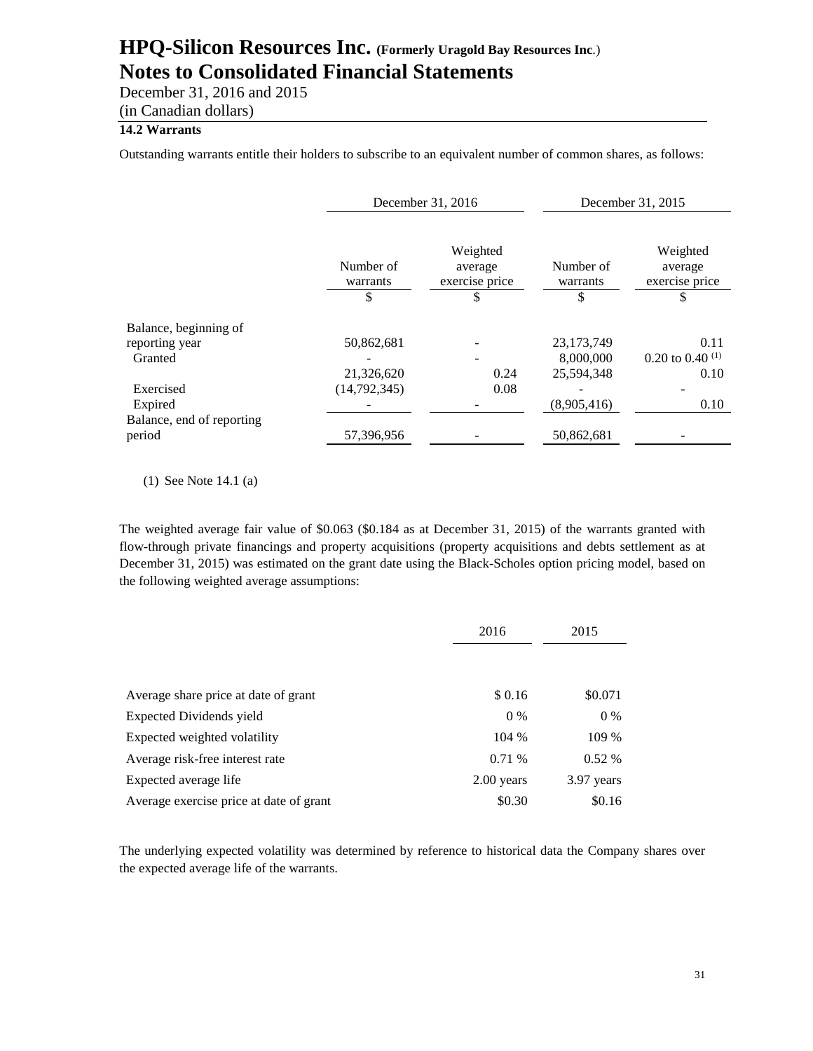**14.2 Warrants**

Outstanding warrants entitle their holders to subscribe to an equivalent number of common shares, as follows:

| | December 31, 2016 | | December 31, 2015 | |
|---|---|---|---|---|
| | Number of warrants | Weighted average exercise price | Number of warrants | Weighted average exercise price |
| | $ | $ | $ | $ |
| Balance, beginning of reporting year | 50,862,681 | - | 23,173,749 | 0.11 |
| Granted | - | - | 8,000,000 | 0.20 to 0.40 (1) |
| | 21,326,620 | 0.24 | 25,594,348 | 0.10 |
| Exercised | (14,792,345) | 0.08 | - | - |
| Expired | - | - | (8,905,416) | 0.10 |
| Balance, end of reporting period | 57,396,956 | - | 50,862,681 | - |

(1) See Note 14.1 (a)

The weighted average fair value of $0.063 ($0.184 as at December 31, 2015) of the warrants granted with flow-through private financings and property acquisitions (property acquisitions and debts settlement as at December 31, 2015) was estimated on the grant date using the Black-Scholes option pricing model, based on the following weighted average assumptions:

| | 2016 | 2015 |
|---|---|---|
| Average share price at date of grant | $ 0.16 | $0.071 |
| Expected Dividends yield | 0 % | 0 % |
| Expected weighted volatility | 104 % | 109 % |
| Average risk-free interest rate | 0.71 % | 0.52 % |
| Expected average life | 2.00 years | 3.97 years |
| Average exercise price at date of grant | $0.30 | $0.16 |

The underlying expected volatility was determined by reference to historical data the Company shares over the expected average life of the warrants.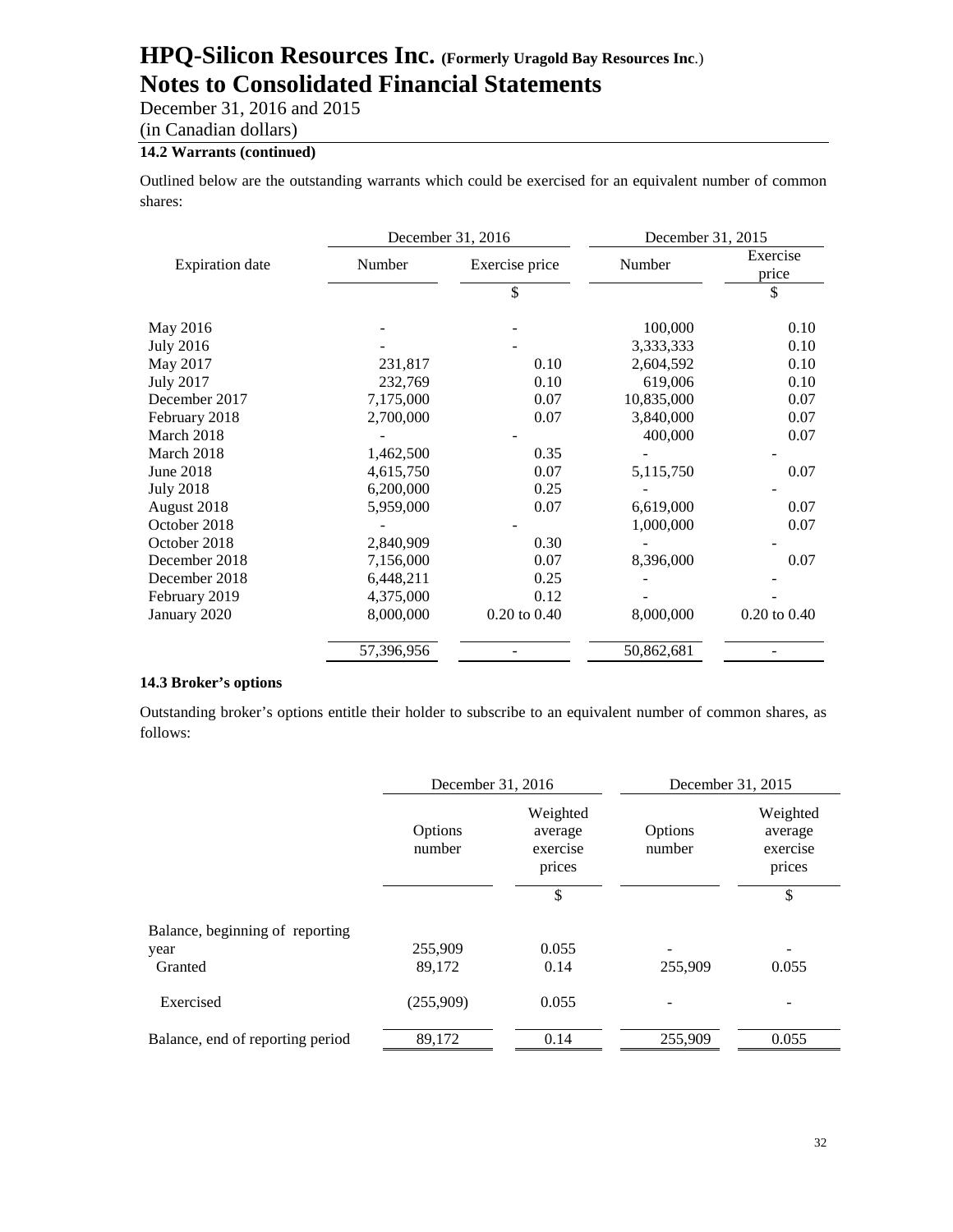### 14.2 Warrants (continued)

Outlined below are the outstanding warrants which could be exercised for an equivalent number of common shares:

| Expiration date | December 31, 2016 | | December 31, 2015 | |
|---|---|---|---|---|
| | Number | Exercise price | Number | Exercise price |
| | | $ | | $ |
| May 2016 | - | - | 100,000 | 0.10 |
| July 2016 | - | - | 3,333,333 | 0.10 |
| May 2017 | 231,817 | 0.10 | 2,604,592 | 0.10 |
| July 2017 | 232,769 | 0.10 | 619,006 | 0.10 |
| December 2017 | 7,175,000 | 0.07 | 10,835,000 | 0.07 |
| February 2018 | 2,700,000 | 0.07 | 3,840,000 | 0.07 |
| March 2018 | - | - | 400,000 | 0.07 |
| March 2018 | 1,462,500 | 0.35 | - | - |
| June 2018 | 4,615,750 | 0.07 | 5,115,750 | 0.07 |
| July 2018 | 6,200,000 | 0.25 | - | - |
| August 2018 | 5,959,000 | 0.07 | 6,619,000 | 0.07 |
| October 2018 | - | - | 1,000,000 | 0.07 |
| October 2018 | 2,840,909 | 0.30 | - | - |
| December 2018 | 7,156,000 | 0.07 | 8,396,000 | 0.07 |
| December 2018 | 6,448,211 | 0.25 | - | - |
| February 2019 | 4,375,000 | 0.12 | - | - |
| January 2020 | 8,000,000 | 0.20 to 0.40 | 8,000,000 | 0.20 to 0.40 |
| | 57,396,956 | - | 50,862,681 | - |

### 14.3 Broker's options

Outstanding broker's options entitle their holder to subscribe to an equivalent number of common shares, as follows:

| | December 31, 2016 | | December 31, 2015 | |
|---|---|---|---|---|
| | Options number | Weighted average exercise prices | Options number | Weighted average exercise prices |
| | | $ | | $ |
| Balance, beginning of reporting year | 255,909 | 0.055 | - | - |
| Granted | 89,172 | 0.14 | 255,909 | 0.055 |
| Exercised | (255,909) | 0.055 | - | - |
| Balance, end of reporting period | 89,172 | 0.14 | 255,909 | 0.055 |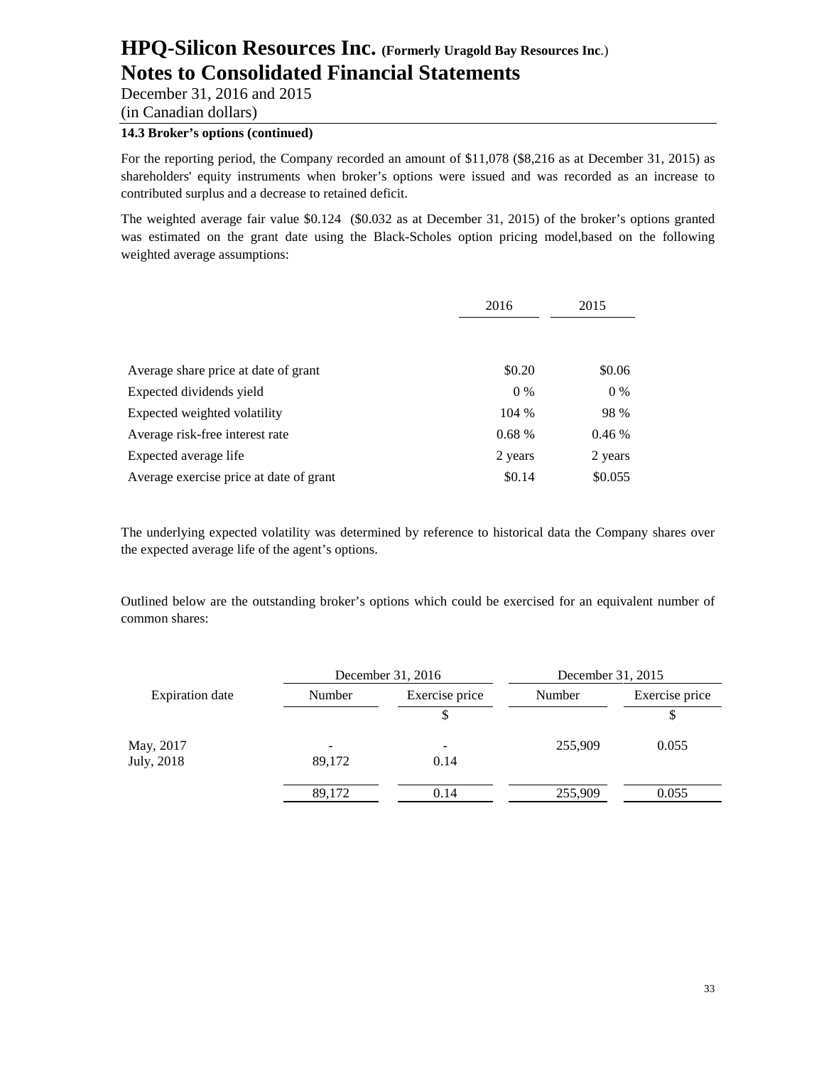### 14.3 Broker's options (continued)

For the reporting period, the Company recorded an amount of $11,078 ($8,216 as at December 31, 2015) as shareholders' equity instruments when broker's options were issued and was recorded as an increase to contributed surplus and a decrease to retained deficit.

The weighted average fair value $0.124 ($0.032 as at December 31, 2015) of the broker's options granted was estimated on the grant date using the Black-Scholes option pricing model,based on the following weighted average assumptions:

| | 2016 | 2015 |
|---|---|---|
| Average share price at date of grant | $0.20 | $0.06 |
| Expected dividends yield | 0 % | 0 % |
| Expected weighted volatility | 104 % | 98 % |
| Average risk-free interest rate | 0.68 % | 0.46 % |
| Expected average life | 2 years | 2 years |
| Average exercise price at date of grant | $0.14 | $0.055 |

The underlying expected volatility was determined by reference to historical data the Company shares over the expected average life of the agent's options.

Outlined below are the outstanding broker's options which could be exercised for an equivalent number of common shares:

| | December 31, 2016 | | December 31, 2015 | |
|---|---|---|---|---|
| Expiration date | Number | Exercise price | Number | Exercise price |
| | | $ | | $ |
| May, 2017 | - | - | 255,909 | 0.055 |
| July, 2018 | 89,172 | 0.14 | | |
| | 89,172 | 0.14 | 255,909 | 0.055 |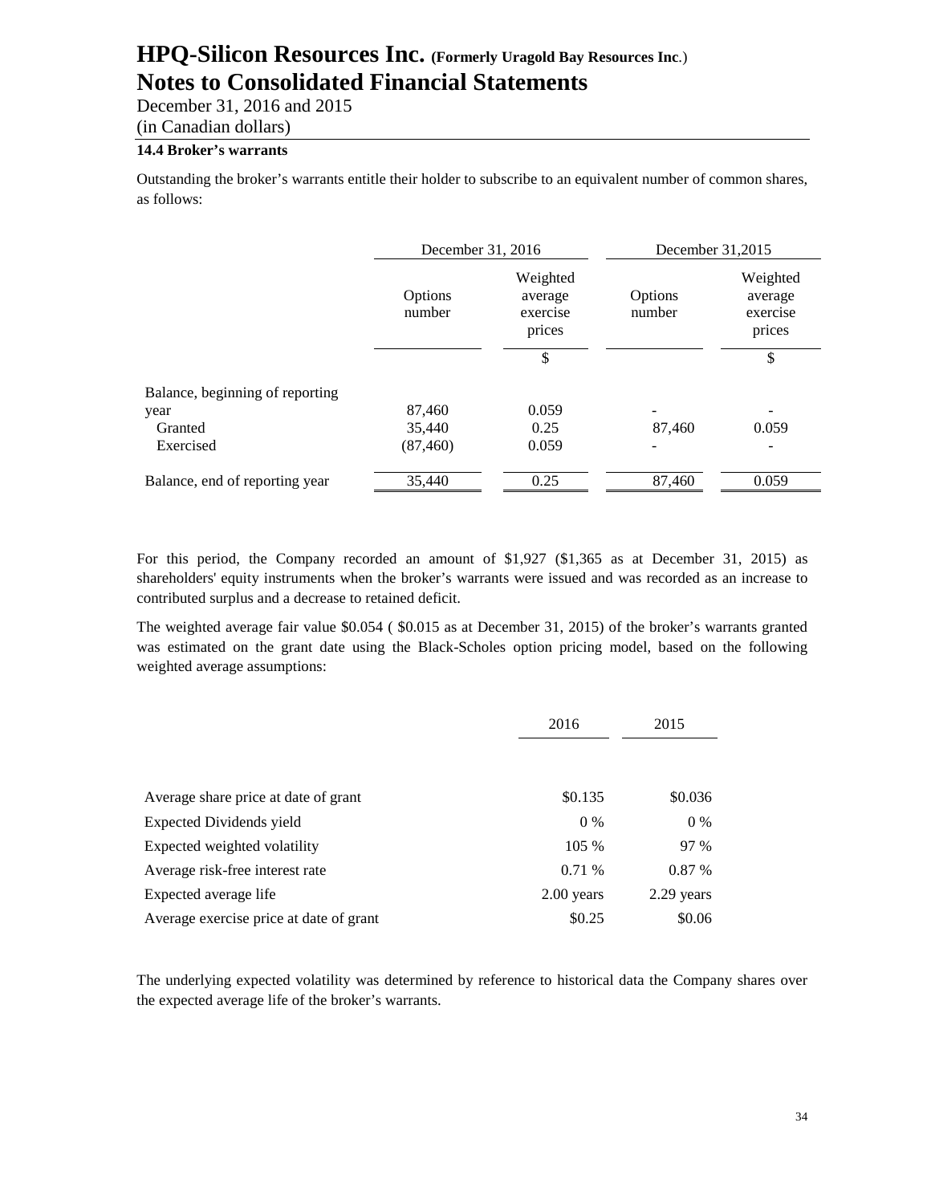### 14.4 Broker's warrants

Outstanding the broker's warrants entitle their holder to subscribe to an equivalent number of common shares, as follows:

| | December 31, 2016 | | December 31,2015 | |
|---|---|---|---|---|
| | Options number | Weighted average exercise prices | Options number | Weighted average exercise prices |
| | | $ | | $ |
| Balance, beginning of reporting year | 87,460 | 0.059 | - | - |
| Granted | 35,440 | 0.25 | 87,460 | 0.059 |
| Exercised | (87,460) | 0.059 | - | - |
| Balance, end of reporting year | 35,440 | 0.25 | 87,460 | 0.059 |

For this period, the Company recorded an amount of $1,927 ($1,365 as at December 31, 2015) as shareholders' equity instruments when the broker's warrants were issued and was recorded as an increase to contributed surplus and a decrease to retained deficit.

The weighted average fair value $0.054 ( $0.015 as at December 31, 2015) of the broker's warrants granted was estimated on the grant date using the Black-Scholes option pricing model, based on the following weighted average assumptions:

| | 2016 | 2015 |
|---|---|---|
| Average share price at date of grant | $0.135 | $0.036 |
| Expected Dividends yield | 0 % | 0 % |
| Expected weighted volatility | 105 % | 97 % |
| Average risk-free interest rate | 0.71 % | 0.87 % |
| Expected average life | 2.00 years | 2.29 years |
| Average exercise price at date of grant | $0.25 | $0.06 |

The underlying expected volatility was determined by reference to historical data the Company shares over the expected average life of the broker's warrants.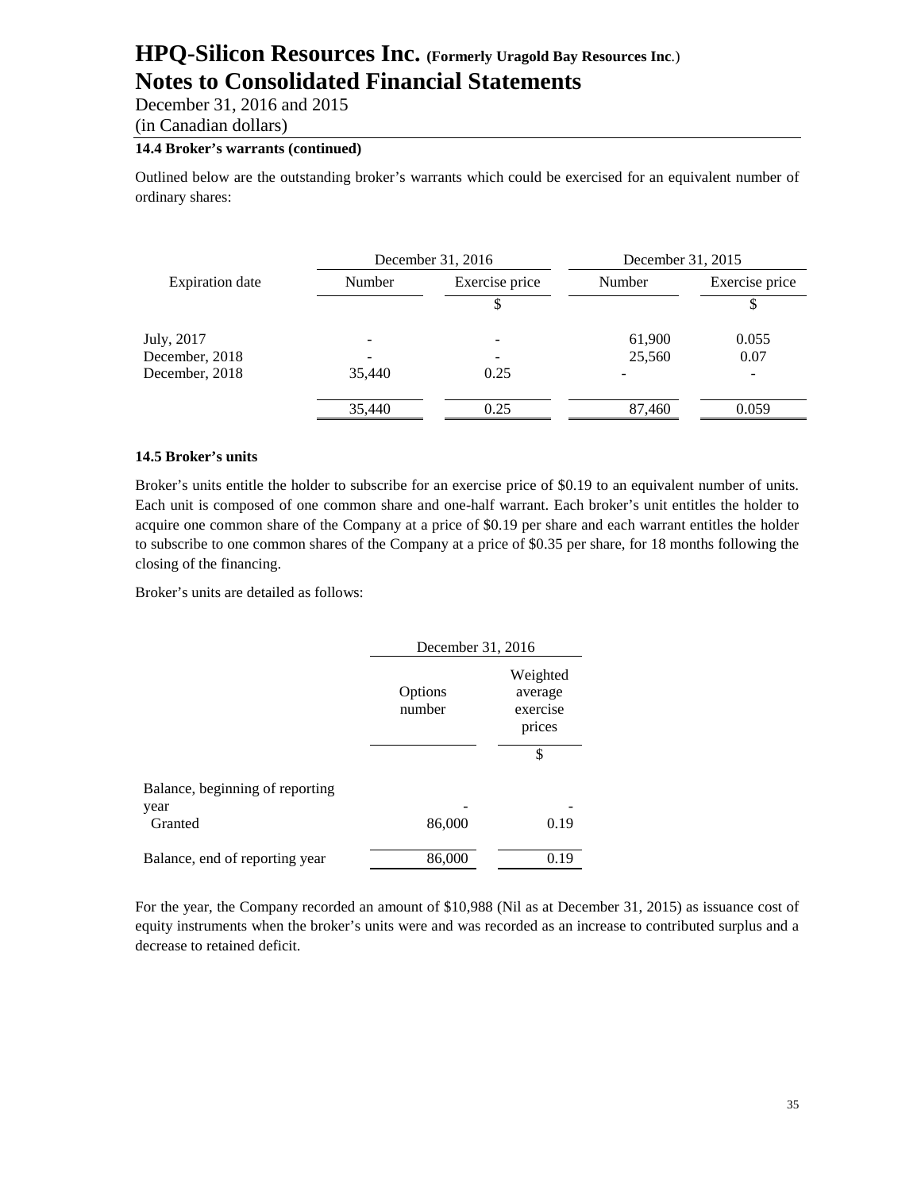### 14.4 Broker's warrants (continued)

Outlined below are the outstanding broker's warrants which could be exercised for an equivalent number of ordinary shares:

| Expiration date | December 31, 2016 | | December 31, 2015 | |
|---|---|---|---|---|
| | Number | Exercise price | Number | Exercise price |
| | | $ | | $ |
| July, 2017 | - | - | 61,900 | 0.055 |
| December, 2018 | - | - | 25,560 | 0.07 |
| December, 2018 | 35,440 | 0.25 | - | - |
| | 35,440 | 0.25 | 87,460 | 0.059 |

### 14.5 Broker's units

Broker's units entitle the holder to subscribe for an exercise price of $0.19 to an equivalent number of units. Each unit is composed of one common share and one-half warrant. Each broker's unit entitles the holder to acquire one common share of the Company at a price of $0.19 per share and each warrant entitles the holder to subscribe to one common shares of the Company at a price of $0.35 per share, for 18 months following the closing of the financing.

Broker's units are detailed as follows:

| | December 31, 2016 | |
|---|---|---|
| | Options number | Weighted average exercise prices |
| | | $ |
| Balance, beginning of reporting year | - | - |
| Granted | 86,000 | 0.19 |
| Balance, end of reporting year | 86,000 | 0.19 |

For the year, the Company recorded an amount of $10,988 (Nil as at December 31, 2015) as issuance cost of equity instruments when the broker's units were and was recorded as an increase to contributed surplus and a decrease to retained deficit.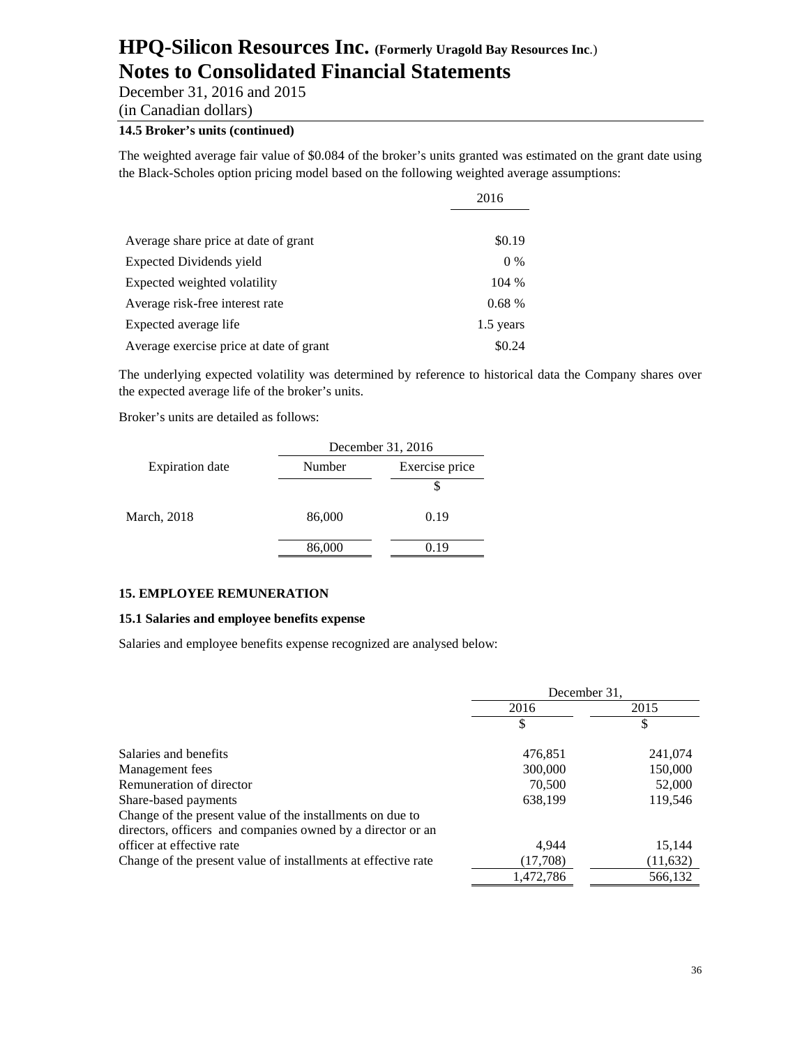### 14.5 Broker's units (continued)

The weighted average fair value of $0.084 of the broker's units granted was estimated on the grant date using the Black-Scholes option pricing model based on the following weighted average assumptions:

| | 2016 |
|---|---|
| Average share price at date of grant | $0.19 |
| Expected Dividends yield | 0 % |
| Expected weighted volatility | 104 % |
| Average risk-free interest rate | 0.68 % |
| Expected average life | 1.5 years |
| Average exercise price at date of grant | $0.24 |

The underlying expected volatility was determined by reference to historical data the Company shares over the expected average life of the broker's units.

Broker's units are detailed as follows:

| | December 31, 2016 | |
|---|---|---|
| Expiration date | Number | Exercise price |
| | | $ |
| March, 2018 | 86,000 | 0.19 |
| | 86,000 | 0.19 |

## 15. EMPLOYEE REMUNERATION

### 15.1 Salaries and employee benefits expense

Salaries and employee benefits expense recognized are analysed below:

| | December 31, | |
|---|---|---|
| | 2016 | 2015 |
| | $ | $ |
| Salaries and benefits | 476,851 | 241,074 |
| Management fees | 300,000 | 150,000 |
| Remuneration of director | 70,500 | 52,000 |
| Share-based payments | 638,199 | 119,546 |
| Change of the present value of the installments on due to directors, officers and companies owned by a director or an officer at effective rate | 4,944 | 15,144 |
| Change of the present value of installments at effective rate | (17,708) | (11,632) |
| | 1,472,786 | 566,132 |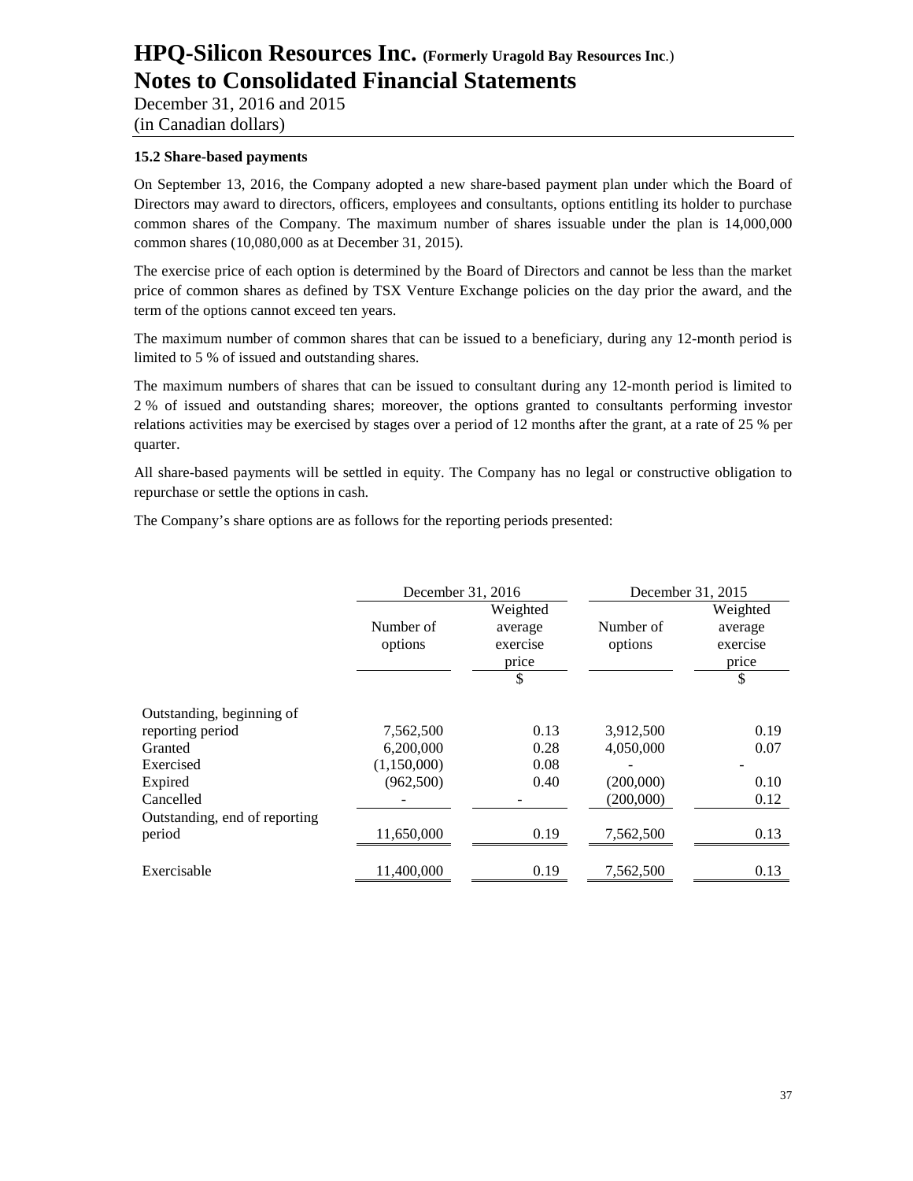### 15.2 Share-based payments

On September 13, 2016, the Company adopted a new share-based payment plan under which the Board of Directors may award to directors, officers, employees and consultants, options entitling its holder to purchase common shares of the Company. The maximum number of shares issuable under the plan is 14,000,000 common shares (10,080,000 as at December 31, 2015).

The exercise price of each option is determined by the Board of Directors and cannot be less than the market price of common shares as defined by TSX Venture Exchange policies on the day prior the award, and the term of the options cannot exceed ten years.

The maximum number of common shares that can be issued to a beneficiary, during any 12-month period is limited to 5 % of issued and outstanding shares.

The maximum numbers of shares that can be issued to consultant during any 12-month period is limited to 2 % of issued and outstanding shares; moreover, the options granted to consultants performing investor relations activities may be exercised by stages over a period of 12 months after the grant, at a rate of 25 % per quarter.

All share-based payments will be settled in equity. The Company has no legal or constructive obligation to repurchase or settle the options in cash.

The Company's share options are as follows for the reporting periods presented:

| | December 31, 2016 | | December 31, 2015 | |
|---|---|---|---|---|
| | Number of options | Weighted average exercise price | Number of options | Weighted average exercise price |
| | | $ | | $ |
| Outstanding, beginning of reporting period | 7,562,500 | 0.13 | 3,912,500 | 0.19 |
| Granted | 6,200,000 | 0.28 | 4,050,000 | 0.07 |
| Exercised | (1,150,000) | 0.08 | - | - |
| Expired | (962,500) | 0.40 | (200,000) | 0.10 |
| Cancelled | - | - | (200,000) | 0.12 |
| Outstanding, end of reporting period | 11,650,000 | 0.19 | 7,562,500 | 0.13 |
| Exercisable | 11,400,000 | 0.19 | 7,562,500 | 0.13 |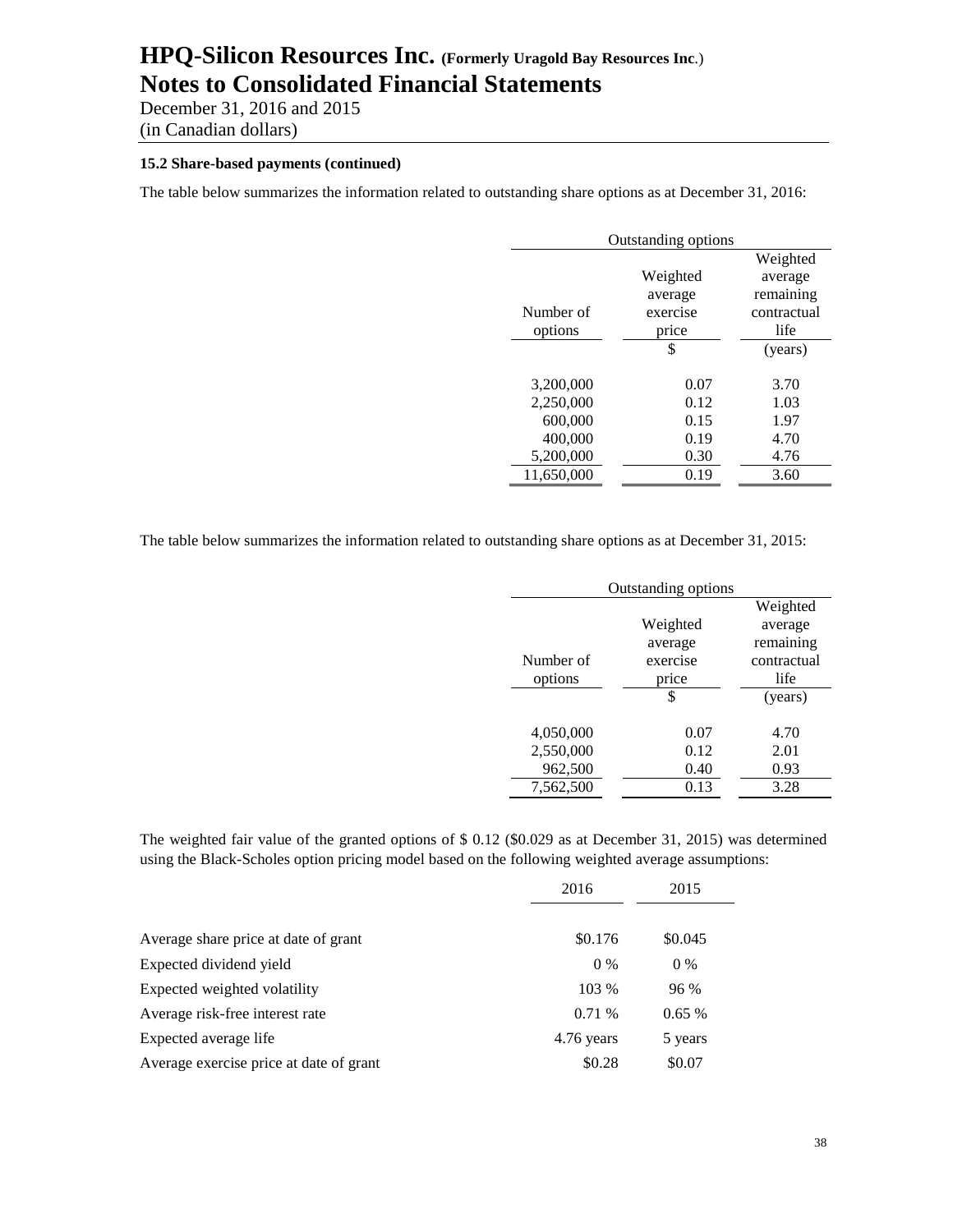# HPQ-Silicon Resources Inc. (Formerly Uragold Bay Resources Inc.)
# Notes to Consolidated Financial Statements

December 31, 2016 and 2015
(in Canadian dollars)

**15.2 Share-based payments (continued)**

The table below summarizes the information related to outstanding share options as at December 31, 2016:

| Outstanding options | | |
|---|---|---|
| Number of options | Weighted average exercise price | Weighted average remaining contractual life |
| | $ | (years) |
| 3,200,000 | 0.07 | 3.70 |
| 2,250,000 | 0.12 | 1.03 |
| 600,000 | 0.15 | 1.97 |
| 400,000 | 0.19 | 4.70 |
| 5,200,000 | 0.30 | 4.76 |
| 11,650,000 | 0.19 | 3.60 |

The table below summarizes the information related to outstanding share options as at December 31, 2015:

| Outstanding options | | |
|---|---|---|
| Number of options | Weighted average exercise price | Weighted average remaining contractual life |
| | $ | (years) |
| 4,050,000 | 0.07 | 4.70 |
| 2,550,000 | 0.12 | 2.01 |
| 962,500 | 0.40 | 0.93 |
| 7,562,500 | 0.13 | 3.28 |

The weighted fair value of the granted options of $ 0.12 ($0.029 as at December 31, 2015) was determined using the Black-Scholes option pricing model based on the following weighted average assumptions:

| | 2016 | 2015 |
|---|---|---|
| Average share price at date of grant | $0.176 | $0.045 |
| Expected dividend yield | 0 % | 0 % |
| Expected weighted volatility | 103 % | 96 % |
| Average risk-free interest rate | 0.71 % | 0.65 % |
| Expected average life | 4.76 years | 5 years |
| Average exercise price at date of grant | $0.28 | $0.07 |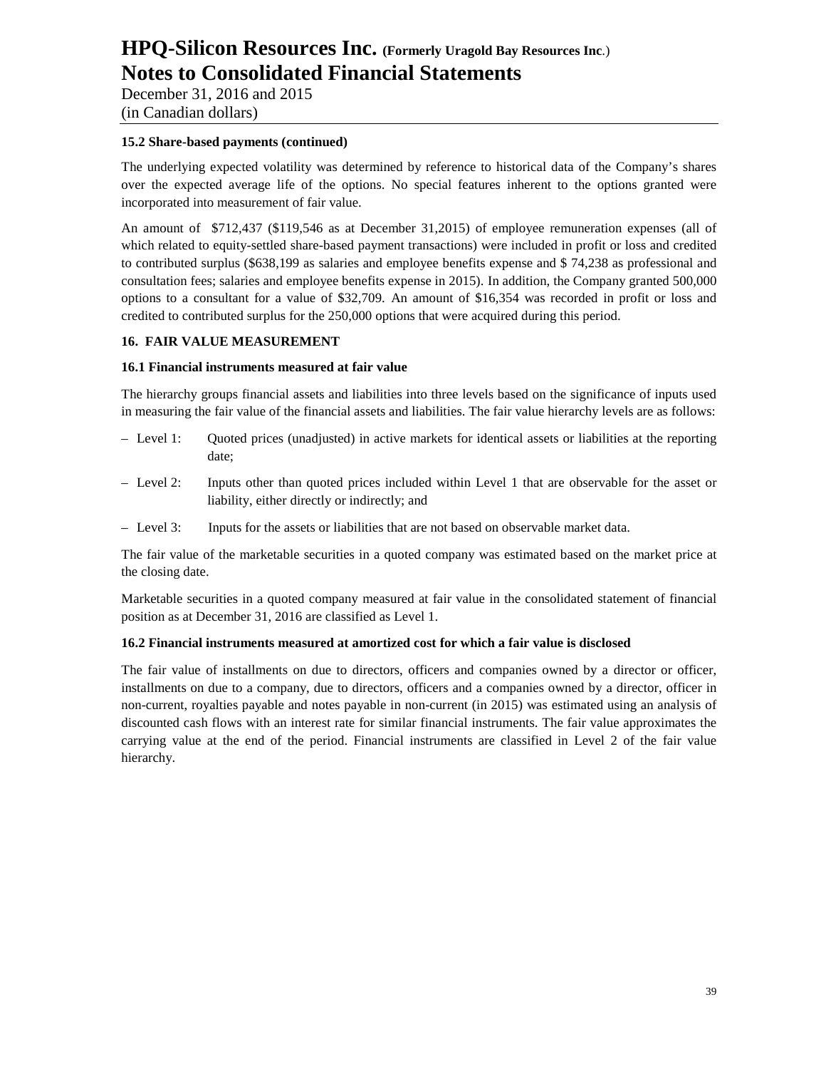#### 15.2 Share-based payments (continued)

The underlying expected volatility was determined by reference to historical data of the Company's shares over the expected average life of the options. No special features inherent to the options granted were incorporated into measurement of fair value.

An amount of $712,437 ($119,546 as at December 31,2015) of employee remuneration expenses (all of which related to equity-settled share-based payment transactions) were included in profit or loss and credited to contributed surplus ($638,199 as salaries and employee benefits expense and $ 74,238 as professional and consultation fees; salaries and employee benefits expense in 2015). In addition, the Company granted 500,000 options to a consultant for a value of $32,709. An amount of $16,354 was recorded in profit or loss and credited to contributed surplus for the 250,000 options that were acquired during this period.

### 16. FAIR VALUE MEASUREMENT

#### 16.1 Financial instruments measured at fair value

The hierarchy groups financial assets and liabilities into three levels based on the significance of inputs used in measuring the fair value of the financial assets and liabilities. The fair value hierarchy levels are as follows:

- Level 1: Quoted prices (unadjusted) in active markets for identical assets or liabilities at the reporting date;
- Level 2: Inputs other than quoted prices included within Level 1 that are observable for the asset or liability, either directly or indirectly; and
- Level 3: Inputs for the assets or liabilities that are not based on observable market data.

The fair value of the marketable securities in a quoted company was estimated based on the market price at the closing date.

Marketable securities in a quoted company measured at fair value in the consolidated statement of financial position as at December 31, 2016 are classified as Level 1.

#### 16.2 Financial instruments measured at amortized cost for which a fair value is disclosed

The fair value of installments on due to directors, officers and companies owned by a director or officer, installments on due to a company, due to directors, officers and a companies owned by a director, officer in non-current, royalties payable and notes payable in non-current (in 2015) was estimated using an analysis of discounted cash flows with an interest rate for similar financial instruments. The fair value approximates the carrying value at the end of the period. Financial instruments are classified in Level 2 of the fair value hierarchy.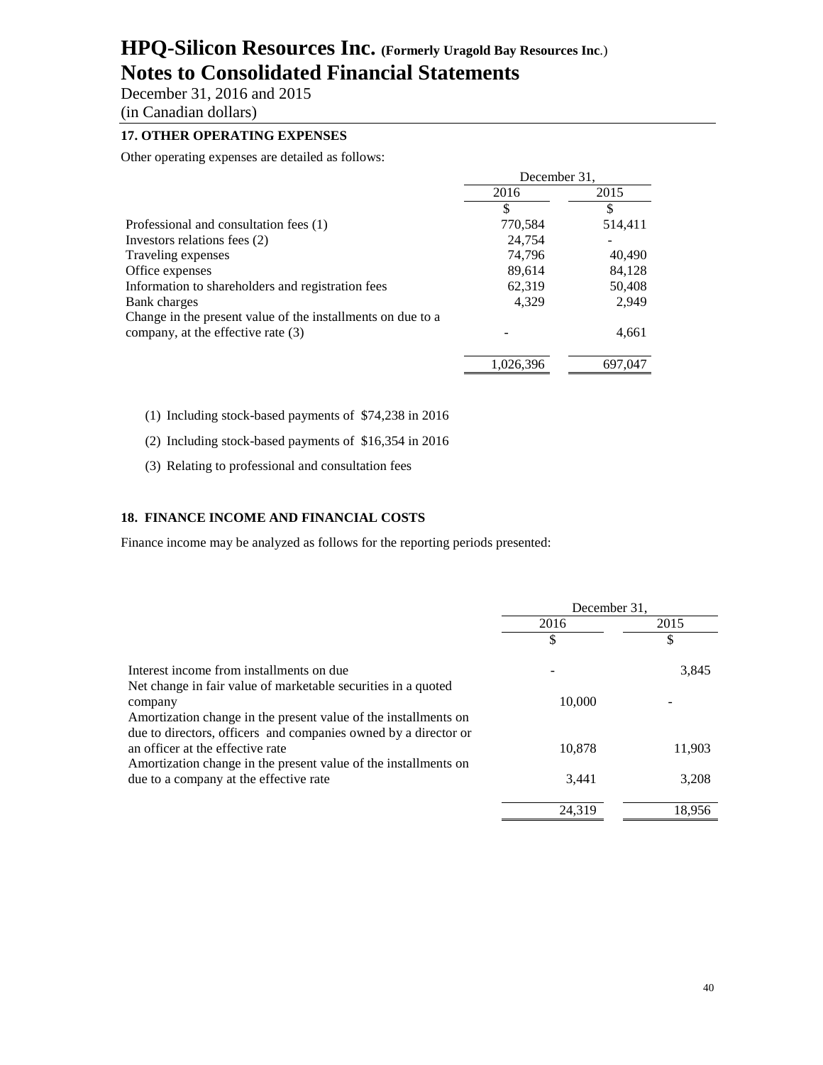# HPQ-Silicon Resources Inc. (Formerly Uragold Bay Resources Inc.)
# Notes to Consolidated Financial Statements

December 31, 2016 and 2015
(in Canadian dollars)

## 17. OTHER OPERATING EXPENSES

Other operating expenses are detailed as follows:

| | December 31, | |
|---|---|---|
| | 2016 | 2015 |
| | $ | $ |
| Professional and consultation fees (1) | 770,584 | 514,411 |
| Investors relations fees (2) | 24,754 | - |
| Traveling expenses | 74,796 | 40,490 |
| Office expenses | 89,614 | 84,128 |
| Information to shareholders and registration fees | 62,319 | 50,408 |
| Bank charges | 4,329 | 2,949 |
| Change in the present value of the installments on due to a company, at the effective rate (3) | - | 4,661 |
| | 1,026,396 | 697,047 |

(1) Including stock-based payments of $74,238 in 2016

(2) Including stock-based payments of $16,354 in 2016

(3) Relating to professional and consultation fees

## 18. FINANCE INCOME AND FINANCIAL COSTS

Finance income may be analyzed as follows for the reporting periods presented:

| | December 31, | |
|---|---|---|
| | 2016 | 2015 |
| | $ | $ |
| Interest income from installments on due | - | 3,845 |
| Net change in fair value of marketable securities in a quoted company | 10,000 | - |
| Amortization change in the present value of the installments on due to directors, officers and companies owned by a director or an officer at the effective rate | 10,878 | 11,903 |
| Amortization change in the present value of the installments on due to a company at the effective rate | 3,441 | 3,208 |
| | 24,319 | 18,956 |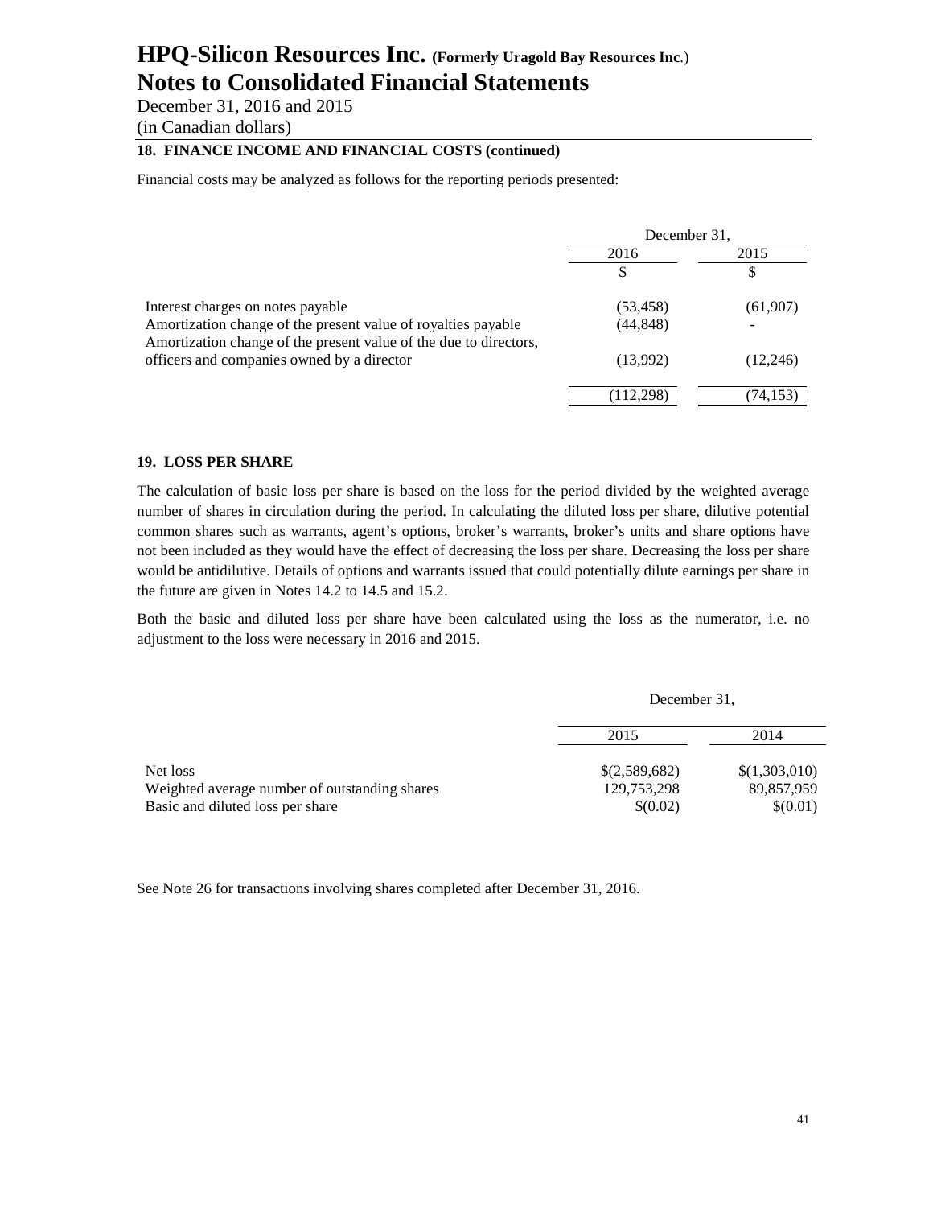## 18. FINANCE INCOME AND FINANCIAL COSTS (continued)

Financial costs may be analyzed as follows for the reporting periods presented:

| | December 31, | |
|---|---|---|
| | 2016 | 2015 |
| | $ | $ |
| Interest charges on notes payable | (53,458) | (61,907) |
| Amortization change of the present value of royalties payable | (44,848) | - |
| Amortization change of the present value of the due to directors, officers and companies owned by a director | (13,992) | (12,246) |
| | (112,298) | (74,153) |

## 19. LOSS PER SHARE

The calculation of basic loss per share is based on the loss for the period divided by the weighted average number of shares in circulation during the period. In calculating the diluted loss per share, dilutive potential common shares such as warrants, agent's options, broker's warrants, broker's units and share options have not been included as they would have the effect of decreasing the loss per share. Decreasing the loss per share would be antidilutive. Details of options and warrants issued that could potentially dilute earnings per share in the future are given in Notes 14.2 to 14.5 and 15.2.

Both the basic and diluted loss per share have been calculated using the loss as the numerator, i.e. no adjustment to the loss were necessary in 2016 and 2015.

| | December 31, | |
|---|---|---|
| | 2015 | 2014 |
| Net loss | $(2,589,682) | $(1,303,010) |
| Weighted average number of outstanding shares | 129,753,298 | 89,857,959 |
| Basic and diluted loss per share | $(0.02) | $(0.01) |

See Note 26 for transactions involving shares completed after December 31, 2016.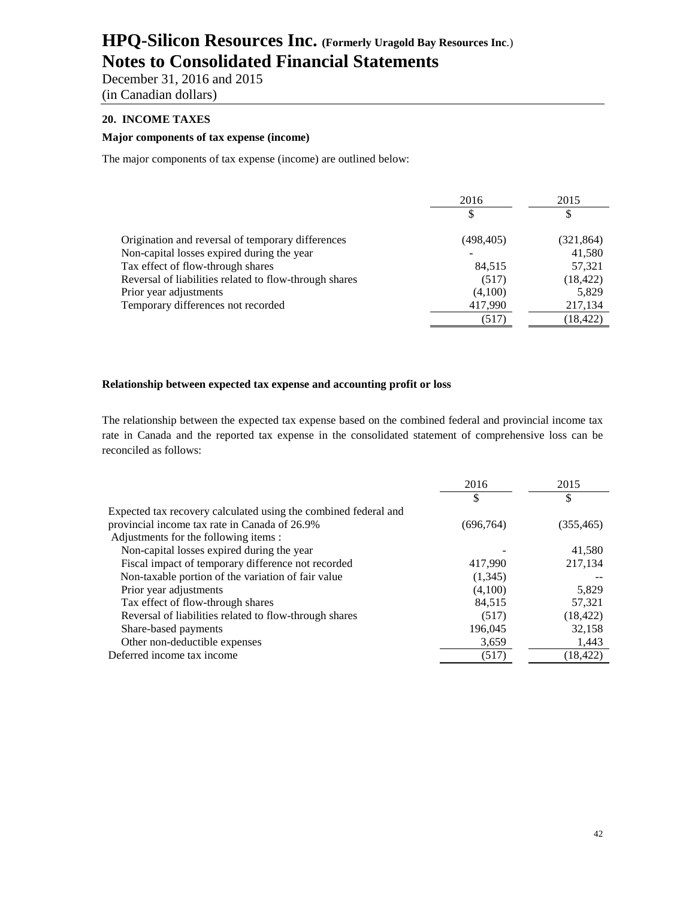# HPQ-Silicon Resources Inc. (Formerly Uragold Bay Resources Inc.)

# Notes to Consolidated Financial Statements

December 31, 2016 and 2015

(in Canadian dollars)

## 20. INCOME TAXES

### Major components of tax expense (income)

The major components of tax expense (income) are outlined below:

| | 2016 | 2015 |
|---|---|---|
| | $ | $ |
| Origination and reversal of temporary differences | (498,405) | (321,864) |
| Non-capital losses expired during the year | - | 41,580 |
| Tax effect of flow-through shares | 84,515 | 57,321 |
| Reversal of liabilities related to flow-through shares | (517) | (18,422) |
| Prior year adjustments | (4,100) | 5,829 |
| Temporary differences not recorded | 417,990 | 217,134 |
| | (517) | (18,422) |

### Relationship between expected tax expense and accounting profit or loss

The relationship between the expected tax expense based on the combined federal and provincial income tax rate in Canada and the reported tax expense in the consolidated statement of comprehensive loss can be reconciled as follows:

| | 2016 | 2015 |
|---|---|---|
| | $ | $ |
| Expected tax recovery calculated using the combined federal and provincial income tax rate in Canada of 26.9% | (696,764) | (355,465) |
| Adjustments for the following items : | | |
| Non-capital losses expired during the year | - | 41,580 |
| Fiscal impact of temporary difference not recorded | 417,990 | 217,134 |
| Non-taxable portion of the variation of fair value | (1,345) | -- |
| Prior year adjustments | (4,100) | 5,829 |
| Tax effect of flow-through shares | 84,515 | 57,321 |
| Reversal of liabilities related to flow-through shares | (517) | (18,422) |
| Share-based payments | 196,045 | 32,158 |
| Other non-deductible expenses | 3,659 | 1,443 |
| Deferred income tax income | (517) | (18,422) |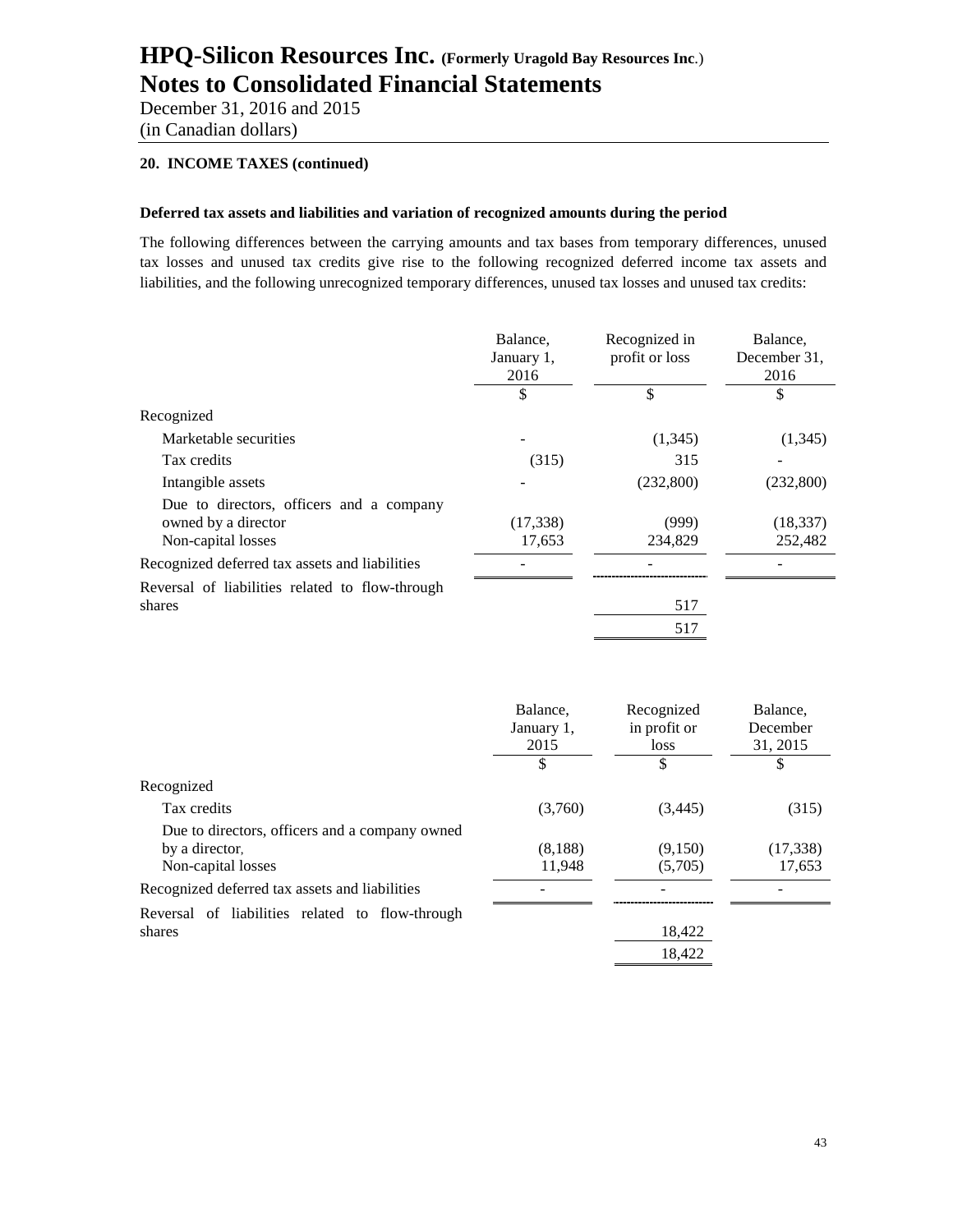# HPQ-Silicon Resources Inc. (Formerly Uragold Bay Resources Inc.)
# Notes to Consolidated Financial Statements

December 31, 2016 and 2015
(in Canadian dollars)

**20. INCOME TAXES (continued)**

**Deferred tax assets and liabilities and variation of recognized amounts during the period**

The following differences between the carrying amounts and tax bases from temporary differences, unused tax losses and unused tax credits give rise to the following recognized deferred income tax assets and liabilities, and the following unrecognized temporary differences, unused tax losses and unused tax credits:

| | Balance, January 1, 2016 | Recognized in profit or loss | Balance, December 31, 2016 |
|---|---|---|---|
| | $ | $ | $ |
| Recognized | | | |
| Marketable securities | - | (1,345) | (1,345) |
| Tax credits | (315) | 315 | - |
| Intangible assets | - | (232,800) | (232,800) |
| Due to directors, officers and a company owned by a director | (17,338) | (999) | (18,337) |
| Non-capital losses | 17,653 | 234,829 | 252,482 |
| Recognized deferred tax assets and liabilities | - | - | - |
| Reversal of liabilities related to flow-through shares | | 517 | |
| | | 517 | |

| | Balance, January 1, 2015 | Recognized in profit or loss | Balance, December 31, 2015 |
|---|---|---|---|
| | $ | $ | $ |
| Recognized | | | |
| Tax credits | (3,760) | (3,445) | (315) |
| Due to directors, officers and a company owned by a director, | (8,188) | (9,150) | (17,338) |
| Non-capital losses | 11,948 | (5,705) | 17,653 |
| Recognized deferred tax assets and liabilities | - | - | - |
| Reversal of liabilities related to flow-through shares | | 18,422 | |
| | | 18,422 | |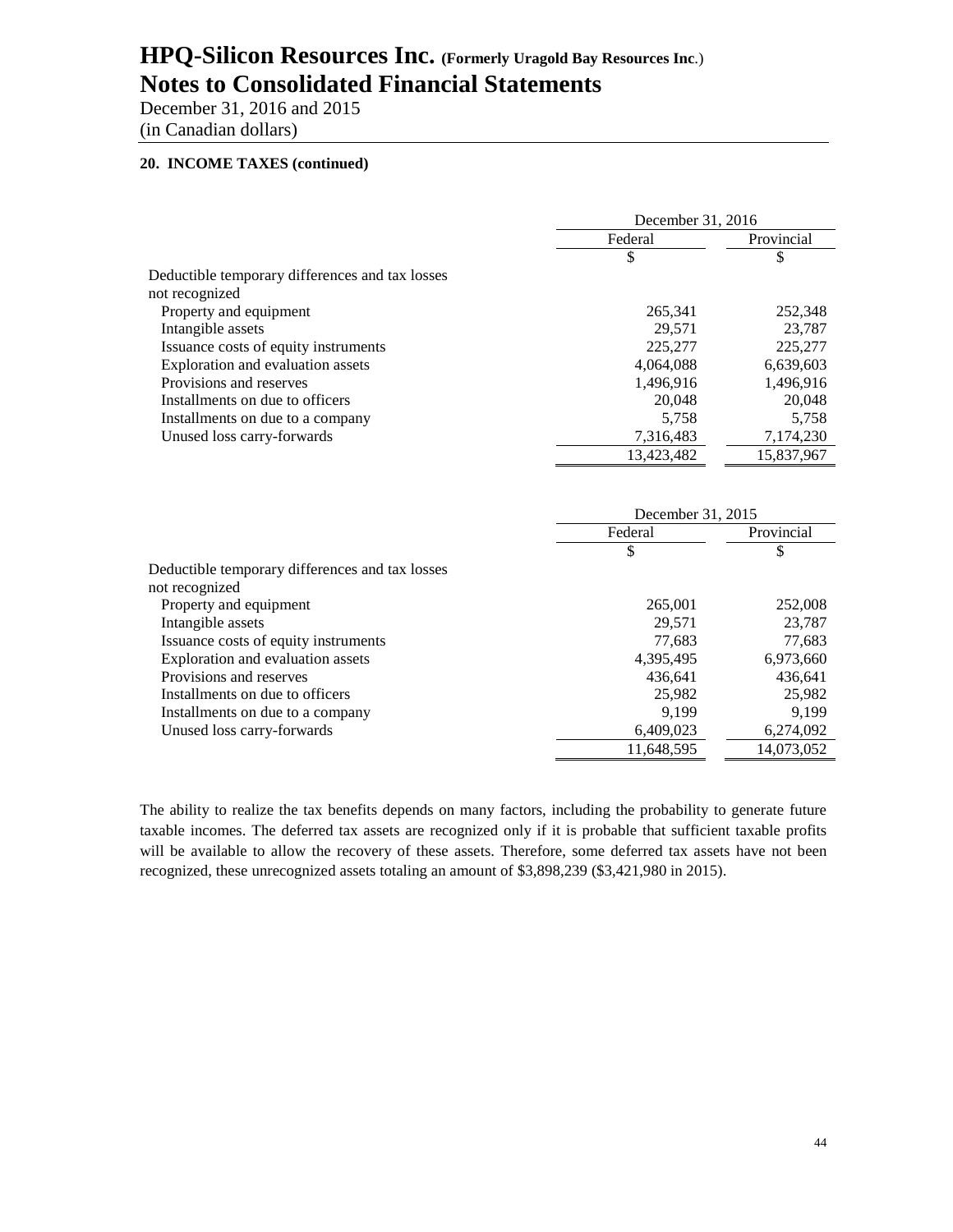### 20. INCOME TAXES (continued)

| | December 31, 2016 | |
|---|---|---|
| | Federal | Provincial |
| | $ | $ |
| Deductible temporary differences and tax losses not recognized | | |
| Property and equipment | 265,341 | 252,348 |
| Intangible assets | 29,571 | 23,787 |
| Issuance costs of equity instruments | 225,277 | 225,277 |
| Exploration and evaluation assets | 4,064,088 | 6,639,603 |
| Provisions and reserves | 1,496,916 | 1,496,916 |
| Installments on due to officers | 20,048 | 20,048 |
| Installments on due to a company | 5,758 | 5,758 |
| Unused loss carry-forwards | 7,316,483 | 7,174,230 |
| | 13,423,482 | 15,837,967 |

| | December 31, 2015 | |
|---|---|---|
| | Federal | Provincial |
| | $ | $ |
| Deductible temporary differences and tax losses not recognized | | |
| Property and equipment | 265,001 | 252,008 |
| Intangible assets | 29,571 | 23,787 |
| Issuance costs of equity instruments | 77,683 | 77,683 |
| Exploration and evaluation assets | 4,395,495 | 6,973,660 |
| Provisions and reserves | 436,641 | 436,641 |
| Installments on due to officers | 25,982 | 25,982 |
| Installments on due to a company | 9,199 | 9,199 |
| Unused loss carry-forwards | 6,409,023 | 6,274,092 |
| | 11,648,595 | 14,073,052 |

The ability to realize the tax benefits depends on many factors, including the probability to generate future taxable incomes. The deferred tax assets are recognized only if it is probable that sufficient taxable profits will be available to allow the recovery of these assets. Therefore, some deferred tax assets have not been recognized, these unrecognized assets totaling an amount of $3,898,239 ($3,421,980 in 2015).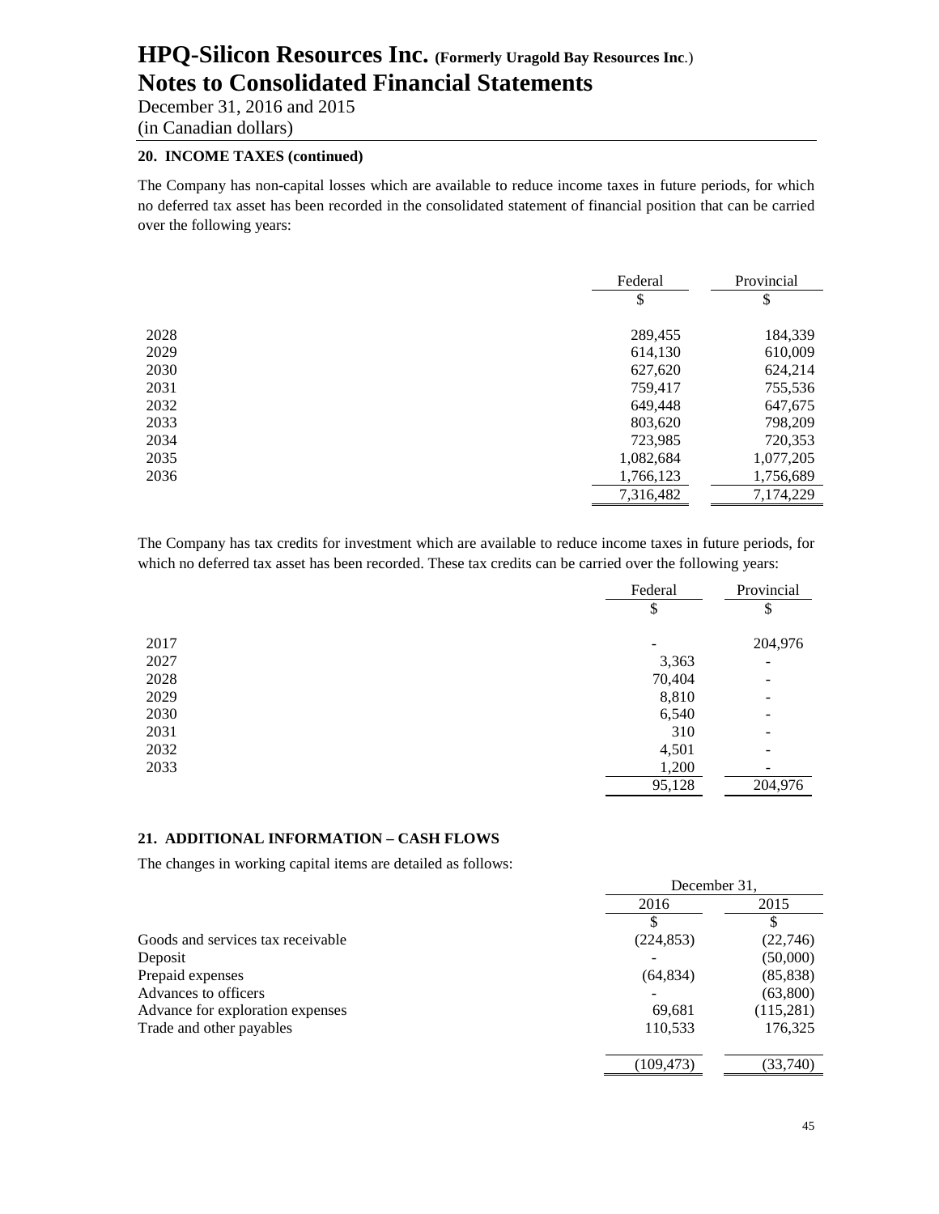# HPQ-Silicon Resources Inc. (Formerly Uragold Bay Resources Inc.)
# Notes to Consolidated Financial Statements

December 31, 2016 and 2015
(in Canadian dollars)

**20. INCOME TAXES (continued)**

The Company has non-capital losses which are available to reduce income taxes in future periods, for which no deferred tax asset has been recorded in the consolidated statement of financial position that can be carried over the following years:

| | Federal | Provincial |
|---|---|---|
| | $ | $ |
| 2028 | 289,455 | 184,339 |
| 2029 | 614,130 | 610,009 |
| 2030 | 627,620 | 624,214 |
| 2031 | 759,417 | 755,536 |
| 2032 | 649,448 | 647,675 |
| 2033 | 803,620 | 798,209 |
| 2034 | 723,985 | 720,353 |
| 2035 | 1,082,684 | 1,077,205 |
| 2036 | 1,766,123 | 1,756,689 |
| | 7,316,482 | 7,174,229 |

The Company has tax credits for investment which are available to reduce income taxes in future periods, for which no deferred tax asset has been recorded. These tax credits can be carried over the following years:

| | Federal | Provincial |
|---|---|---|
| | $ | $ |
| 2017 | - | 204,976 |
| 2027 | 3,363 | - |
| 2028 | 70,404 | - |
| 2029 | 8,810 | - |
| 2030 | 6,540 | - |
| 2031 | 310 | - |
| 2032 | 4,501 | - |
| 2033 | 1,200 | - |
| | 95,128 | 204,976 |

**21. ADDITIONAL INFORMATION – CASH FLOWS**

The changes in working capital items are detailed as follows:

| | December 31, | |
|---|---|---|
| | 2016 | 2015 |
| | $ | $ |
| Goods and services tax receivable | (224,853) | (22,746) |
| Deposit | - | (50,000) |
| Prepaid expenses | (64,834) | (85,838) |
| Advances to officers | - | (63,800) |
| Advance for exploration expenses | 69,681 | (115,281) |
| Trade and other payables | 110,533 | 176,325 |
| | (109,473) | (33,740) |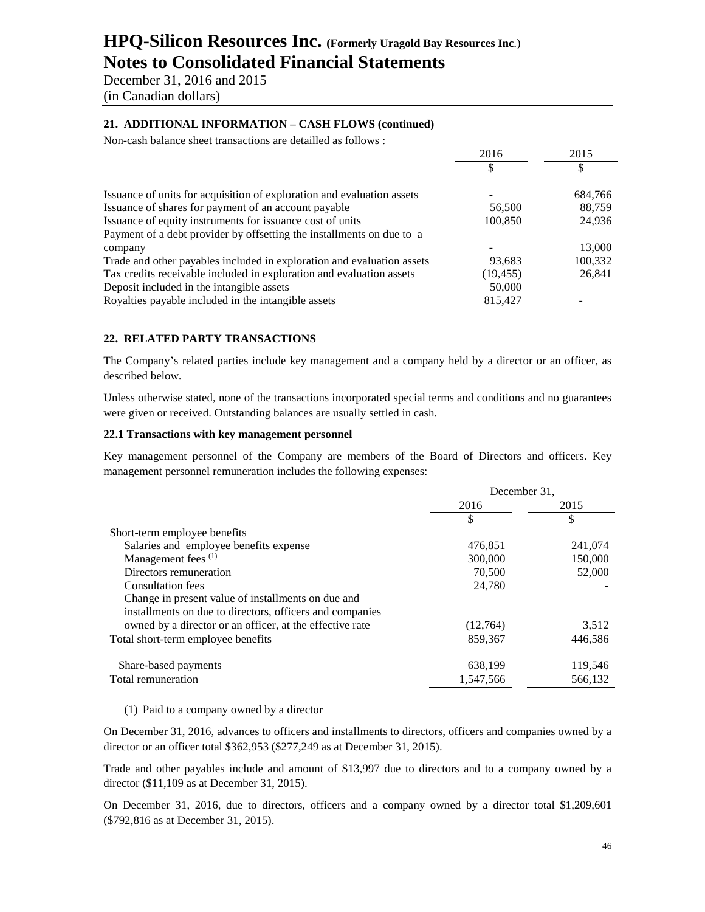## 21. ADDITIONAL INFORMATION – CASH FLOWS (continued)

Non-cash balance sheet transactions are detailled as follows :

| | 2016 | 2015 |
|---|---|---|
| | $ | $ |
| Issuance of units for acquisition of exploration and evaluation assets | - | 684,766 |
| Issuance of shares for payment of an account payable | 56,500 | 88,759 |
| Issuance of equity instruments for issuance cost of units | 100,850 | 24,936 |
| Payment of a debt provider by offsetting the installments on due to a company | - | 13,000 |
| Trade and other payables included in exploration and evaluation assets | 93,683 | 100,332 |
| Tax credits receivable included in exploration and evaluation assets | (19,455) | 26,841 |
| Deposit included in the intangible assets | 50,000 | |
| Royalties payable included in the intangible assets | 815,427 | - |

## 22. RELATED PARTY TRANSACTIONS

The Company's related parties include key management and a company held by a director or an officer, as described below.

Unless otherwise stated, none of the transactions incorporated special terms and conditions and no guarantees were given or received. Outstanding balances are usually settled in cash.

### 22.1 Transactions with key management personnel

Key management personnel of the Company are members of the Board of Directors and officers. Key management personnel remuneration includes the following expenses:

| | December 31, | |
|---|---|---|
| | 2016 | 2015 |
| | $ | $ |
| Short-term employee benefits | | |
| Salaries and employee benefits expense | 476,851 | 241,074 |
| Management fees (1) | 300,000 | 150,000 |
| Directors remuneration | 70,500 | 52,000 |
| Consultation fees | 24,780 | - |
| Change in present value of installments on due and installments on due to directors, officers and companies owned by a director or an officer, at the effective rate | (12,764) | 3,512 |
| Total short-term employee benefits | 859,367 | 446,586 |
| Share-based payments | 638,199 | 119,546 |
| Total remuneration | 1,547,566 | 566,132 |

(1) Paid to a company owned by a director

On December 31, 2016, advances to officers and installments to directors, officers and companies owned by a director or an officer total $362,953 ($277,249 as at December 31, 2015).

Trade and other payables include and amount of $13,997 due to directors and to a company owned by a director ($11,109 as at December 31, 2015).

On December 31, 2016, due to directors, officers and a company owned by a director total $1,209,601 ($792,816 as at December 31, 2015).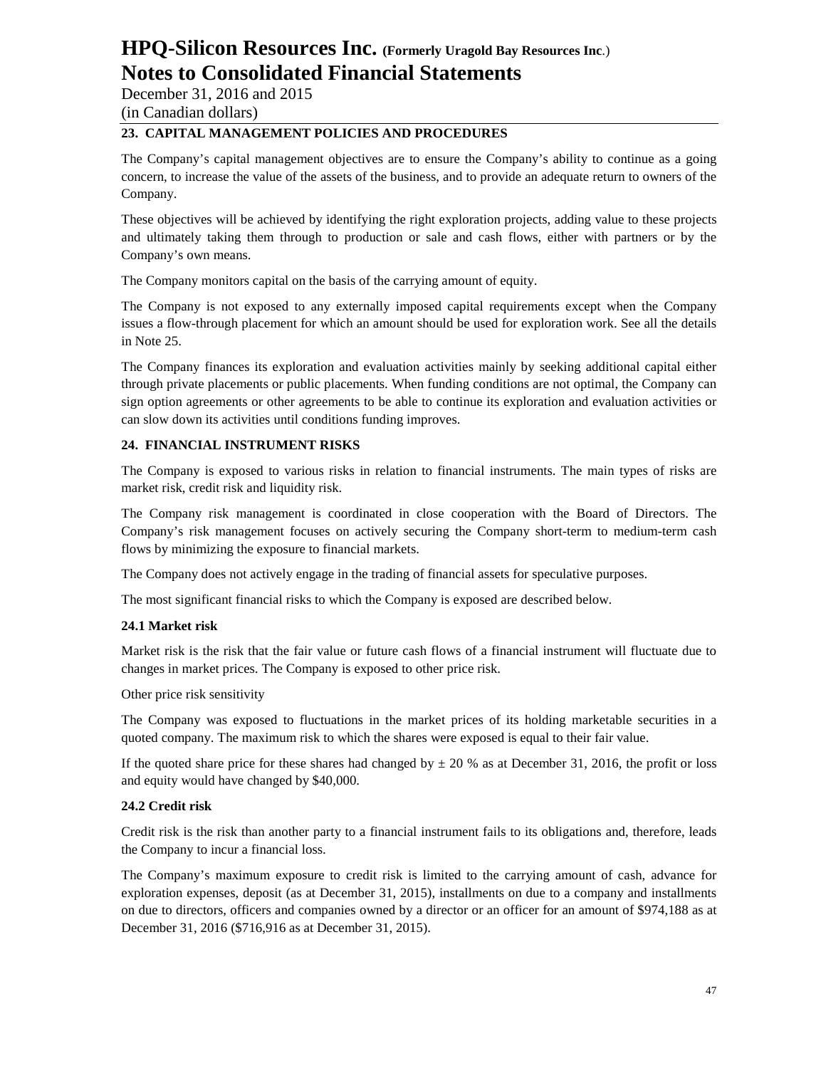## 23. CAPITAL MANAGEMENT POLICIES AND PROCEDURES

The Company's capital management objectives are to ensure the Company's ability to continue as a going concern, to increase the value of the assets of the business, and to provide an adequate return to owners of the Company.

These objectives will be achieved by identifying the right exploration projects, adding value to these projects and ultimately taking them through to production or sale and cash flows, either with partners or by the Company's own means.

The Company monitors capital on the basis of the carrying amount of equity.

The Company is not exposed to any externally imposed capital requirements except when the Company issues a flow-through placement for which an amount should be used for exploration work. See all the details in Note 25.

The Company finances its exploration and evaluation activities mainly by seeking additional capital either through private placements or public placements. When funding conditions are not optimal, the Company can sign option agreements or other agreements to be able to continue its exploration and evaluation activities or can slow down its activities until conditions funding improves.

## 24. FINANCIAL INSTRUMENT RISKS

The Company is exposed to various risks in relation to financial instruments. The main types of risks are market risk, credit risk and liquidity risk.

The Company risk management is coordinated in close cooperation with the Board of Directors. The Company's risk management focuses on actively securing the Company short-term to medium-term cash flows by minimizing the exposure to financial markets.

The Company does not actively engage in the trading of financial assets for speculative purposes.

The most significant financial risks to which the Company is exposed are described below.

### 24.1 Market risk

Market risk is the risk that the fair value or future cash flows of a financial instrument will fluctuate due to changes in market prices. The Company is exposed to other price risk.

Other price risk sensitivity

The Company was exposed to fluctuations in the market prices of its holding marketable securities in a quoted company. The maximum risk to which the shares were exposed is equal to their fair value.

If the quoted share price for these shares had changed by ± 20 % as at December 31, 2016, the profit or loss and equity would have changed by $40,000.

### 24.2 Credit risk

Credit risk is the risk than another party to a financial instrument fails to its obligations and, therefore, leads the Company to incur a financial loss.

The Company's maximum exposure to credit risk is limited to the carrying amount of cash, advance for exploration expenses, deposit (as at December 31, 2015), installments on due to a company and installments on due to directors, officers and companies owned by a director or an officer for an amount of $974,188 as at December 31, 2016 ($716,916 as at December 31, 2015).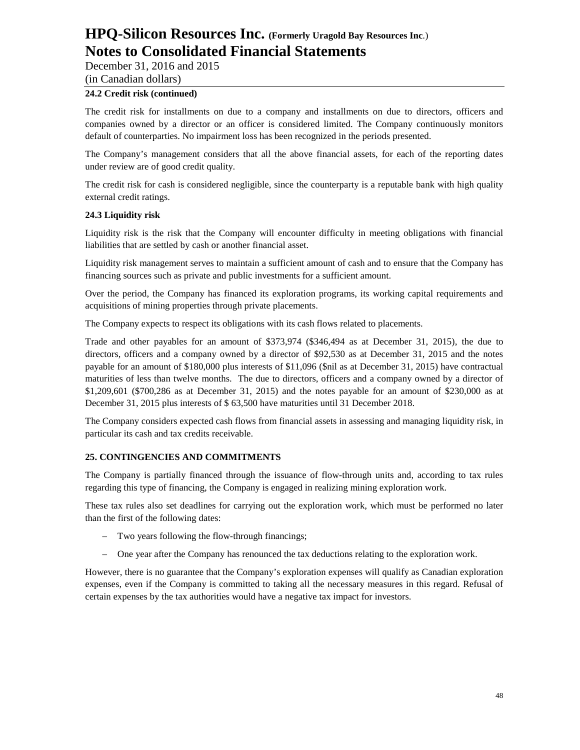### 24.2 Credit risk (continued)

The credit risk for installments on due to a company and installments on due to directors, officers and companies owned by a director or an officer is considered limited. The Company continuously monitors default of counterparties. No impairment loss has been recognized in the periods presented.

The Company's management considers that all the above financial assets, for each of the reporting dates under review are of good credit quality.

The credit risk for cash is considered negligible, since the counterparty is a reputable bank with high quality external credit ratings.

### 24.3 Liquidity risk

Liquidity risk is the risk that the Company will encounter difficulty in meeting obligations with financial liabilities that are settled by cash or another financial asset.

Liquidity risk management serves to maintain a sufficient amount of cash and to ensure that the Company has financing sources such as private and public investments for a sufficient amount.

Over the period, the Company has financed its exploration programs, its working capital requirements and acquisitions of mining properties through private placements.

The Company expects to respect its obligations with its cash flows related to placements.

Trade and other payables for an amount of $373,974 ($346,494 as at December 31, 2015), the due to directors, officers and a company owned by a director of $92,530 as at December 31, 2015 and the notes payable for an amount of $180,000 plus interests of $11,096 ($nil as at December 31, 2015) have contractual maturities of less than twelve months. The due to directors, officers and a company owned by a director of $1,209,601 ($700,286 as at December 31, 2015) and the notes payable for an amount of $230,000 as at December 31, 2015 plus interests of $ 63,500 have maturities until 31 December 2018.

The Company considers expected cash flows from financial assets in assessing and managing liquidity risk, in particular its cash and tax credits receivable.

## 25. CONTINGENCIES AND COMMITMENTS

The Company is partially financed through the issuance of flow-through units and, according to tax rules regarding this type of financing, the Company is engaged in realizing mining exploration work.

These tax rules also set deadlines for carrying out the exploration work, which must be performed no later than the first of the following dates:

- Two years following the flow-through financings;
- One year after the Company has renounced the tax deductions relating to the exploration work.

However, there is no guarantee that the Company's exploration expenses will qualify as Canadian exploration expenses, even if the Company is committed to taking all the necessary measures in this regard. Refusal of certain expenses by the tax authorities would have a negative tax impact for investors.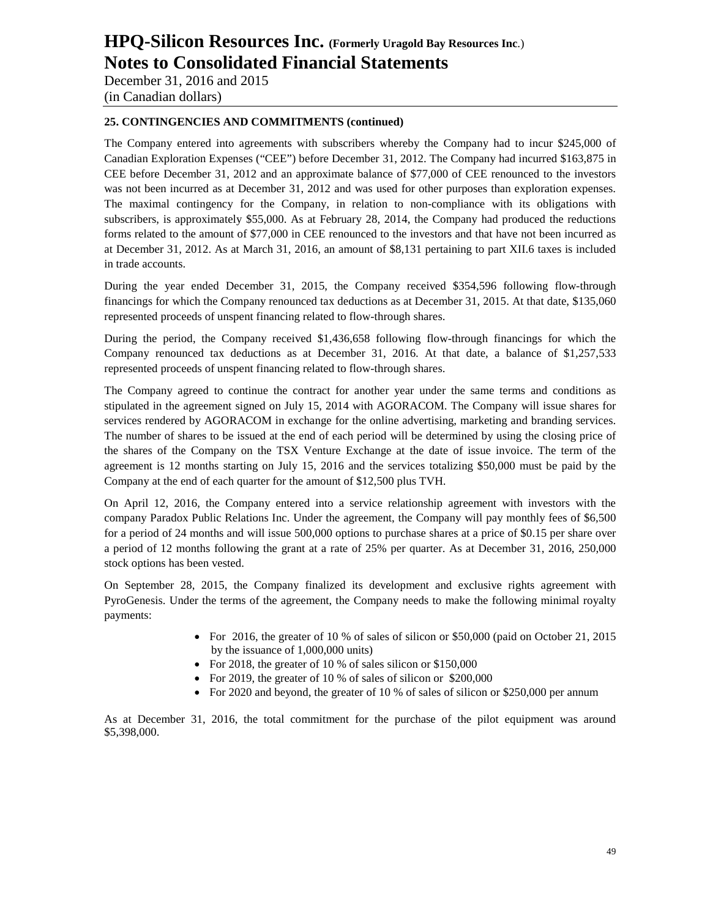## 25. CONTINGENCIES AND COMMITMENTS (continued)

The Company entered into agreements with subscribers whereby the Company had to incur $245,000 of Canadian Exploration Expenses ("CEE") before December 31, 2012. The Company had incurred $163,875 in CEE before December 31, 2012 and an approximate balance of $77,000 of CEE renounced to the investors was not been incurred as at December 31, 2012 and was used for other purposes than exploration expenses. The maximal contingency for the Company, in relation to non-compliance with its obligations with subscribers, is approximately $55,000. As at February 28, 2014, the Company had produced the reductions forms related to the amount of $77,000 in CEE renounced to the investors and that have not been incurred as at December 31, 2012. As at March 31, 2016, an amount of $8,131 pertaining to part XII.6 taxes is included in trade accounts.

During the year ended December 31, 2015, the Company received $354,596 following flow-through financings for which the Company renounced tax deductions as at December 31, 2015. At that date, $135,060 represented proceeds of unspent financing related to flow-through shares.

During the period, the Company received $1,436,658 following flow-through financings for which the Company renounced tax deductions as at December 31, 2016. At that date, a balance of $1,257,533 represented proceeds of unspent financing related to flow-through shares.

The Company agreed to continue the contract for another year under the same terms and conditions as stipulated in the agreement signed on July 15, 2014 with AGORACOM. The Company will issue shares for services rendered by AGORACOM in exchange for the online advertising, marketing and branding services. The number of shares to be issued at the end of each period will be determined by using the closing price of the shares of the Company on the TSX Venture Exchange at the date of issue invoice. The term of the agreement is 12 months starting on July 15, 2016 and the services totalizing $50,000 must be paid by the Company at the end of each quarter for the amount of $12,500 plus TVH.

On April 12, 2016, the Company entered into a service relationship agreement with investors with the company Paradox Public Relations Inc. Under the agreement, the Company will pay monthly fees of $6,500 for a period of 24 months and will issue 500,000 options to purchase shares at a price of $0.15 per share over a period of 12 months following the grant at a rate of 25% per quarter. As at December 31, 2016, 250,000 stock options has been vested.

On September 28, 2015, the Company finalized its development and exclusive rights agreement with PyroGenesis. Under the terms of the agreement, the Company needs to make the following minimal royalty payments:

- For 2016, the greater of 10 % of sales of silicon or $50,000 (paid on October 21, 2015 by the issuance of 1,000,000 units)
- For 2018, the greater of 10 % of sales silicon or $150,000
- For 2019, the greater of 10 % of sales of silicon or $200,000
- For 2020 and beyond, the greater of 10 % of sales of silicon or $250,000 per annum

As at December 31, 2016, the total commitment for the purchase of the pilot equipment was around $5,398,000.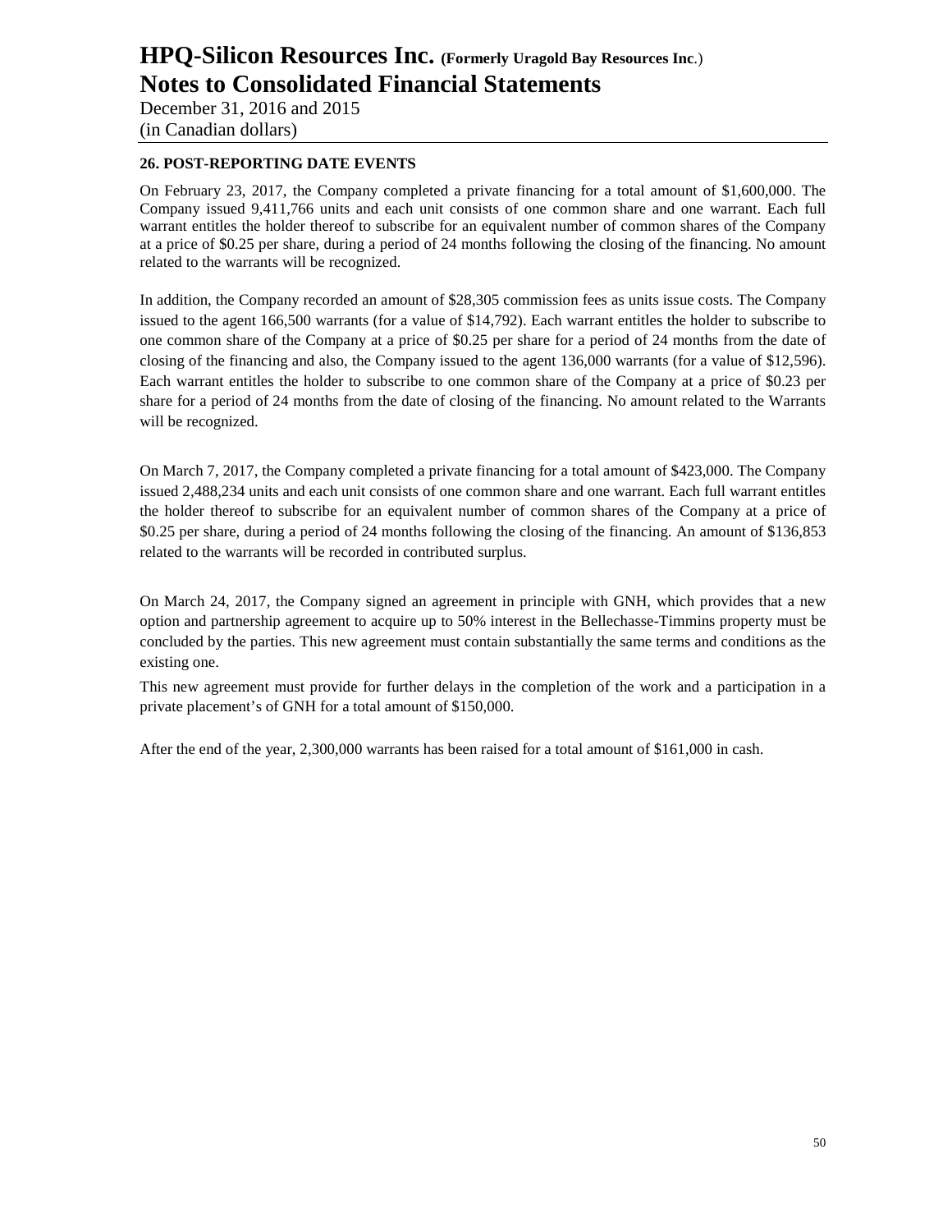## 26. POST-REPORTING DATE EVENTS

On February 23, 2017, the Company completed a private financing for a total amount of $1,600,000. The Company issued 9,411,766 units and each unit consists of one common share and one warrant. Each full warrant entitles the holder thereof to subscribe for an equivalent number of common shares of the Company at a price of $0.25 per share, during a period of 24 months following the closing of the financing. No amount related to the warrants will be recognized.

In addition, the Company recorded an amount of $28,305 commission fees as units issue costs. The Company issued to the agent 166,500 warrants (for a value of $14,792). Each warrant entitles the holder to subscribe to one common share of the Company at a price of $0.25 per share for a period of 24 months from the date of closing of the financing and also, the Company issued to the agent 136,000 warrants (for a value of $12,596). Each warrant entitles the holder to subscribe to one common share of the Company at a price of $0.23 per share for a period of 24 months from the date of closing of the financing. No amount related to the Warrants will be recognized.

On March 7, 2017, the Company completed a private financing for a total amount of $423,000. The Company issued 2,488,234 units and each unit consists of one common share and one warrant. Each full warrant entitles the holder thereof to subscribe for an equivalent number of common shares of the Company at a price of $0.25 per share, during a period of 24 months following the closing of the financing. An amount of $136,853 related to the warrants will be recorded in contributed surplus.

On March 24, 2017, the Company signed an agreement in principle with GNH, which provides that a new option and partnership agreement to acquire up to 50% interest in the Bellechasse-Timmins property must be concluded by the parties. This new agreement must contain substantially the same terms and conditions as the existing one.

This new agreement must provide for further delays in the completion of the work and a participation in a private placement's of GNH for a total amount of $150,000.

After the end of the year, 2,300,000 warrants has been raised for a total amount of $161,000 in cash.